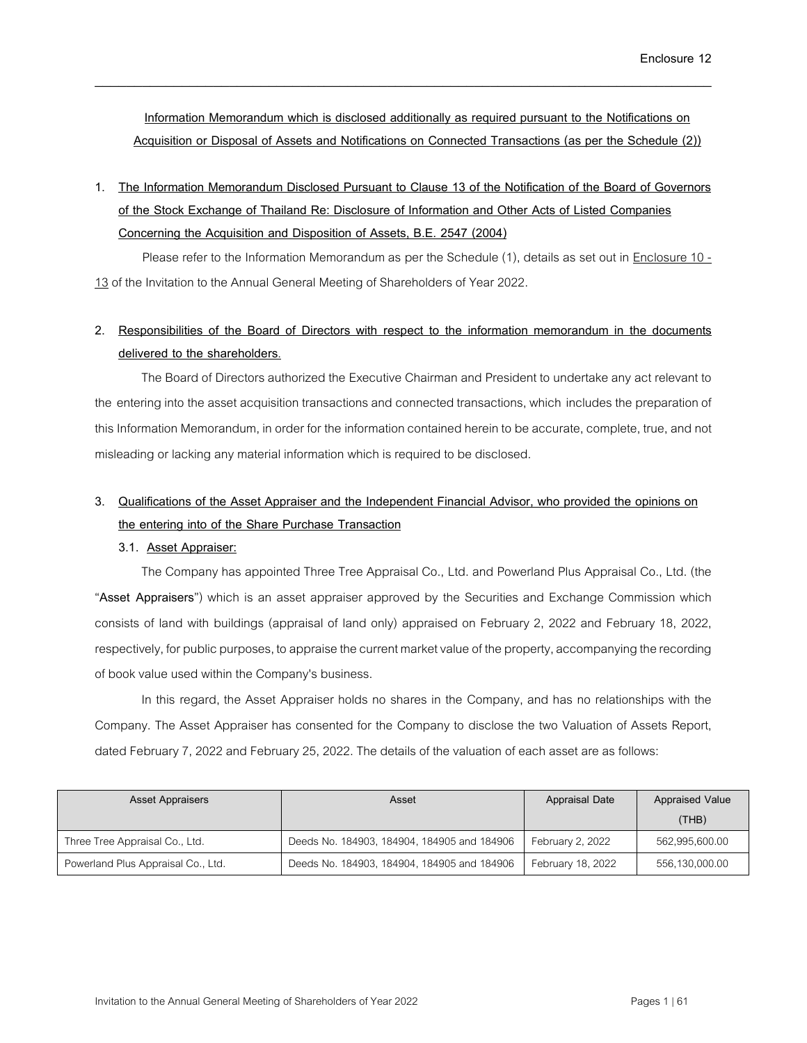Enclosure 12

**Information Memorandum which is disclosed additionally as required pursuant to the Notifications on Acquisition or Disposal of Assets and Notifications on Connected Transactions (as per the Schedule (2))**

## 1. The Information Memorandum Disclosed Pursuant to Clause 13 of the Notification of the Board of Governors of the Stock Exchange of Thailand Re: Disclosure of Information and Other Acts of Listed Companies Concerning the Acquisition and Disposition of Assets, B.E. 2547 (2004)

Please refer to the Information Memorandum as per the Schedule (1), details as set out in Enclosure 10 - 13 of the Invitation to the Annual General Meeting of Shareholders of Year 2022.

## 2. Responsibilities of the Board of Directors with respect to the information memorandum in the documents delivered to the shareholders.

The Board of Directors authorized the Executive Chairman and President to undertake any act relevant to the entering into the asset acquisition transactions and connected transactions, which includes the preparation of this Information Memorandum, in order for the information contained herein to be accurate, complete, true, and not misleading or lacking any material information which is required to be disclosed.

## 3. Qualifications of the Asset Appraiser and the Independent Financial Advisor, who provided the opinions on the entering into of the Share Purchase Transaction

### 3.1. Asset Appraiser:

The Company has appointed Three Tree Appraisal Co., Ltd. and Powerland Plus Appraisal Co., Ltd. (the "**Asset Appraisers**") which is an asset appraiser approved by the Securities and Exchange Commission which consists of land with buildings (appraisal of land only) appraised on February 2, 2022 and February 18, 2022, respectively, for public purposes, to appraise the current market value of the property, accompanying the recording of book value used within the Company's business.

In this regard, the Asset Appraiser holds no shares in the Company, and has no relationships with the Company. The Asset Appraiser has consented for the Company to disclose the two Valuation of Assets Report, dated February 7, 2022 and February 25, 2022. The details of the valuation of each asset are as follows:

| Asset Appraisers | Asset | Appraisal Date | Appraised Value (THB) |
|---|---|---|---|
| Three Tree Appraisal Co., Ltd. | Deeds No. 184903, 184904, 184905 and 184906 | February 2, 2022 | 562,995,600.00 |
| Powerland Plus Appraisal Co., Ltd. | Deeds No. 184903, 184904, 184905 and 184906 | February 18, 2022 | 556,130,000.00 |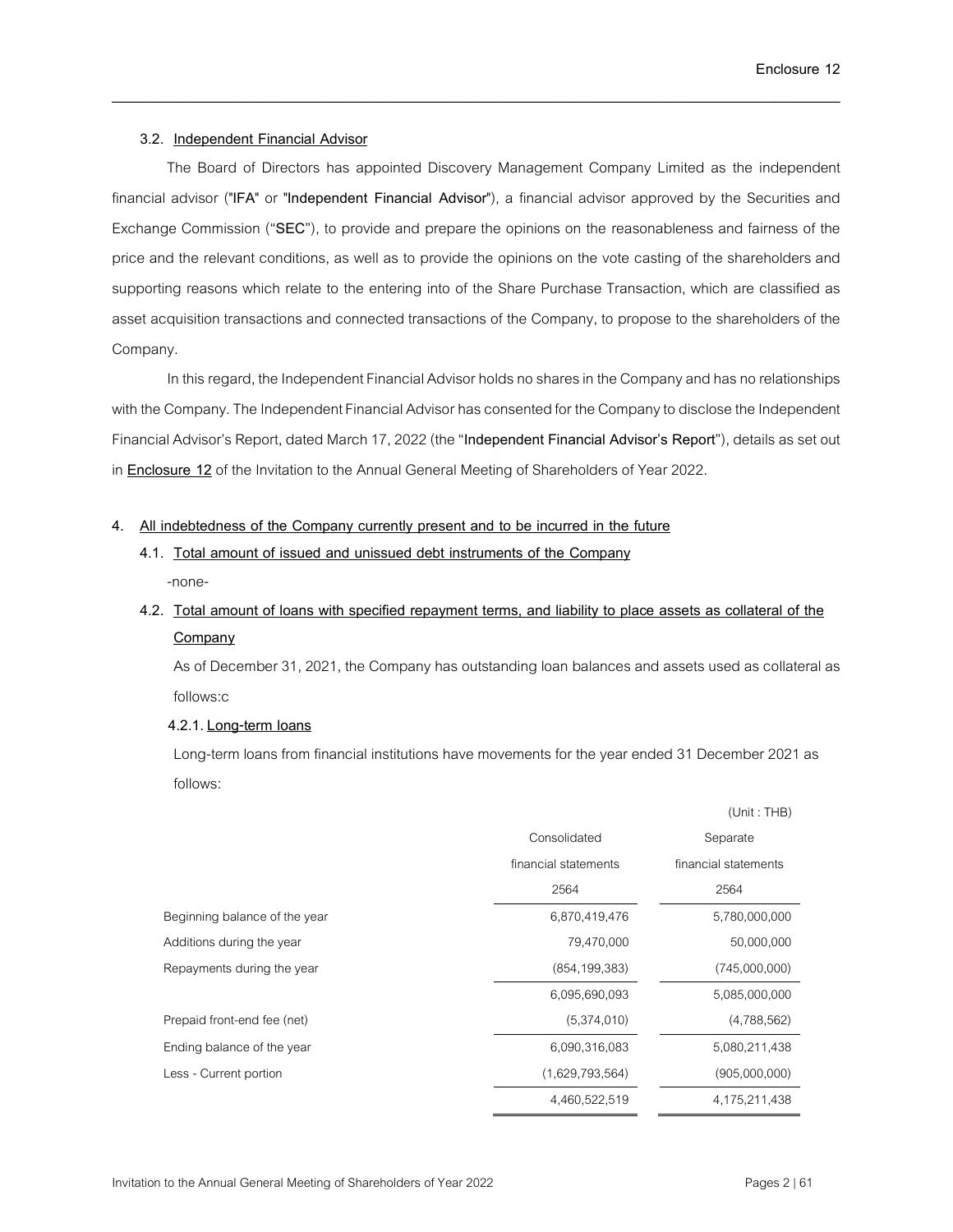### 3.2. Independent Financial Advisor

The Board of Directors has appointed Discovery Management Company Limited as the independent financial advisor ("**IFA**" or "**Independent Financial Advisor**"), a financial advisor approved by the Securities and Exchange Commission ("**SEC**"), to provide and prepare the opinions on the reasonableness and fairness of the price and the relevant conditions, as well as to provide the opinions on the vote casting of the shareholders and supporting reasons which relate to the entering into of the Share Purchase Transaction, which are classified as asset acquisition transactions and connected transactions of the Company, to propose to the shareholders of the Company.

In this regard, the Independent Financial Advisor holds no shares in the Company and has no relationships with the Company. The Independent Financial Advisor has consented for the Company to disclose the Independent Financial Advisor's Report, dated March 17, 2022 (the "**Independent Financial Advisor's Report**"), details as set out in **Enclosure 12** of the Invitation to the Annual General Meeting of Shareholders of Year 2022.

## 4. All indebtedness of the Company currently present and to be incurred in the future

### 4.1. Total amount of issued and unissued debt instruments of the Company

-none-

### 4.2. Total amount of loans with specified repayment terms, and liability to place assets as collateral of the Company

As of December 31, 2021, the Company has outstanding loan balances and assets used as collateral as follows:c

#### 4.2.1. Long-term loans

Long-term loans from financial institutions have movements for the year ended 31 December 2021 as follows:

(Unit : THB)

| | Consolidated financial statements 2564 | Separate financial statements 2564 |
|---|---|---|
| Beginning balance of the year | 6,870,419,476 | 5,780,000,000 |
| Additions during the year | 79,470,000 | 50,000,000 |
| Repayments during the year | (854,199,383) | (745,000,000) |
| | 6,095,690,093 | 5,085,000,000 |
| Prepaid front-end fee (net) | (5,374,010) | (4,788,562) |
| Ending balance of the year | 6,090,316,083 | 5,080,211,438 |
| Less - Current portion | (1,629,793,564) | (905,000,000) |
| | 4,460,522,519 | 4,175,211,438 |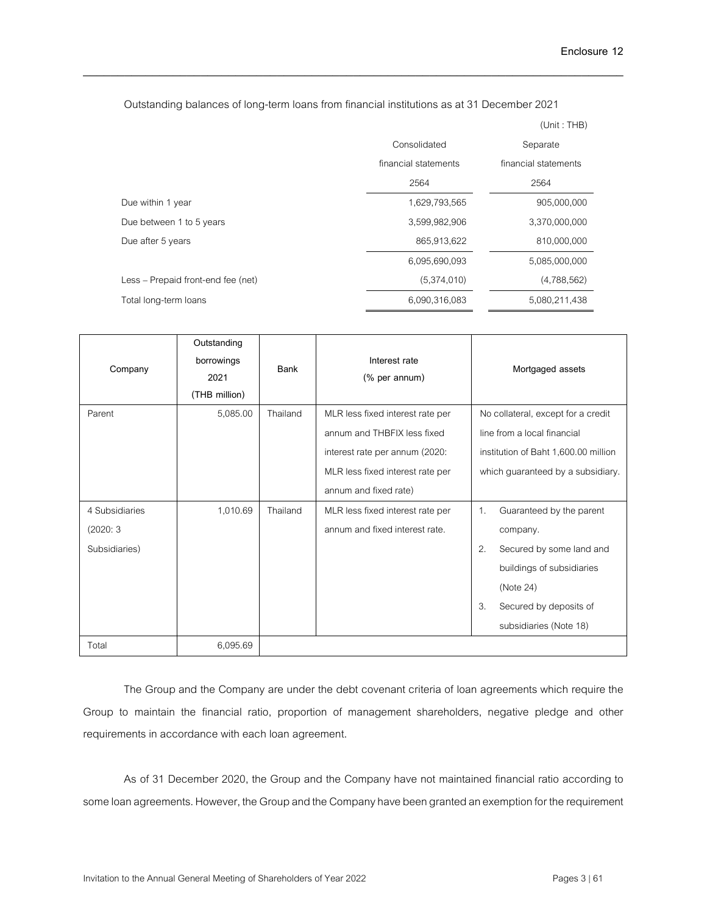Outstanding balances of long-term loans from financial institutions as at 31 December 2021

(Unit : THB)

| | Consolidated financial statements 2564 | Separate financial statements 2564 |
|---|---|---|
| Due within 1 year | 1,629,793,565 | 905,000,000 |
| Due between 1 to 5 years | 3,599,982,906 | 3,370,000,000 |
| Due after 5 years | 865,913,622 | 810,000,000 |
| | 6,095,690,093 | 5,085,000,000 |
| Less – Prepaid front-end fee (net) | (5,374,010) | (4,788,562) |
| Total long-term loans | 6,090,316,083 | 5,080,211,438 |

| Company | Outstanding borrowings 2021 (THB million) | Bank | Interest rate (% per annum) | Mortgaged assets |
|---|---|---|---|---|
| Parent | 5,085.00 | Thailand | MLR less fixed interest rate per annum and THBFIX less fixed interest rate per annum (2020: MLR less fixed interest rate per annum and fixed rate) | No collateral, except for a credit line from a local financial institution of Baht 1,600.00 million which guaranteed by a subsidiary. |
| 4 Subsidiaries (2020: 3 Subsidiaries) | 1,010.69 | Thailand | MLR less fixed interest rate per annum and fixed interest rate. | 1. Guaranteed by the parent company. 2. Secured by some land and buildings of subsidiaries (Note 24) 3. Secured by deposits of subsidiaries (Note 18) |
| Total | 6,095.69 | | | |

The Group and the Company are under the debt covenant criteria of loan agreements which require the Group to maintain the financial ratio, proportion of management shareholders, negative pledge and other requirements in accordance with each loan agreement.

As of 31 December 2020, the Group and the Company have not maintained financial ratio according to some loan agreements. However, the Group and the Company have been granted an exemption for the requirement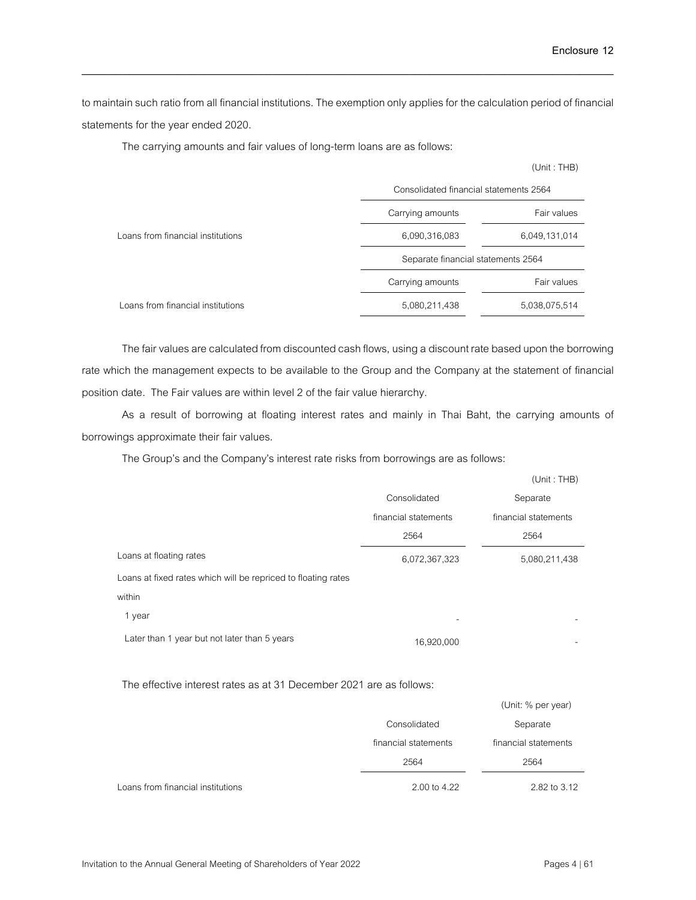to maintain such ratio from all financial institutions. The exemption only applies for the calculation period of financial statements for the year ended 2020.

The carrying amounts and fair values of long-term loans are as follows:

(Unit : THB)

| | Consolidated financial statements 2564 | |
|---|---|---|
| | Carrying amounts | Fair values |
| Loans from financial institutions | 6,090,316,083 | 6,049,131,014 |
| | Separate financial statements 2564 | |
| | Carrying amounts | Fair values |
| Loans from financial institutions | 5,080,211,438 | 5,038,075,514 |

The fair values are calculated from discounted cash flows, using a discount rate based upon the borrowing rate which the management expects to be available to the Group and the Company at the statement of financial position date. The Fair values are within level 2 of the fair value hierarchy.

As a result of borrowing at floating interest rates and mainly in Thai Baht, the carrying amounts of borrowings approximate their fair values.

The Group's and the Company's interest rate risks from borrowings are as follows:

(Unit : THB)

| | Consolidated financial statements 2564 | Separate financial statements 2564 |
|---|---|---|
| Loans at floating rates | 6,072,367,323 | 5,080,211,438 |
| Loans at fixed rates which will be repriced to floating rates within | | |
| 1 year | - | - |
| Later than 1 year but not later than 5 years | 16,920,000 | - |

The effective interest rates as at 31 December 2021 are as follows:

(Unit: % per year)

| | Consolidated financial statements 2564 | Separate financial statements 2564 |
|---|---|---|
| Loans from financial institutions | 2.00 to 4.22 | 2.82 to 3.12 |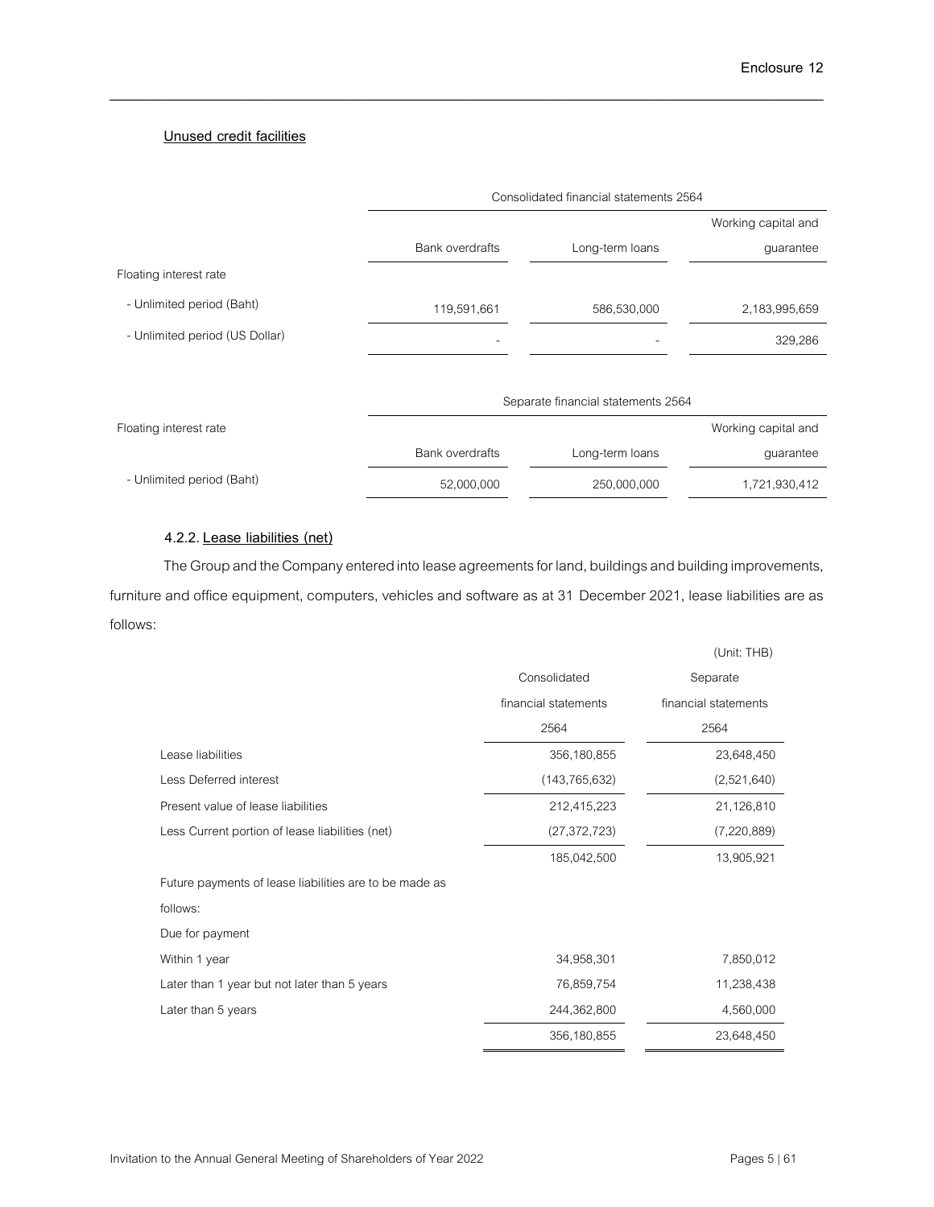**Unused credit facilities**

| | Consolidated financial statements 2564 | | |
|---|---|---|---|
| | Bank overdrafts | Long-term loans | Working capital and guarantee |
| Floating interest rate | | | |
| - Unlimited period (Baht) | 119,591,661 | 586,530,000 | 2,183,995,659 |
| - Unlimited period (US Dollar) | - | - | 329,286 |

| | Separate financial statements 2564 | | |
|---|---|---|---|
| Floating interest rate | Bank overdrafts | Long-term loans | Working capital and guarantee |
| - Unlimited period (Baht) | 52,000,000 | 250,000,000 | 1,721,930,412 |

#### 4.2.2. Lease liabilities (net)

The Group and the Company entered into lease agreements for land, buildings and building improvements, furniture and office equipment, computers, vehicles and software as at 31 December 2021, lease liabilities are as follows:

(Unit: THB)

| | Consolidated financial statements 2564 | Separate financial statements 2564 |
|---|---|---|
| Lease liabilities | 356,180,855 | 23,648,450 |
| Less Deferred interest | (143,765,632) | (2,521,640) |
| Present value of lease liabilities | 212,415,223 | 21,126,810 |
| Less Current portion of lease liabilities (net) | (27,372,723) | (7,220,889) |
| | 185,042,500 | 13,905,921 |
| Future payments of lease liabilities are to be made as follows: | | |
| Due for payment | | |
| Within 1 year | 34,958,301 | 7,850,012 |
| Later than 1 year but not later than 5 years | 76,859,754 | 11,238,438 |
| Later than 5 years | 244,362,800 | 4,560,000 |
| | 356,180,855 | 23,648,450 |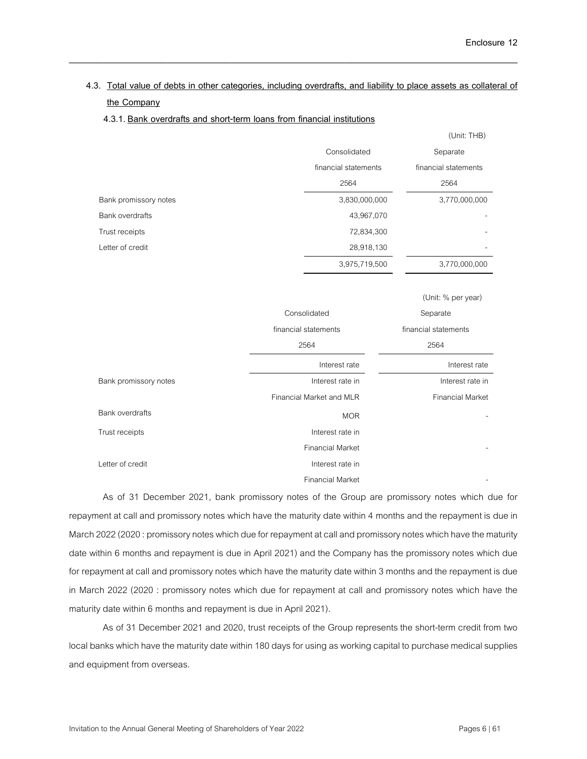## 4.3. Total value of debts in other categories, including overdrafts, and liability to place assets as collateral of the Company

### 4.3.1. Bank overdrafts and short-term loans from financial institutions

(Unit: THB)

| | Consolidated financial statements | Separate financial statements |
|---|---|---|
| | 2564 | 2564 |
| Bank promissory notes | 3,830,000,000 | 3,770,000,000 |
| Bank overdrafts | 43,967,070 | - |
| Trust receipts | 72,834,300 | - |
| Letter of credit | 28,918,130 | - |
| | 3,975,719,500 | 3,770,000,000 |

(Unit: % per year)

| | Consolidated financial statements | Separate financial statements |
|---|---|---|
| | 2564 | 2564 |
| | Interest rate | Interest rate |
| Bank promissory notes | Interest rate in Financial Market and MLR | Interest rate in Financial Market |
| Bank overdrafts | MOR | - |
| Trust receipts | Interest rate in Financial Market | - |
| Letter of credit | Interest rate in Financial Market | - |

As of 31 December 2021, bank promissory notes of the Group are promissory notes which due for repayment at call and promissory notes which have the maturity date within 4 months and the repayment is due in March 2022 (2020 : promissory notes which due for repayment at call and promissory notes which have the maturity date within 6 months and repayment is due in April 2021) and the Company has the promissory notes which due for repayment at call and promissory notes which have the maturity date within 3 months and the repayment is due in March 2022 (2020 : promissory notes which due for repayment at call and promissory notes which have the maturity date within 6 months and repayment is due in April 2021).

As of 31 December 2021 and 2020, trust receipts of the Group represents the short-term credit from two local banks which have the maturity date within 180 days for using as working capital to purchase medical supplies and equipment from overseas.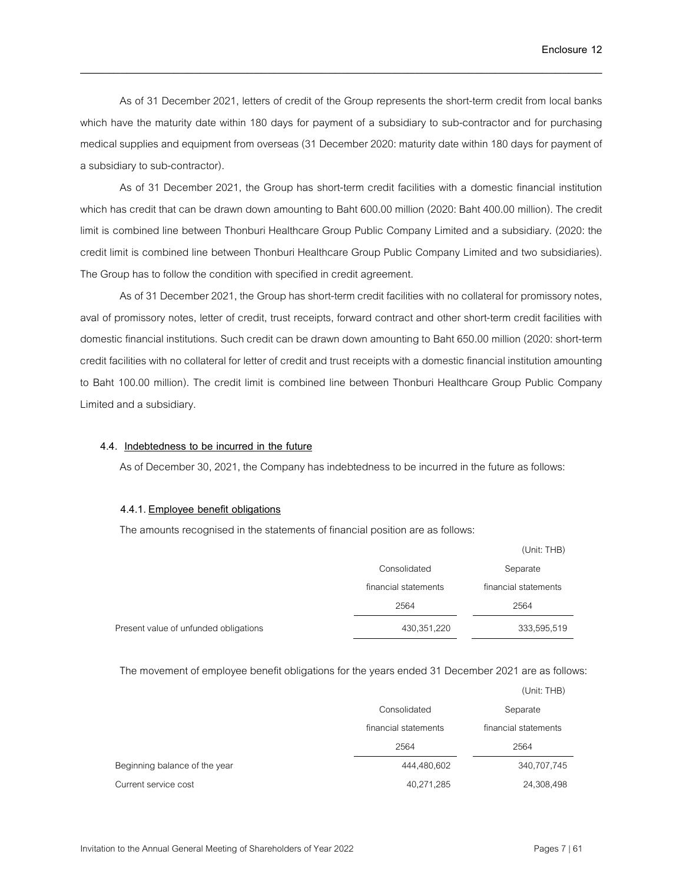As of 31 December 2021, letters of credit of the Group represents the short-term credit from local banks which have the maturity date within 180 days for payment of a subsidiary to sub-contractor and for purchasing medical supplies and equipment from overseas (31 December 2020: maturity date within 180 days for payment of a subsidiary to sub-contractor).

As of 31 December 2021, the Group has short-term credit facilities with a domestic financial institution which has credit that can be drawn down amounting to Baht 600.00 million (2020: Baht 400.00 million). The credit limit is combined line between Thonburi Healthcare Group Public Company Limited and a subsidiary. (2020: the credit limit is combined line between Thonburi Healthcare Group Public Company Limited and two subsidiaries). The Group has to follow the condition with specified in credit agreement.

As of 31 December 2021, the Group has short-term credit facilities with no collateral for promissory notes, aval of promissory notes, letter of credit, trust receipts, forward contract and other short-term credit facilities with domestic financial institutions. Such credit can be drawn down amounting to Baht 650.00 million (2020: short-term credit facilities with no collateral for letter of credit and trust receipts with a domestic financial institution amounting to Baht 100.00 million). The credit limit is combined line between Thonburi Healthcare Group Public Company Limited and a subsidiary.

### 4.4. Indebtedness to be incurred in the future

As of December 30, 2021, the Company has indebtedness to be incurred in the future as follows:

#### 4.4.1. Employee benefit obligations

The amounts recognised in the statements of financial position are as follows:

(Unit: THB)

| | Consolidated financial statements | Separate financial statements |
|---|---|---|
| | 2564 | 2564 |
| Present value of unfunded obligations | 430,351,220 | 333,595,519 |

The movement of employee benefit obligations for the years ended 31 December 2021 are as follows:

(Unit: THB)

| | Consolidated financial statements | Separate financial statements |
|---|---|---|
| | 2564 | 2564 |
| Beginning balance of the year | 444,480,602 | 340,707,745 |
| Current service cost | 40,271,285 | 24,308,498 |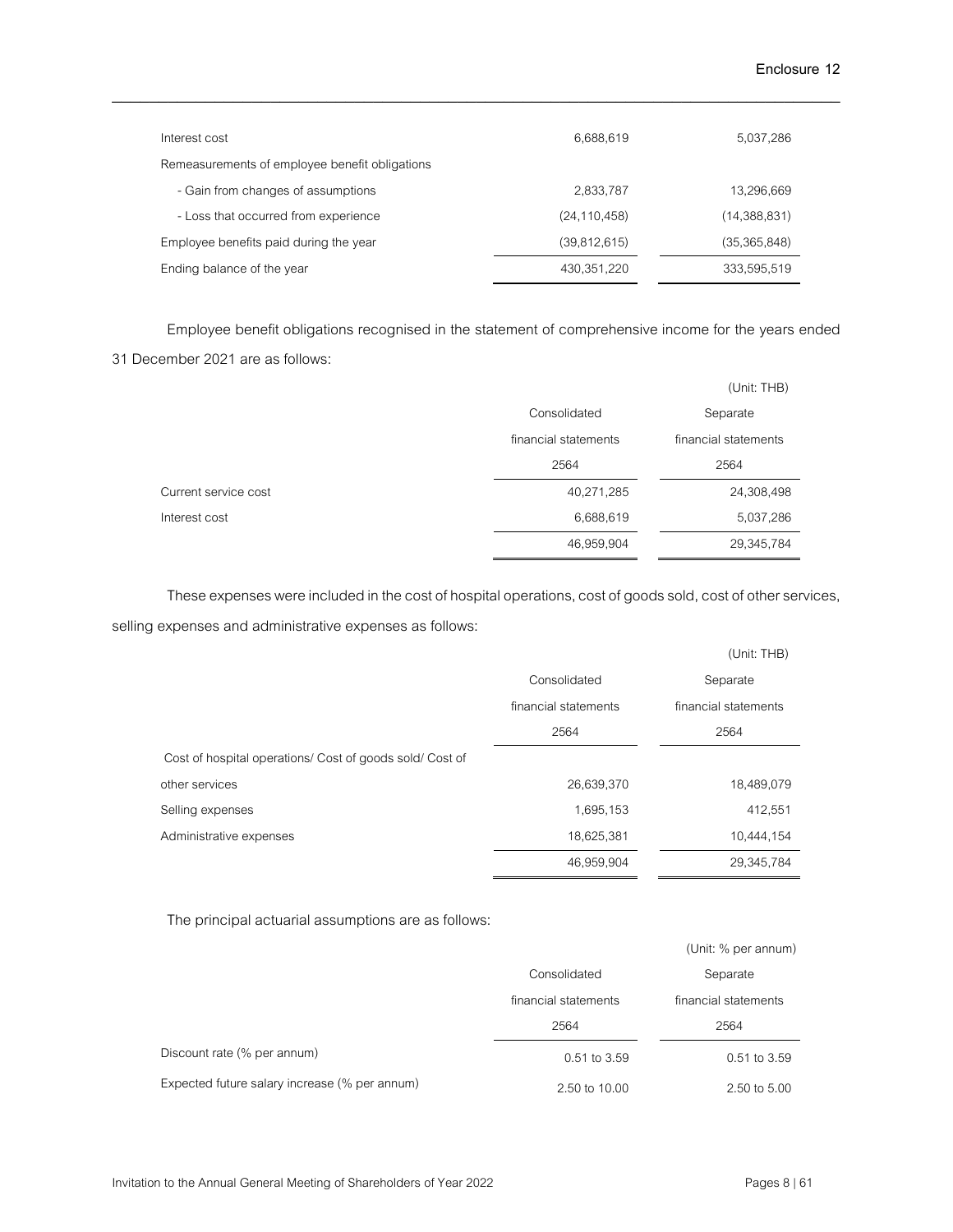| | | |
|---|---|---|
| Interest cost | 6,688,619 | 5,037,286 |
| Remeasurements of employee benefit obligations | | |
| - Gain from changes of assumptions | 2,833,787 | 13,296,669 |
| - Loss that occurred from experience | (24,110,458) | (14,388,831) |
| Employee benefits paid during the year | (39,812,615) | (35,365,848) |
| Ending balance of the year | 430,351,220 | 333,595,519 |

Employee benefit obligations recognised in the statement of comprehensive income for the years ended 31 December 2021 are as follows:

(Unit: THB)

| | Consolidated financial statements 2564 | Separate financial statements 2564 |
|---|---|---|
| Current service cost | 40,271,285 | 24,308,498 |
| Interest cost | 6,688,619 | 5,037,286 |
| | 46,959,904 | 29,345,784 |

These expenses were included in the cost of hospital operations, cost of goods sold, cost of other services, selling expenses and administrative expenses as follows:

(Unit: THB)

| | Consolidated financial statements 2564 | Separate financial statements 2564 |
|---|---|---|
| Cost of hospital operations/ Cost of goods sold/ Cost of other services | 26,639,370 | 18,489,079 |
| Selling expenses | 1,695,153 | 412,551 |
| Administrative expenses | 18,625,381 | 10,444,154 |
| | 46,959,904 | 29,345,784 |

The principal actuarial assumptions are as follows:

(Unit: % per annum)

| | Consolidated financial statements 2564 | Separate financial statements 2564 |
|---|---|---|
| Discount rate (% per annum) | 0.51 to 3.59 | 0.51 to 3.59 |
| Expected future salary increase (% per annum) | 2.50 to 10.00 | 2.50 to 5.00 |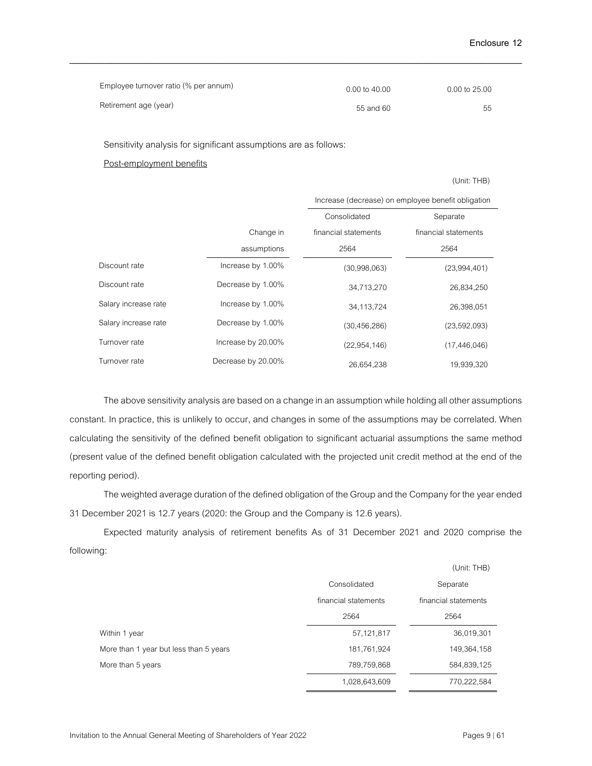| | | |
|---|---|---|
| Employee turnover ratio (% per annum) | 0.00 to 40.00 | 0.00 to 25.00 |
| Retirement age (year) | 55 and 60 | 55 |

Sensitivity analysis for significant assumptions are as follows:

Post-employment benefits

(Unit: THB)

| | | Increase (decrease) on employee benefit obligation | |
|---|---|---|---|
| | Change in | Consolidated financial statements | Separate financial statements |
| | assumptions | 2564 | 2564 |
| Discount rate | Increase by 1.00% | (30,998,063) | (23,994,401) |
| Discount rate | Decrease by 1.00% | 34,713,270 | 26,834,250 |
| Salary increase rate | Increase by 1.00% | 34,113,724 | 26,398,051 |
| Salary increase rate | Decrease by 1.00% | (30,456,286) | (23,592,093) |
| Turnover rate | Increase by 20.00% | (22,954,146) | (17,446,046) |
| Turnover rate | Decrease by 20.00% | 26,654,238 | 19,939,320 |

The above sensitivity analysis are based on a change in an assumption while holding all other assumptions constant. In practice, this is unlikely to occur, and changes in some of the assumptions may be correlated. When calculating the sensitivity of the defined benefit obligation to significant actuarial assumptions the same method (present value of the defined benefit obligation calculated with the projected unit credit method at the end of the reporting period).

The weighted average duration of the defined obligation of the Group and the Company for the year ended 31 December 2021 is 12.7 years (2020: the Group and the Company is 12.6 years).

Expected maturity analysis of retirement benefits As of 31 December 2021 and 2020 comprise the following:

(Unit: THB)

| | Consolidated financial statements | Separate financial statements |
|---|---|---|
| | 2564 | 2564 |
| Within 1 year | 57,121,817 | 36,019,301 |
| More than 1 year but less than 5 years | 181,761,924 | 149,364,158 |
| More than 5 years | 789,759,868 | 584,839,125 |
| | 1,028,643,609 | 770,222,584 |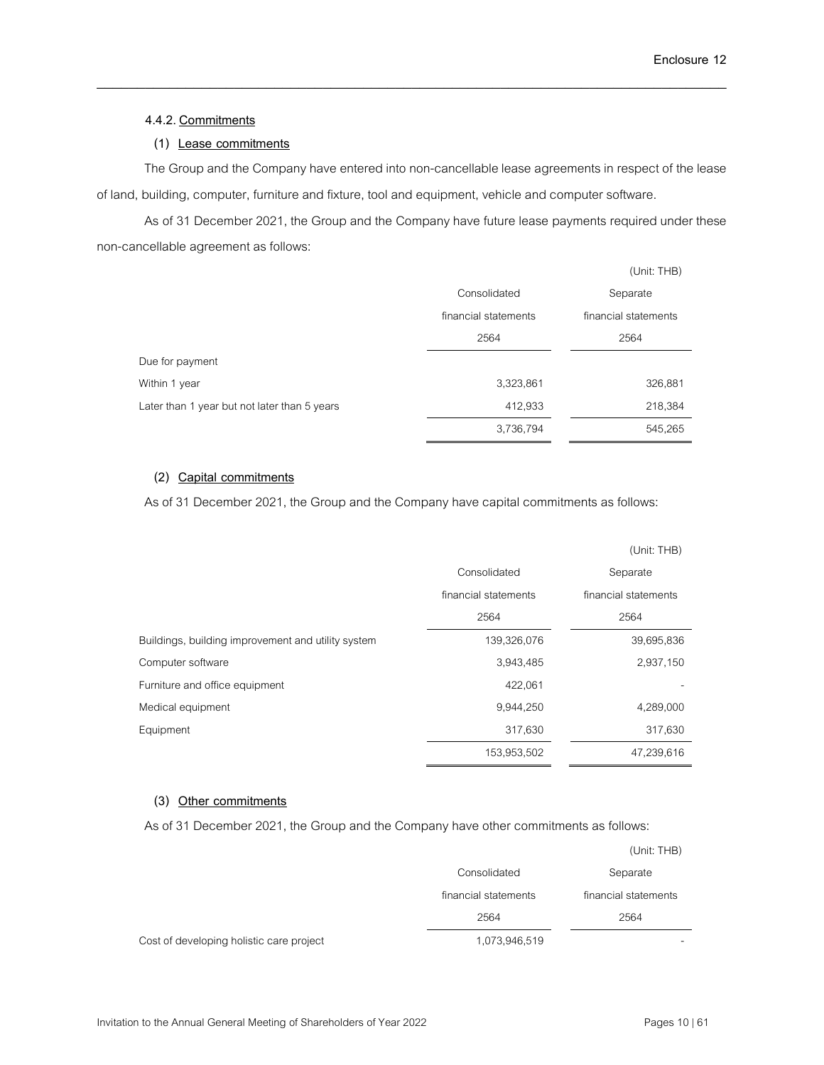#### 4.4.2. Commitments

**(1) Lease commitments**

The Group and the Company have entered into non-cancellable lease agreements in respect of the lease of land, building, computer, furniture and fixture, tool and equipment, vehicle and computer software.

As of 31 December 2021, the Group and the Company have future lease payments required under these non-cancellable agreement as follows:

(Unit: THB)

| | Consolidated financial statements 2564 | Separate financial statements 2564 |
|---|---|---|
| Due for payment | | |
| Within 1 year | 3,323,861 | 326,881 |
| Later than 1 year but not later than 5 years | 412,933 | 218,384 |
| | 3,736,794 | 545,265 |

**(2) Capital commitments**

As of 31 December 2021, the Group and the Company have capital commitments as follows:

(Unit: THB)

| | Consolidated financial statements 2564 | Separate financial statements 2564 |
|---|---|---|
| Buildings, building improvement and utility system | 139,326,076 | 39,695,836 |
| Computer software | 3,943,485 | 2,937,150 |
| Furniture and office equipment | 422,061 | - |
| Medical equipment | 9,944,250 | 4,289,000 |
| Equipment | 317,630 | 317,630 |
| | 153,953,502 | 47,239,616 |

**(3) Other commitments**

As of 31 December 2021, the Group and the Company have other commitments as follows:

(Unit: THB)

| | Consolidated financial statements 2564 | Separate financial statements 2564 |
|---|---|---|
| Cost of developing holistic care project | 1,073,946,519 | - |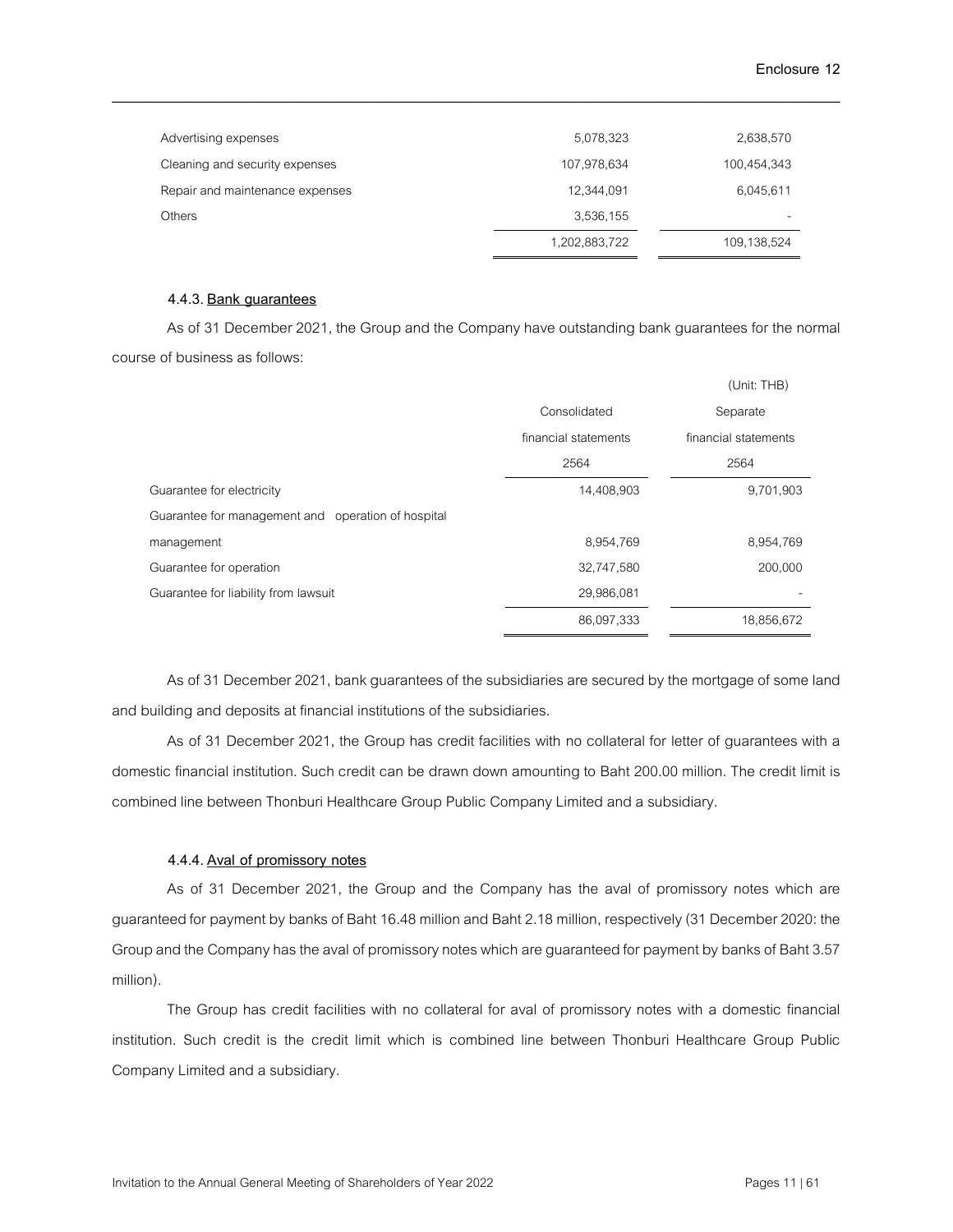| | | |
|---|---|---|
| Advertising expenses | 5,078,323 | 2,638,570 |
| Cleaning and security expenses | 107,978,634 | 100,454,343 |
| Repair and maintenance expenses | 12,344,091 | 6,045,611 |
| Others | 3,536,155 | - |
| | 1,202,883,722 | 109,138,524 |

#### 4.4.3. Bank guarantees

As of 31 December 2021, the Group and the Company have outstanding bank guarantees for the normal course of business as follows:

(Unit: THB)

| | Consolidated financial statements | Separate financial statements |
|---|---|---|
| | 2564 | 2564 |
| Guarantee for electricity | 14,408,903 | 9,701,903 |
| Guarantee for management and operation of hospital management | 8,954,769 | 8,954,769 |
| Guarantee for operation | 32,747,580 | 200,000 |
| Guarantee for liability from lawsuit | 29,986,081 | - |
| | 86,097,333 | 18,856,672 |

As of 31 December 2021, bank guarantees of the subsidiaries are secured by the mortgage of some land and building and deposits at financial institutions of the subsidiaries.

As of 31 December 2021, the Group has credit facilities with no collateral for letter of guarantees with a domestic financial institution. Such credit can be drawn down amounting to Baht 200.00 million. The credit limit is combined line between Thonburi Healthcare Group Public Company Limited and a subsidiary.

#### 4.4.4. Aval of promissory notes

As of 31 December 2021, the Group and the Company has the aval of promissory notes which are guaranteed for payment by banks of Baht 16.48 million and Baht 2.18 million, respectively (31 December 2020: the Group and the Company has the aval of promissory notes which are guaranteed for payment by banks of Baht 3.57 million).

The Group has credit facilities with no collateral for aval of promissory notes with a domestic financial institution. Such credit is the credit limit which is combined line between Thonburi Healthcare Group Public Company Limited and a subsidiary.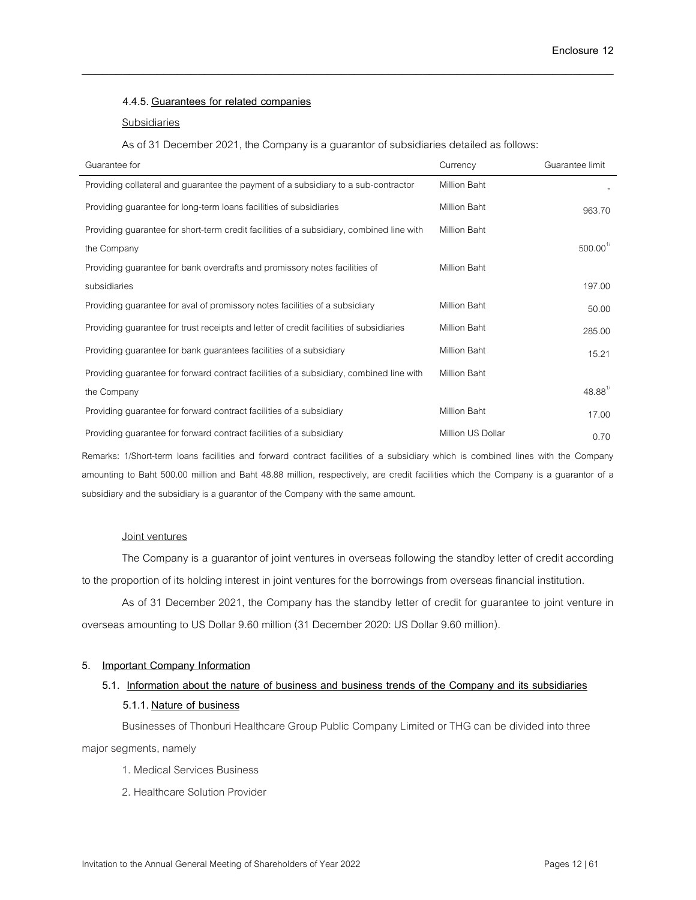#### 4.4.5. Guarantees for related companies

Subsidiaries

As of 31 December 2021, the Company is a guarantor of subsidiaries detailed as follows:

| Guarantee for | Currency | Guarantee limit |
|---|---|---|
| Providing collateral and guarantee the payment of a subsidiary to a sub-contractor | Million Baht | - |
| Providing guarantee for long-term loans facilities of subsidiaries | Million Baht | 963.70 |
| Providing guarantee for short-term credit facilities of a subsidiary, combined line with the Company | Million Baht | 500.00[1/] |
| Providing guarantee for bank overdrafts and promissory notes facilities of subsidiaries | Million Baht | 197.00 |
| Providing guarantee for aval of promissory notes facilities of a subsidiary | Million Baht | 50.00 |
| Providing guarantee for trust receipts and letter of credit facilities of subsidiaries | Million Baht | 285.00 |
| Providing guarantee for bank guarantees facilities of a subsidiary | Million Baht | 15.21 |
| Providing guarantee for forward contract facilities of a subsidiary, combined line with the Company | Million Baht | 48.88[1/] |
| Providing guarantee for forward contract facilities of a subsidiary | Million Baht | 17.00 |
| Providing guarantee for forward contract facilities of a subsidiary | Million US Dollar | 0.70 |

Remarks: 1/Short-term loans facilities and forward contract facilities of a subsidiary which is combined lines with the Company amounting to Baht 500.00 million and Baht 48.88 million, respectively, are credit facilities which the Company is a guarantor of a subsidiary and the subsidiary is a guarantor of the Company with the same amount.

Joint ventures

The Company is a guarantor of joint ventures in overseas following the standby letter of credit according to the proportion of its holding interest in joint ventures for the borrowings from overseas financial institution.

As of 31 December 2021, the Company has the standby letter of credit for guarantee to joint venture in overseas amounting to US Dollar 9.60 million (31 December 2020: US Dollar 9.60 million).

## 5. Important Company Information

### 5.1. Information about the nature of business and business trends of the Company and its subsidiaries

#### 5.1.1. Nature of business

Businesses of Thonburi Healthcare Group Public Company Limited or THG can be divided into three major segments, namely

1. Medical Services Business
2. Healthcare Solution Provider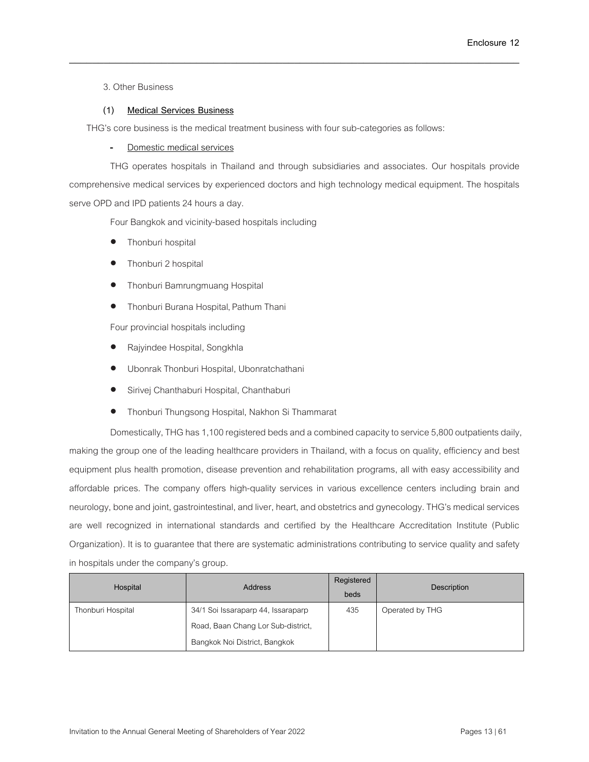3. Other Business

**(1) Medical Services Business**

THG's core business is the medical treatment business with four sub-categories as follows:

- Domestic medical services

THG operates hospitals in Thailand and through subsidiaries and associates. Our hospitals provide comprehensive medical services by experienced doctors and high technology medical equipment. The hospitals serve OPD and IPD patients 24 hours a day.

Four Bangkok and vicinity-based hospitals including

- Thonburi hospital
- Thonburi 2 hospital
- Thonburi Bamrungmuang Hospital
- Thonburi Burana Hospital, Pathum Thani

Four provincial hospitals including

- Rajyindee Hospital, Songkhla
- Ubonrak Thonburi Hospital, Ubonratchathani
- Sirivej Chanthaburi Hospital, Chanthaburi
- Thonburi Thungsong Hospital, Nakhon Si Thammarat

Domestically, THG has 1,100 registered beds and a combined capacity to service 5,800 outpatients daily, making the group one of the leading healthcare providers in Thailand, with a focus on quality, efficiency and best equipment plus health promotion, disease prevention and rehabilitation programs, all with easy accessibility and affordable prices. The company offers high-quality services in various excellence centers including brain and neurology, bone and joint, gastrointestinal, and liver, heart, and obstetrics and gynecology. THG's medical services are well recognized in international standards and certified by the Healthcare Accreditation Institute (Public Organization). It is to guarantee that there are systematic administrations contributing to service quality and safety in hospitals under the company's group.

| Hospital | Address | Registered beds | Description |
|---|---|---|---|
| Thonburi Hospital | 34/1 Soi Issaraparp 44, Issaraparp Road, Baan Chang Lor Sub-district, Bangkok Noi District, Bangkok | 435 | Operated by THG |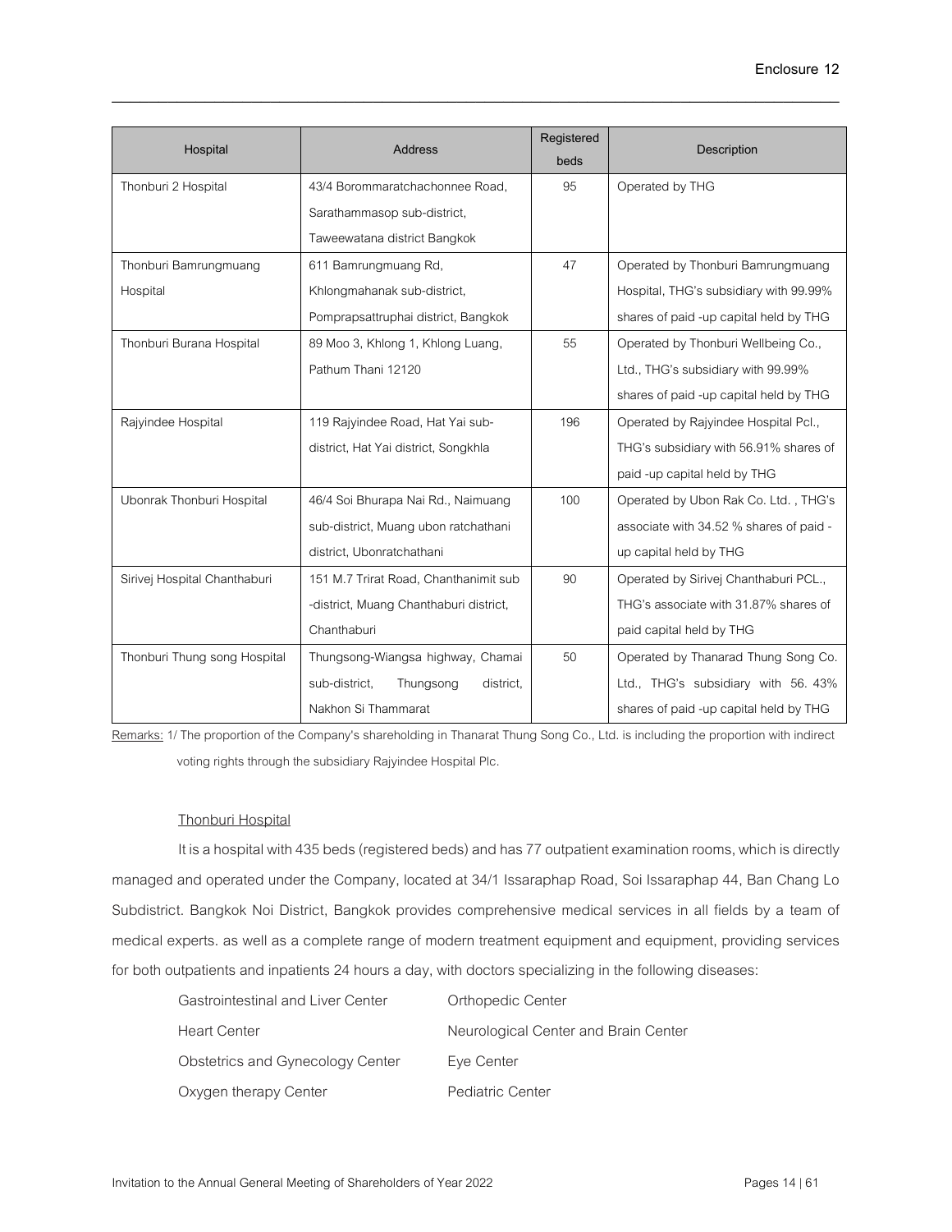| Hospital | Address | Registered beds | Description |
|---|---|---|---|
| Thonburi 2 Hospital | 43/4 Borommaratchachonnee Road, Sarathammasop sub-district, Taweewatana district Bangkok | 95 | Operated by THG |
| Thonburi Bamrungmuang Hospital | 611 Bamrungmuang Rd, Khlongmahanak sub-district, Pomprapsattruphai district, Bangkok | 47 | Operated by Thonburi Bamrungmuang Hospital, THG's subsidiary with 99.99% shares of paid -up capital held by THG |
| Thonburi Burana Hospital | 89 Moo 3, Khlong 1, Khlong Luang, Pathum Thani 12120 | 55 | Operated by Thonburi Wellbeing Co., Ltd., THG's subsidiary with 99.99% shares of paid -up capital held by THG |
| Rajyindee Hospital | 119 Rajyindee Road, Hat Yai sub-district, Hat Yai district, Songkhla | 196 | Operated by Rajyindee Hospital Pcl., THG's subsidiary with 56.91% shares of paid -up capital held by THG |
| Ubonrak Thonburi Hospital | 46/4 Soi Bhurapa Nai Rd., Naimuang sub-district, Muang ubon ratchathani district, Ubonratchathani | 100 | Operated by Ubon Rak Co. Ltd. , THG's associate with 34.52 % shares of paid -up capital held by THG |
| Sirivej Hospital Chanthaburi | 151 M.7 Trirat Road, Chanthanimit sub -district, Muang Chanthaburi district, Chanthaburi | 90 | Operated by Sirivej Chanthaburi PCL., THG's associate with 31.87% shares of paid capital held by THG |
| Thonburi Thung song Hospital | Thungsong-Wiangsa highway, Chamai sub-district, Thungsong district, Nakhon Si Thammarat | 50 | Operated by Thanarad Thung Song Co. Ltd., THG's subsidiary with 56. 43% shares of paid -up capital held by THG |

Remarks: 1/ The proportion of the Company's shareholding in Thanarat Thung Song Co., Ltd. is including the proportion with indirect voting rights through the subsidiary Rajyindee Hospital Plc.

Thonburi Hospital

It is a hospital with 435 beds (registered beds) and has 77 outpatient examination rooms, which is directly managed and operated under the Company, located at 34/1 Issaraphap Road, Soi Issaraphap 44, Ban Chang Lo Subdistrict. Bangkok Noi District, Bangkok provides comprehensive medical services in all fields by a team of medical experts. as well as a complete range of modern treatment equipment and equipment, providing services for both outpatients and inpatients 24 hours a day, with doctors specializing in the following diseases:

- Gastrointestinal and Liver Center
- Orthopedic Center
- Heart Center
- Neurological Center and Brain Center
- Obstetrics and Gynecology Center
- Eye Center
- Oxygen therapy Center
- Pediatric Center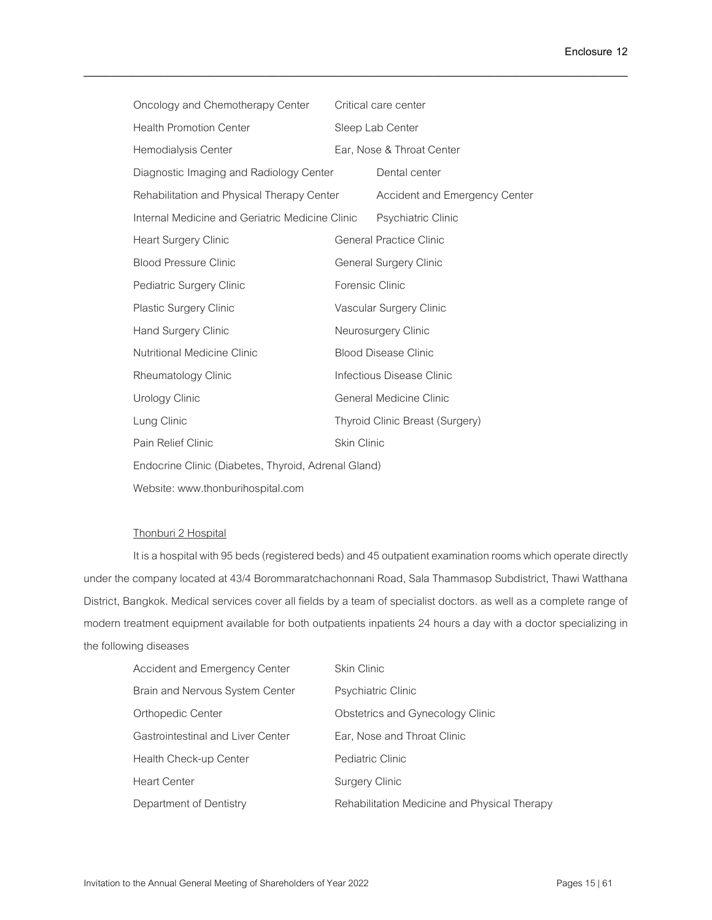| | |
|---|---|
| Oncology and Chemotherapy Center | Critical care center |
| Health Promotion Center | Sleep Lab Center |
| Hemodialysis Center | Ear, Nose & Throat Center |
| Diagnostic Imaging and Radiology Center | Dental center |
| Rehabilitation and Physical Therapy Center | Accident and Emergency Center |
| Internal Medicine and Geriatric Medicine Clinic | Psychiatric Clinic |
| Heart Surgery Clinic | General Practice Clinic |
| Blood Pressure Clinic | General Surgery Clinic |
| Pediatric Surgery Clinic | Forensic Clinic |
| Plastic Surgery Clinic | Vascular Surgery Clinic |
| Hand Surgery Clinic | Neurosurgery Clinic |
| Nutritional Medicine Clinic | Blood Disease Clinic |
| Rheumatology Clinic | Infectious Disease Clinic |
| Urology Clinic | General Medicine Clinic |
| Lung Clinic | Thyroid Clinic Breast (Surgery) |
| Pain Relief Clinic | Skin Clinic |

Endocrine Clinic (Diabetes, Thyroid, Adrenal Gland)

Website: www.thonburihospital.com

<u>Thonburi 2 Hospital</u>

It is a hospital with 95 beds (registered beds) and 45 outpatient examination rooms which operate directly under the company located at 43/4 Borommaratchachonnani Road, Sala Thammasop Subdistrict, Thawi Watthana District, Bangkok. Medical services cover all fields by a team of specialist doctors. as well as a complete range of modern treatment equipment available for both outpatients inpatients 24 hours a day with a doctor specializing in the following diseases

| | |
|---|---|
| Accident and Emergency Center | Skin Clinic |
| Brain and Nervous System Center | Psychiatric Clinic |
| Orthopedic Center | Obstetrics and Gynecology Clinic |
| Gastrointestinal and Liver Center | Ear, Nose and Throat Clinic |
| Health Check-up Center | Pediatric Clinic |
| Heart Center | Surgery Clinic |
| Department of Dentistry | Rehabilitation Medicine and Physical Therapy |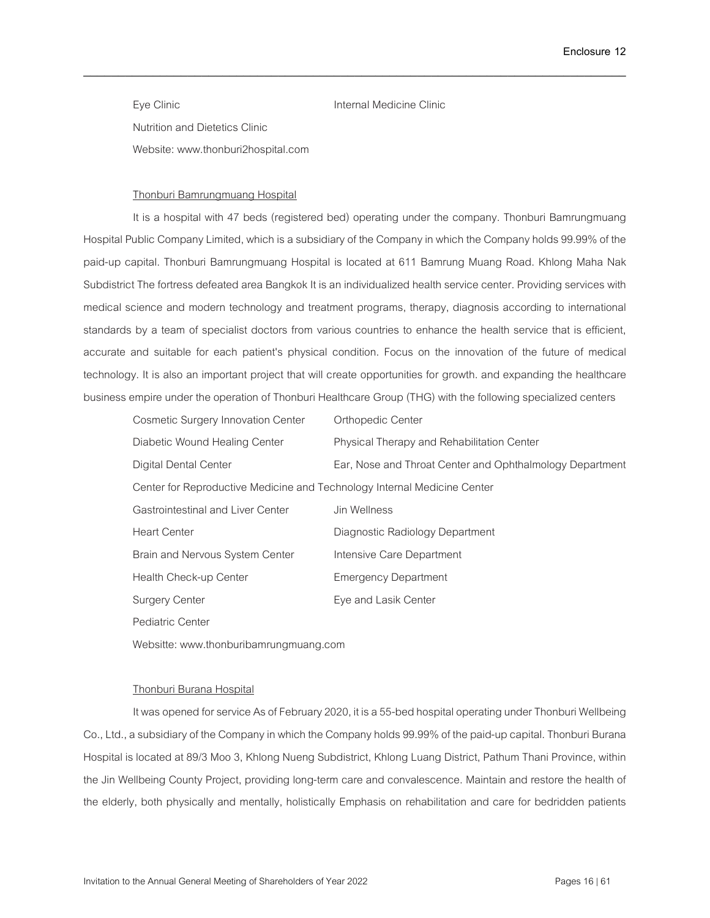Eye Clinic

Internal Medicine Clinic

Nutrition and Dietetics Clinic

Website: www.thonburi2hospital.com

Thonburi Bamrungmuang Hospital

It is a hospital with 47 beds (registered bed) operating under the company. Thonburi Bamrungmuang Hospital Public Company Limited, which is a subsidiary of the Company in which the Company holds 99.99% of the paid-up capital. Thonburi Bamrungmuang Hospital is located at 611 Bamrung Muang Road. Khlong Maha Nak Subdistrict The fortress defeated area Bangkok It is an individualized health service center. Providing services with medical science and modern technology and treatment programs, therapy, diagnosis according to international standards by a team of specialist doctors from various countries to enhance the health service that is efficient, accurate and suitable for each patient's physical condition. Focus on the innovation of the future of medical technology. It is also an important project that will create opportunities for growth. and expanding the healthcare business empire under the operation of Thonburi Healthcare Group (THG) with the following specialized centers

Cosmetic Surgery Innovation Center

Orthopedic Center

Diabetic Wound Healing Center

Physical Therapy and Rehabilitation Center

Digital Dental Center

Ear, Nose and Throat Center and Ophthalmology Department

Center for Reproductive Medicine and Technology

Internal Medicine Center

Gastrointestinal and Liver Center

Jin Wellness

Heart Center

Diagnostic Radiology Department

Brain and Nervous System Center

Intensive Care Department

Health Check-up Center

Emergency Department

Surgery Center

Eye and Lasik Center

Pediatric Center

Websitte: www.thonburibamrungmuang.com

Thonburi Burana Hospital

It was opened for service As of February 2020, it is a 55-bed hospital operating under Thonburi Wellbeing Co., Ltd., a subsidiary of the Company in which the Company holds 99.99% of the paid-up capital. Thonburi Burana Hospital is located at 89/3 Moo 3, Khlong Nueng Subdistrict, Khlong Luang District, Pathum Thani Province, within the Jin Wellbeing County Project, providing long-term care and convalescence. Maintain and restore the health of the elderly, both physically and mentally, holistically Emphasis on rehabilitation and care for bedridden patients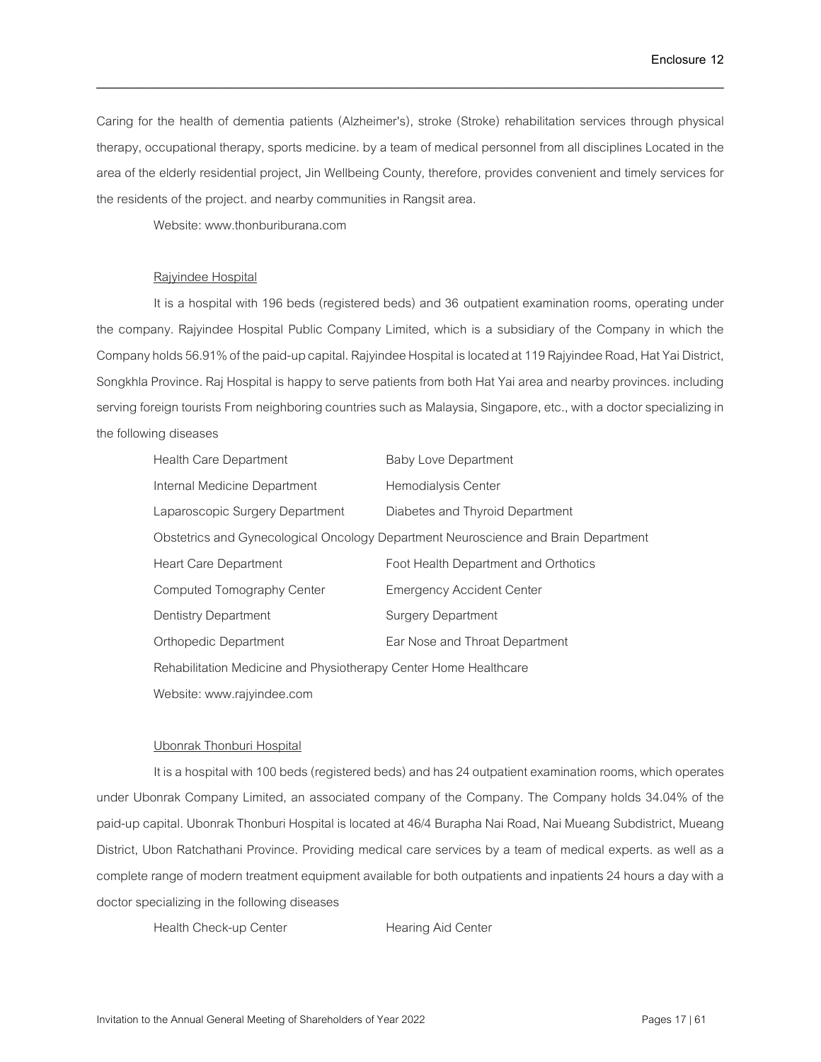Caring for the health of dementia patients (Alzheimer's), stroke (Stroke) rehabilitation services through physical therapy, occupational therapy, sports medicine. by a team of medical personnel from all disciplines Located in the area of the elderly residential project, Jin Wellbeing County, therefore, provides convenient and timely services for the residents of the project. and nearby communities in Rangsit area.

Website: www.thonburiburana.com

<u>Rajyindee Hospital</u>

It is a hospital with 196 beds (registered beds) and 36 outpatient examination rooms, operating under the company. Rajyindee Hospital Public Company Limited, which is a subsidiary of the Company in which the Company holds 56.91% of the paid-up capital. Rajyindee Hospital is located at 119 Rajyindee Road, Hat Yai District, Songkhla Province. Raj Hospital is happy to serve patients from both Hat Yai area and nearby provinces. including serving foreign tourists From neighboring countries such as Malaysia, Singapore, etc., with a doctor specializing in the following diseases

| | |
|---|---|
| Health Care Department | Baby Love Department |
| Internal Medicine Department | Hemodialysis Center |
| Laparoscopic Surgery Department | Diabetes and Thyroid Department |
| Obstetrics and Gynecological Oncology Department | Neuroscience and Brain Department |
| Heart Care Department | Foot Health Department and Orthotics |
| Computed Tomography Center | Emergency Accident Center |
| Dentistry Department | Surgery Department |
| Orthopedic Department | Ear Nose and Throat Department |
| Rehabilitation Medicine and Physiotherapy Center | Home Healthcare |

Website: www.rajyindee.com

<u>Ubonrak Thonburi Hospital</u>

It is a hospital with 100 beds (registered beds) and has 24 outpatient examination rooms, which operates under Ubonrak Company Limited, an associated company of the Company. The Company holds 34.04% of the paid-up capital. Ubonrak Thonburi Hospital is located at 46/4 Burapha Nai Road, Nai Mueang Subdistrict, Mueang District, Ubon Ratchathani Province. Providing medical care services by a team of medical experts. as well as a complete range of modern treatment equipment available for both outpatients and inpatients 24 hours a day with a doctor specializing in the following diseases

| | |
|---|---|
| Health Check-up Center | Hearing Aid Center |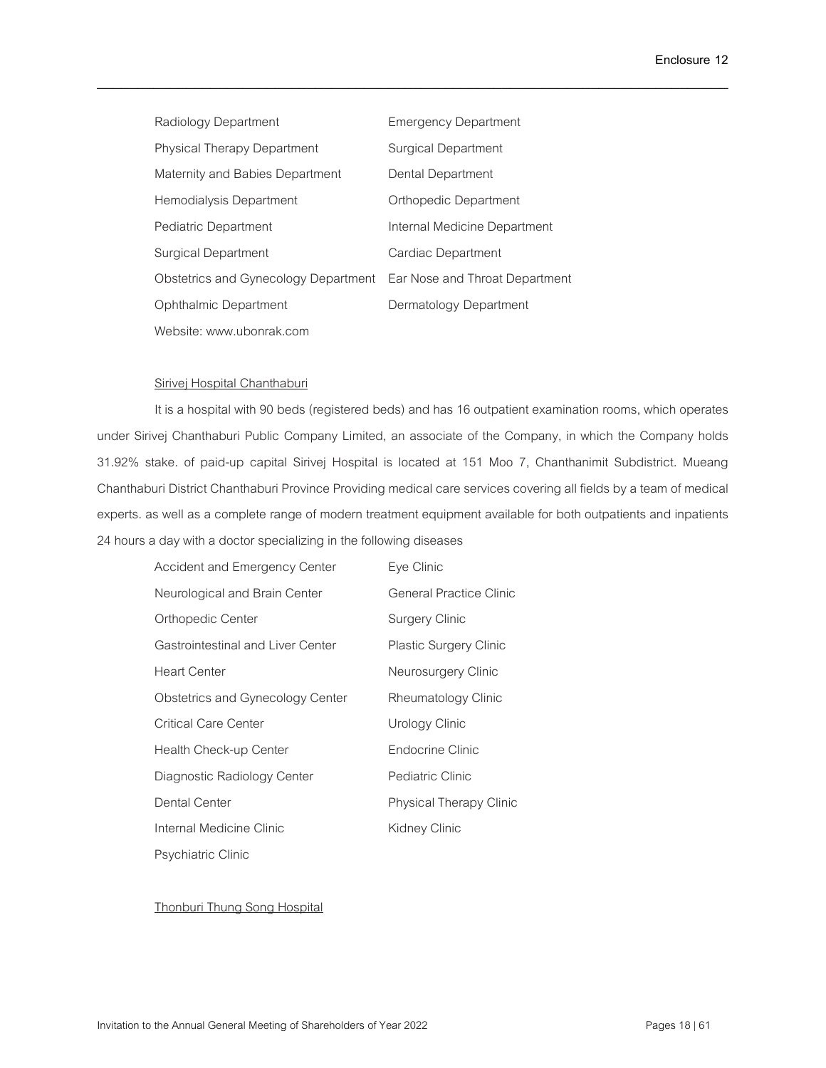Radiology Department

Physical Therapy Department

Maternity and Babies Department

Hemodialysis Department

Pediatric Department

Surgical Department

Obstetrics and Gynecology Department

Ophthalmic Department

Emergency Department

Surgical Department

Dental Department

Orthopedic Department

Internal Medicine Department

Cardiac Department

Ear Nose and Throat Department

Dermatology Department

Website: www.ubonrak.com

<u>Sirivej Hospital Chanthaburi</u>

It is a hospital with 90 beds (registered beds) and has 16 outpatient examination rooms, which operates under Sirivej Chanthaburi Public Company Limited, an associate of the Company, in which the Company holds 31.92% stake. of paid-up capital Sirivej Hospital is located at 151 Moo 7, Chanthanimit Subdistrict. Mueang Chanthaburi District Chanthaburi Province Providing medical care services covering all fields by a team of medical experts. as well as a complete range of modern treatment equipment available for both outpatients and inpatients 24 hours a day with a doctor specializing in the following diseases

Accident and Emergency Center

Neurological and Brain Center

Orthopedic Center

Gastrointestinal and Liver Center

Heart Center

Obstetrics and Gynecology Center

Critical Care Center

Health Check-up Center

Diagnostic Radiology Center

Dental Center

Internal Medicine Clinic

Psychiatric Clinic

Eye Clinic

General Practice Clinic

Surgery Clinic

Plastic Surgery Clinic

Neurosurgery Clinic

Rheumatology Clinic

Urology Clinic

Endocrine Clinic

Pediatric Clinic

Physical Therapy Clinic

Kidney Clinic

<u>Thonburi Thung Song Hospital</u>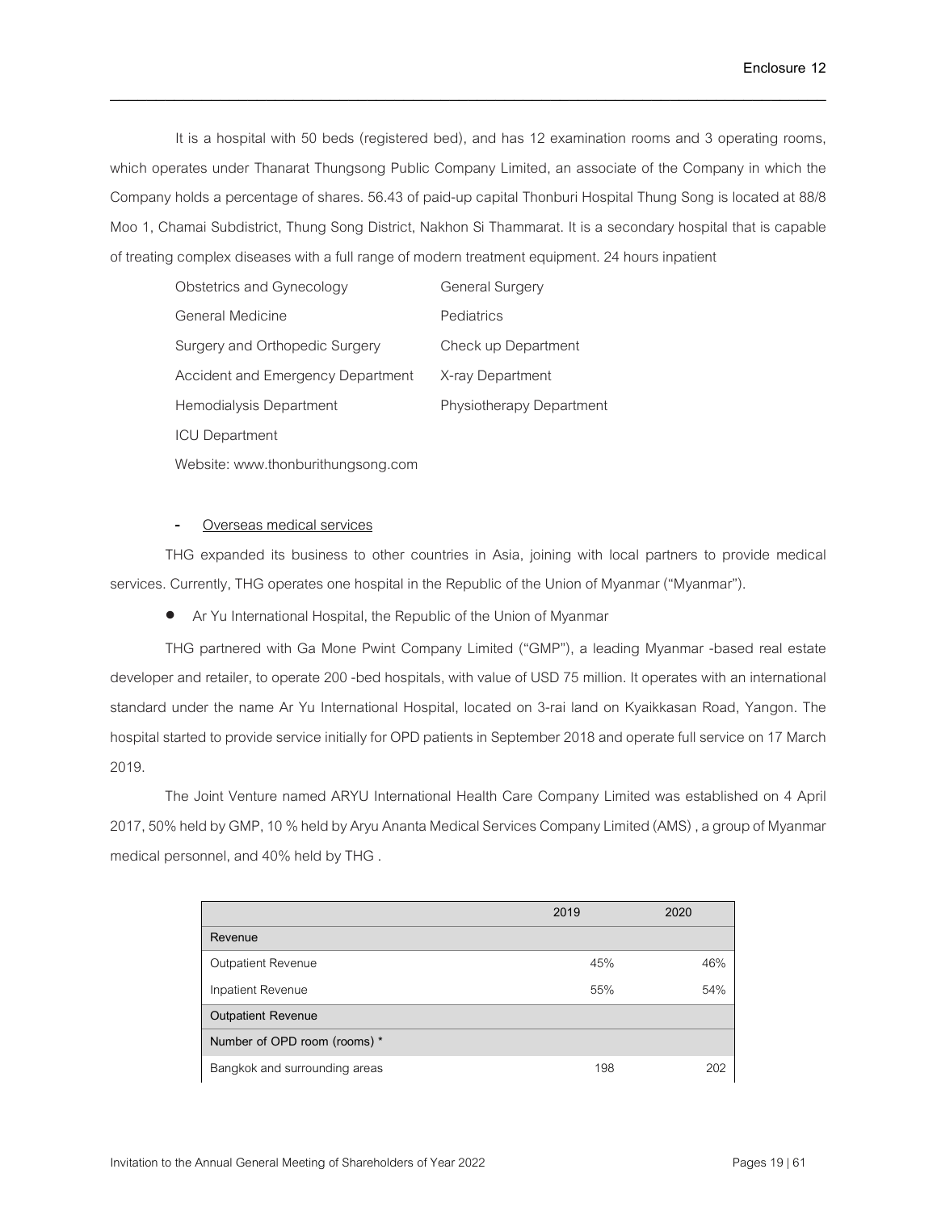It is a hospital with 50 beds (registered bed), and has 12 examination rooms and 3 operating rooms, which operates under Thanarat Thungsong Public Company Limited, an associate of the Company in which the Company holds a percentage of shares. 56.43 of paid-up capital Thonburi Hospital Thung Song is located at 88/8 Moo 1, Chamai Subdistrict, Thung Song District, Nakhon Si Thammarat. It is a secondary hospital that is capable of treating complex diseases with a full range of modern treatment equipment. 24 hours inpatient

| | |
|---|---|
| Obstetrics and Gynecology | General Surgery |
| General Medicine | Pediatrics |
| Surgery and Orthopedic Surgery | Check up Department |
| Accident and Emergency Department | X-ray Department |
| Hemodialysis Department | Physiotherapy Department |
| ICU Department | |

Website: www.thonburithungsong.com

- Overseas medical services

THG expanded its business to other countries in Asia, joining with local partners to provide medical services. Currently, THG operates one hospital in the Republic of the Union of Myanmar ("Myanmar").

- Ar Yu International Hospital, the Republic of the Union of Myanmar

THG partnered with Ga Mone Pwint Company Limited ("GMP"), a leading Myanmar -based real estate developer and retailer, to operate 200 -bed hospitals, with value of USD 75 million. It operates with an international standard under the name Ar Yu International Hospital, located on 3-rai land on Kyaikkasan Road, Yangon. The hospital started to provide service initially for OPD patients in September 2018 and operate full service on 17 March 2019.

The Joint Venture named ARYU International Health Care Company Limited was established on 4 April 2017, 50% held by GMP, 10 % held by Aryu Ananta Medical Services Company Limited (AMS) , a group of Myanmar medical personnel, and 40% held by THG .

| | 2019 | 2020 |
|---|---|---|
| **Revenue** | | |
| Outpatient Revenue | 45% | 46% |
| Inpatient Revenue | 55% | 54% |
| **Outpatient Revenue** | | |
| **Number of OPD room (rooms) *** | | |
| Bangkok and surrounding areas | 198 | 202 |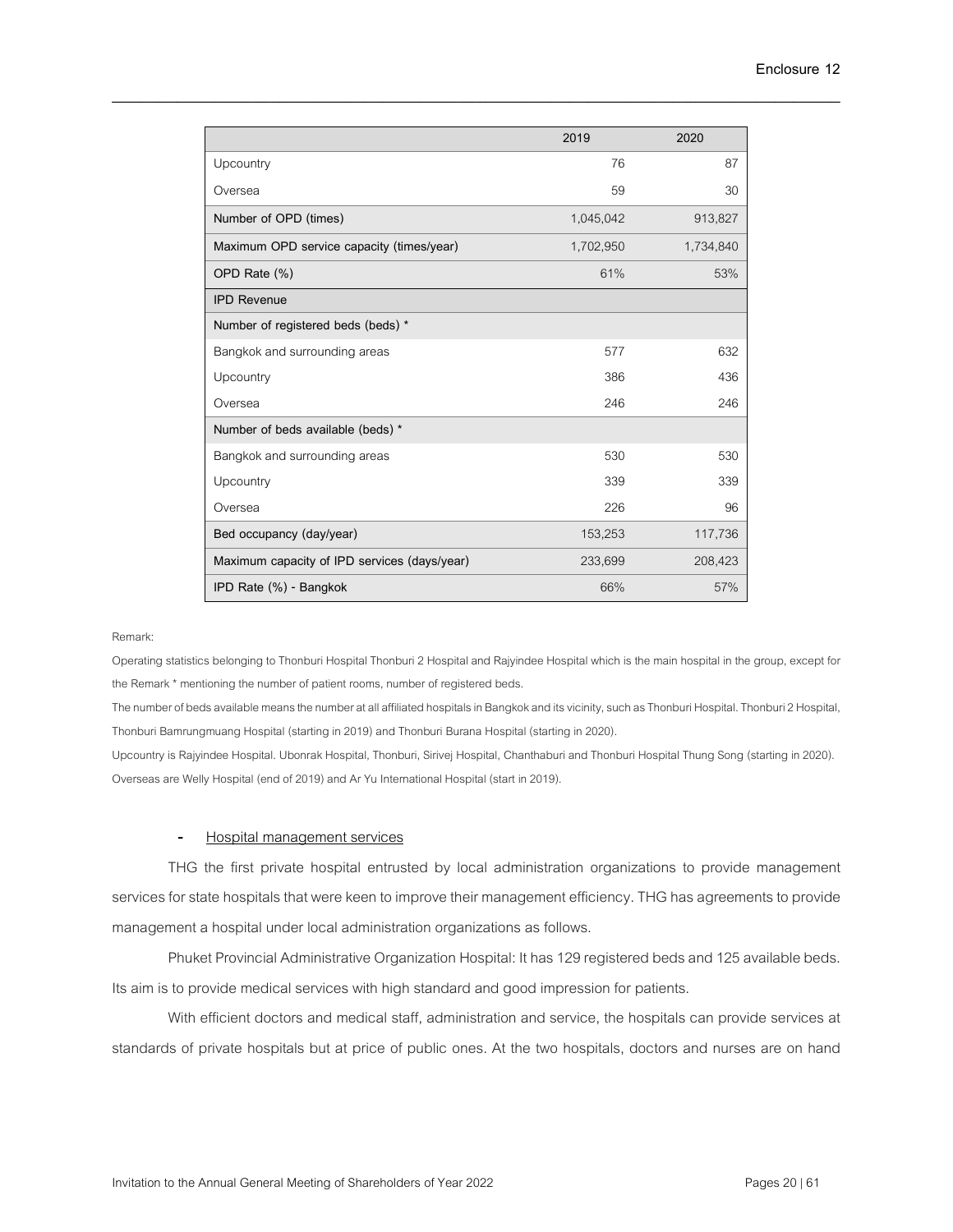| | 2019 | 2020 |
|---|---|---|
| Upcountry | 76 | 87 |
| Oversea | 59 | 30 |
| Number of OPD (times) | 1,045,042 | 913,827 |
| Maximum OPD service capacity (times/year) | 1,702,950 | 1,734,840 |
| OPD Rate (%) | 61% | 53% |
| IPD Revenue | | |
| Number of registered beds (beds) * | | |
| Bangkok and surrounding areas | 577 | 632 |
| Upcountry | 386 | 436 |
| Oversea | 246 | 246 |
| Number of beds available (beds) * | | |
| Bangkok and surrounding areas | 530 | 530 |
| Upcountry | 339 | 339 |
| Oversea | 226 | 96 |
| Bed occupancy (day/year) | 153,253 | 117,736 |
| Maximum capacity of IPD services (days/year) | 233,699 | 208,423 |
| IPD Rate (%) - Bangkok | 66% | 57% |

Remark:

Operating statistics belonging to Thonburi Hospital Thonburi 2 Hospital and Rajyindee Hospital which is the main hospital in the group, except for the Remark * mentioning the number of patient rooms, number of registered beds.

The number of beds available means the number at all affiliated hospitals in Bangkok and its vicinity, such as Thonburi Hospital. Thonburi 2 Hospital, Thonburi Bamrungmuang Hospital (starting in 2019) and Thonburi Burana Hospital (starting in 2020).

Upcountry is Rajyindee Hospital. Ubonrak Hospital, Thonburi, Sirivej Hospital, Chanthaburi and Thonburi Hospital Thung Song (starting in 2020).

Overseas are Welly Hospital (end of 2019) and Ar Yu International Hospital (start in 2019).

- Hospital management services

THG the first private hospital entrusted by local administration organizations to provide management services for state hospitals that were keen to improve their management efficiency. THG has agreements to provide management a hospital under local administration organizations as follows.

Phuket Provincial Administrative Organization Hospital: It has 129 registered beds and 125 available beds. Its aim is to provide medical services with high standard and good impression for patients.

With efficient doctors and medical staff, administration and service, the hospitals can provide services at standards of private hospitals but at price of public ones. At the two hospitals, doctors and nurses are on hand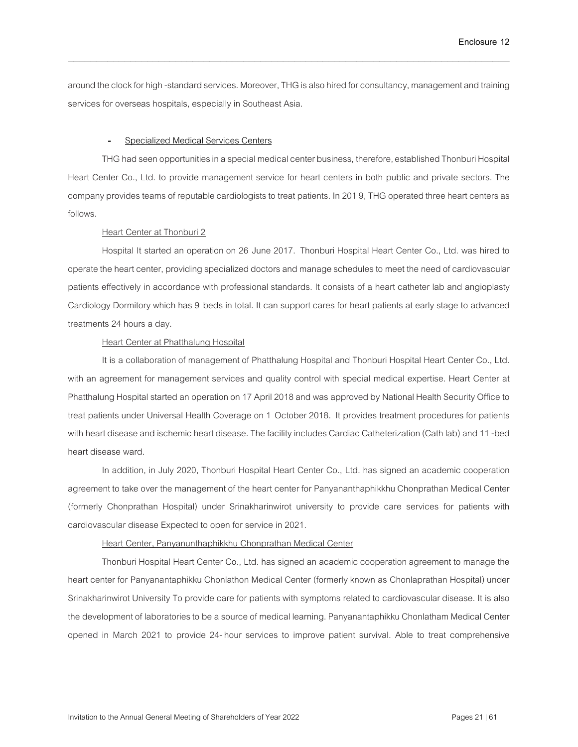around the clock for high -standard services. Moreover, THG is also hired for consultancy, management and training services for overseas hospitals, especially in Southeast Asia.

- Specialized Medical Services Centers

THG had seen opportunities in a special medical center business, therefore, established Thonburi Hospital Heart Center Co., Ltd. to provide management service for heart centers in both public and private sectors. The company provides teams of reputable cardiologists to treat patients. In 201 9, THG operated three heart centers as follows.

Heart Center at Thonburi 2

Hospital It started an operation on 26 June 2017. Thonburi Hospital Heart Center Co., Ltd. was hired to operate the heart center, providing specialized doctors and manage schedules to meet the need of cardiovascular patients effectively in accordance with professional standards. It consists of a heart catheter lab and angioplasty Cardiology Dormitory which has 9 beds in total. It can support cares for heart patients at early stage to advanced treatments 24 hours a day.

Heart Center at Phatthalung Hospital

It is a collaboration of management of Phatthalung Hospital and Thonburi Hospital Heart Center Co., Ltd. with an agreement for management services and quality control with special medical expertise. Heart Center at Phatthalung Hospital started an operation on 17 April 2018 and was approved by National Health Security Office to treat patients under Universal Health Coverage on 1 October 2018. It provides treatment procedures for patients with heart disease and ischemic heart disease. The facility includes Cardiac Catheterization (Cath lab) and 11 -bed heart disease ward.

In addition, in July 2020, Thonburi Hospital Heart Center Co., Ltd. has signed an academic cooperation agreement to take over the management of the heart center for Panyananthaphikkhu Chonprathan Medical Center (formerly Chonprathan Hospital) under Srinakharinwirot university to provide care services for patients with cardiovascular disease Expected to open for service in 2021.

Heart Center, Panyanunthaphikkhu Chonprathan Medical Center

Thonburi Hospital Heart Center Co., Ltd. has signed an academic cooperation agreement to manage the heart center for Panyanantaphikku Chonlathon Medical Center (formerly known as Chonlaprathan Hospital) under Srinakharinwirot University To provide care for patients with symptoms related to cardiovascular disease. It is also the development of laboratories to be a source of medical learning. Panyanantaphikku Chonlatham Medical Center opened in March 2021 to provide 24- hour services to improve patient survival. Able to treat comprehensive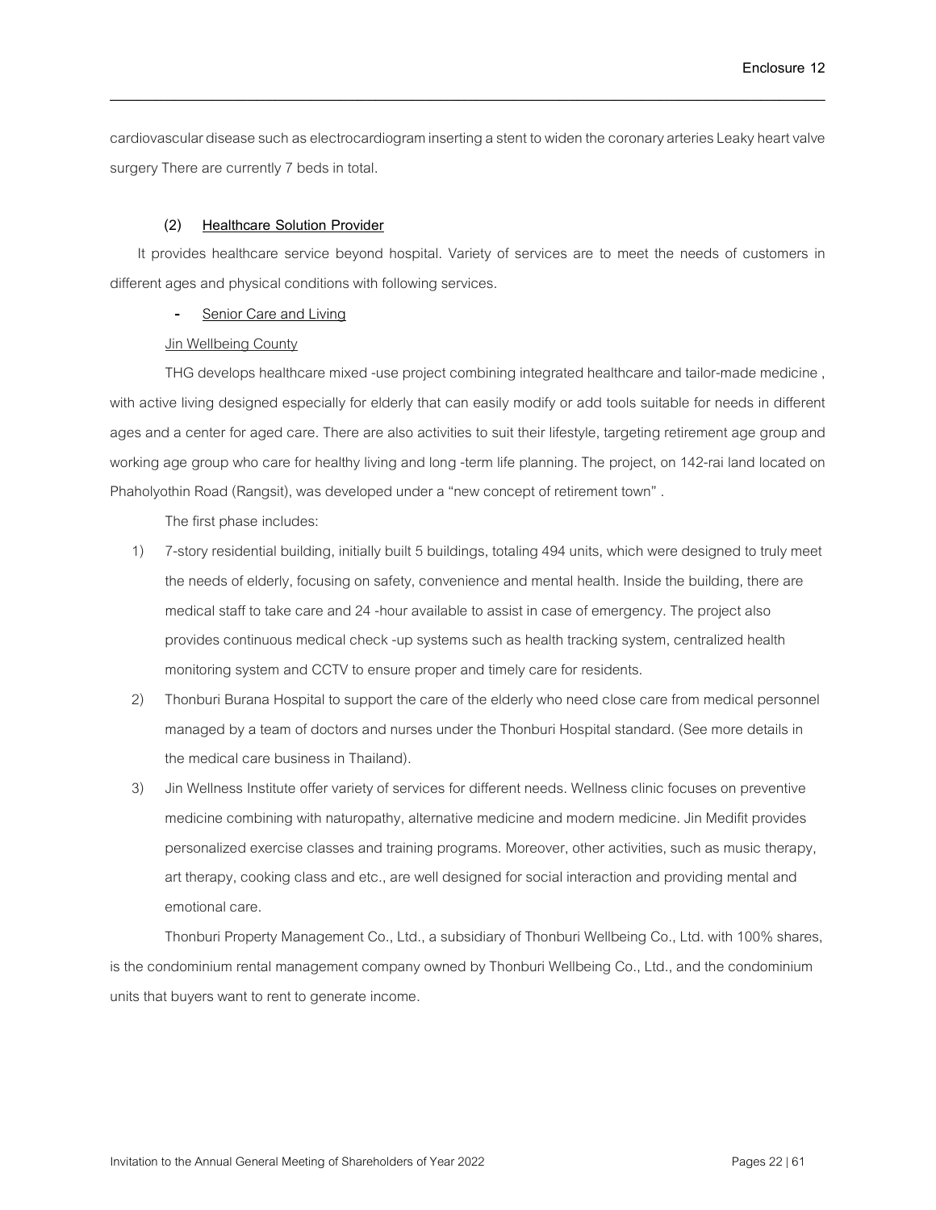cardiovascular disease such as electrocardiogram inserting a stent to widen the coronary arteries Leaky heart valve surgery There are currently 7 beds in total.

**(2) Healthcare Solution Provider**

It provides healthcare service beyond hospital. Variety of services are to meet the needs of customers in different ages and physical conditions with following services.

- Senior Care and Living

Jin Wellbeing County

THG develops healthcare mixed -use project combining integrated healthcare and tailor-made medicine , with active living designed especially for elderly that can easily modify or add tools suitable for needs in different ages and a center for aged care. There are also activities to suit their lifestyle, targeting retirement age group and working age group who care for healthy living and long -term life planning. The project, on 142-rai land located on Phaholyothin Road (Rangsit), was developed under a "new concept of retirement town" .

The first phase includes:

1) 7-story residential building, initially built 5 buildings, totaling 494 units, which were designed to truly meet the needs of elderly, focusing on safety, convenience and mental health. Inside the building, there are medical staff to take care and 24 -hour available to assist in case of emergency. The project also provides continuous medical check -up systems such as health tracking system, centralized health monitoring system and CCTV to ensure proper and timely care for residents.
2) Thonburi Burana Hospital to support the care of the elderly who need close care from medical personnel managed by a team of doctors and nurses under the Thonburi Hospital standard. (See more details in the medical care business in Thailand).
3) Jin Wellness Institute offer variety of services for different needs. Wellness clinic focuses on preventive medicine combining with naturopathy, alternative medicine and modern medicine. Jin Medifit provides personalized exercise classes and training programs. Moreover, other activities, such as music therapy, art therapy, cooking class and etc., are well designed for social interaction and providing mental and emotional care.

Thonburi Property Management Co., Ltd., a subsidiary of Thonburi Wellbeing Co., Ltd. with 100% shares, is the condominium rental management company owned by Thonburi Wellbeing Co., Ltd., and the condominium units that buyers want to rent to generate income.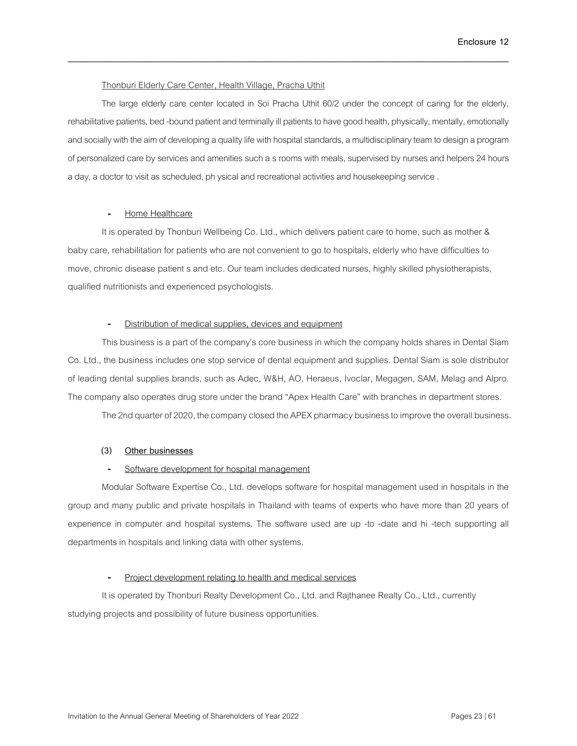Thonburi Elderly Care Center, Health Village, Pracha Uthit

The large elderly care center located in Soi Pracha Uthit 60/2 under the concept of caring for the elderly, rehabilitative patients, bed -bound patient and terminally ill patients to have good health, physically, mentally, emotionally and socially with the aim of developing a quality life with hospital standards, a multidisciplinary team to design a program of personalized care by services and amenities such a s rooms with meals, supervised by nurses and helpers 24 hours a day, a doctor to visit as scheduled, ph ysical and recreational activities and housekeeping service .

- Home Healthcare

It is operated by Thonburi Wellbeing Co. Ltd., which delivers patient care to home, such as mother & baby care, rehabilitation for patients who are not convenient to go to hospitals, elderly who have difficulties to move, chronic disease patient s and etc. Our team includes dedicated nurses, highly skilled physiotherapists, qualified nutritionists and experienced psychologists.

- Distribution of medical supplies, devices and equipment

This business is a part of the company's core business in which the company holds shares in Dental Siam Co. Ltd., the business includes one stop service of dental equipment and supplies. Dental Siam is sole distributor of leading dental supplies brands, such as Adec, W&H, AO, Heraeus, Ivoclar, Megagen, SAM, Melag and Alpro. The company also operates drug store under the brand "Apex Health Care" with branches in department stores.

The 2nd quarter of 2020, the company closed the APEX pharmacy business to improve the overall business.

**(3) Other businesses**

- Software development for hospital management

Modular Software Expertise Co., Ltd. develops software for hospital management used in hospitals in the group and many public and private hospitals in Thailand with teams of experts who have more than 20 years of experience in computer and hospital systems. The software used are up -to -date and hi -tech supporting all departments in hospitals and linking data with other systems.

- Project development relating to health and medical services

It is operated by Thonburi Realty Development Co., Ltd. and Rajthanee Realty Co., Ltd., currently studying projects and possibility of future business opportunities.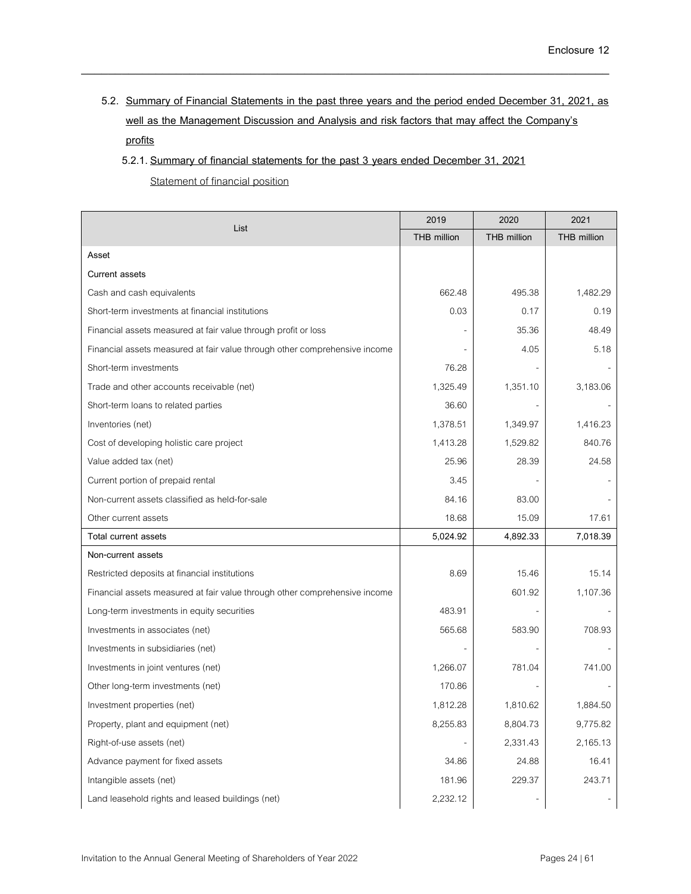5.2. Summary of Financial Statements in the past three years and the period ended December 31, 2021, as well as the Management Discussion and Analysis and risk factors that may affect the Company's profits

5.2.1. Summary of financial statements for the past 3 years ended December 31, 2021

Statement of financial position

| List | 2019 | 2020 | 2021 |
|---|---|---|---|
| | THB million | THB million | THB million |
| Asset | | | |
| Current assets | | | |
| Cash and cash equivalents | 662.48 | 495.38 | 1,482.29 |
| Short-term investments at financial institutions | 0.03 | 0.17 | 0.19 |
| Financial assets measured at fair value through profit or loss | - | 35.36 | 48.49 |
| Financial assets measured at fair value through other comprehensive income | - | 4.05 | 5.18 |
| Short-term investments | 76.28 | - | - |
| Trade and other accounts receivable (net) | 1,325.49 | 1,351.10 | 3,183.06 |
| Short-term loans to related parties | 36.60 | - | - |
| Inventories (net) | 1,378.51 | 1,349.97 | 1,416.23 |
| Cost of developing holistic care project | 1,413.28 | 1,529.82 | 840.76 |
| Value added tax (net) | 25.96 | 28.39 | 24.58 |
| Current portion of prepaid rental | 3.45 | - | - |
| Non-current assets classified as held-for-sale | 84.16 | 83.00 | - |
| Other current assets | 18.68 | 15.09 | 17.61 |
| Total current assets | 5,024.92 | 4,892.33 | 7,018.39 |
| Non-current assets | | | |
| Restricted deposits at financial institutions | 8.69 | 15.46 | 15.14 |
| Financial assets measured at fair value through other comprehensive income | | 601.92 | 1,107.36 |
| Long-term investments in equity securities | 483.91 | - | - |
| Investments in associates (net) | 565.68 | 583.90 | 708.93 |
| Investments in subsidiaries (net) | - | - | - |
| Investments in joint ventures (net) | 1,266.07 | 781.04 | 741.00 |
| Other long-term investments (net) | 170.86 | - | - |
| Investment properties (net) | 1,812.28 | 1,810.62 | 1,884.50 |
| Property, plant and equipment (net) | 8,255.83 | 8,804.73 | 9,775.82 |
| Right-of-use assets (net) | - | 2,331.43 | 2,165.13 |
| Advance payment for fixed assets | 34.86 | 24.88 | 16.41 |
| Intangible assets (net) | 181.96 | 229.37 | 243.71 |
| Land leasehold rights and leased buildings (net) | 2,232.12 | - | - |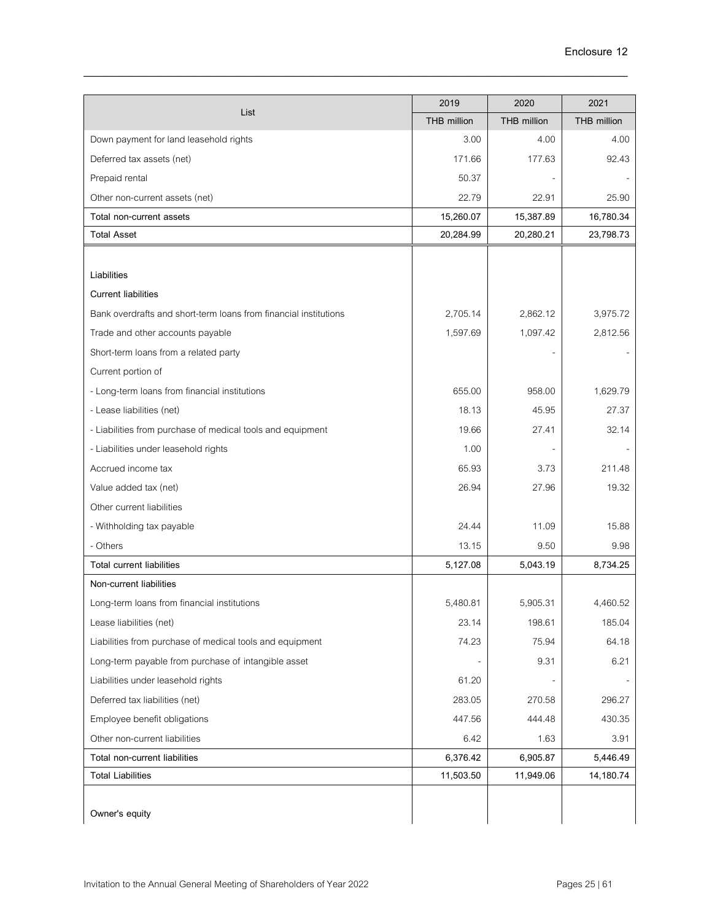| List | 2019 | 2020 | 2021 |
|---|---|---|---|
| | THB million | THB million | THB million |
| Down payment for land leasehold rights | 3.00 | 4.00 | 4.00 |
| Deferred tax assets (net) | 171.66 | 177.63 | 92.43 |
| Prepaid rental | 50.37 | - | - |
| Other non-current assets (net) | 22.79 | 22.91 | 25.90 |
| Total non-current assets | 15,260.07 | 15,387.89 | 16,780.34 |
| Total Asset | 20,284.99 | 20,280.21 | 23,798.73 |
| | | | |
| **Liabilities** | | | |
| Current liabilities | | | |
| Bank overdrafts and short-term loans from financial institutions | 2,705.14 | 2,862.12 | 3,975.72 |
| Trade and other accounts payable | 1,597.69 | 1,097.42 | 2,812.56 |
| Short-term loans from a related party | | - | - |
| Current portion of | | | |
| - Long-term loans from financial institutions | 655.00 | 958.00 | 1,629.79 |
| - Lease liabilities (net) | 18.13 | 45.95 | 27.37 |
| - Liabilities from purchase of medical tools and equipment | 19.66 | 27.41 | 32.14 |
| - Liabilities under leasehold rights | 1.00 | - | - |
| Accrued income tax | 65.93 | 3.73 | 211.48 |
| Value added tax (net) | 26.94 | 27.96 | 19.32 |
| Other current liabilities | | | |
| - Withholding tax payable | 24.44 | 11.09 | 15.88 |
| - Others | 13.15 | 9.50 | 9.98 |
| Total current liabilities | 5,127.08 | 5,043.19 | 8,734.25 |
| Non-current liabilities | | | |
| Long-term loans from financial institutions | 5,480.81 | 5,905.31 | 4,460.52 |
| Lease liabilities (net) | 23.14 | 198.61 | 185.04 |
| Liabilities from purchase of medical tools and equipment | 74.23 | 75.94 | 64.18 |
| Long-term payable from purchase of intangible asset | - | 9.31 | 6.21 |
| Liabilities under leasehold rights | 61.20 | - | - |
| Deferred tax liabilities (net) | 283.05 | 270.58 | 296.27 |
| Employee benefit obligations | 447.56 | 444.48 | 430.35 |
| Other non-current liabilities | 6.42 | 1.63 | 3.91 |
| Total non-current liabilities | 6,376.42 | 6,905.87 | 5,446.49 |
| Total Liabilities | 11,503.50 | 11,949.06 | 14,180.74 |
| | | | |
| **Owner's equity** | | | |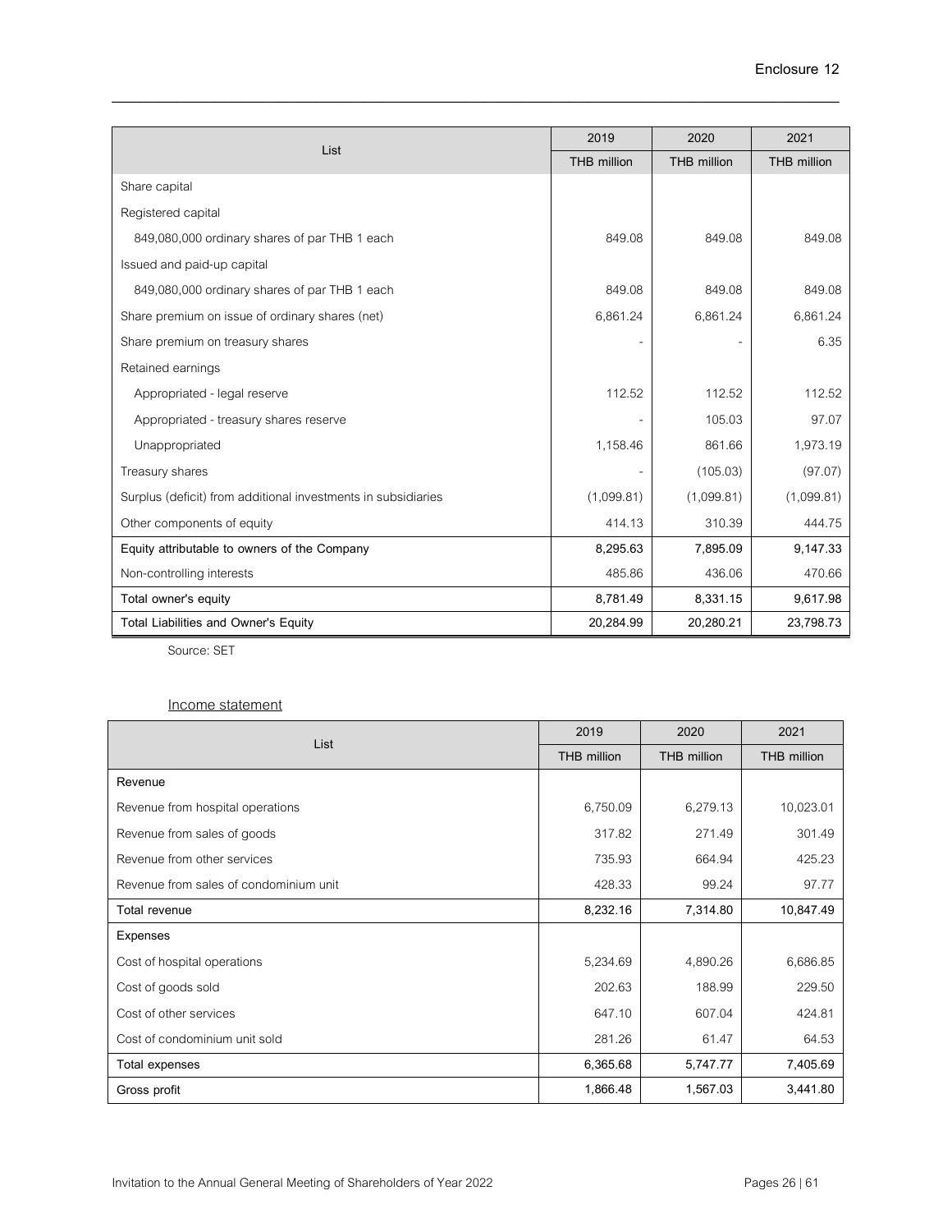| List | 2019 | 2020 | 2021 |
|---|---|---|---|
| | THB million | THB million | THB million |
| Share capital | | | |
| Registered capital | | | |
| 849,080,000 ordinary shares of par THB 1 each | 849.08 | 849.08 | 849.08 |
| Issued and paid-up capital | | | |
| 849,080,000 ordinary shares of par THB 1 each | 849.08 | 849.08 | 849.08 |
| Share premium on issue of ordinary shares (net) | 6,861.24 | 6,861.24 | 6,861.24 |
| Share premium on treasury shares | - | - | 6.35 |
| Retained earnings | | | |
| Appropriated - legal reserve | 112.52 | 112.52 | 112.52 |
| Appropriated - treasury shares reserve | - | 105.03 | 97.07 |
| Unappropriated | 1,158.46 | 861.66 | 1,973.19 |
| Treasury shares | - | (105.03) | (97.07) |
| Surplus (deficit) from additional investments in subsidiaries | (1,099.81) | (1,099.81) | (1,099.81) |
| Other components of equity | 414.13 | 310.39 | 444.75 |
| **Equity attributable to owners of the Company** | **8,295.63** | **7,895.09** | **9,147.33** |
| Non-controlling interests | 485.86 | 436.06 | 470.66 |
| **Total owner's equity** | **8,781.49** | **8,331.15** | **9,617.98** |
| **Total Liabilities and Owner's Equity** | **20,284.99** | **20,280.21** | **23,798.73** |

Source: SET

Income statement

| List | 2019 | 2020 | 2021 |
|---|---|---|---|
| | THB million | THB million | THB million |
| **Revenue** | | | |
| Revenue from hospital operations | 6,750.09 | 6,279.13 | 10,023.01 |
| Revenue from sales of goods | 317.82 | 271.49 | 301.49 |
| Revenue from other services | 735.93 | 664.94 | 425.23 |
| Revenue from sales of condominium unit | 428.33 | 99.24 | 97.77 |
| **Total revenue** | **8,232.16** | **7,314.80** | **10,847.49** |
| **Expenses** | | | |
| Cost of hospital operations | 5,234.69 | 4,890.26 | 6,686.85 |
| Cost of goods sold | 202.63 | 188.99 | 229.50 |
| Cost of other services | 647.10 | 607.04 | 424.81 |
| Cost of condominium unit sold | 281.26 | 61.47 | 64.53 |
| **Total expenses** | **6,365.68** | **5,747.77** | **7,405.69** |
| **Gross profit** | **1,866.48** | **1,567.03** | **3,441.80** |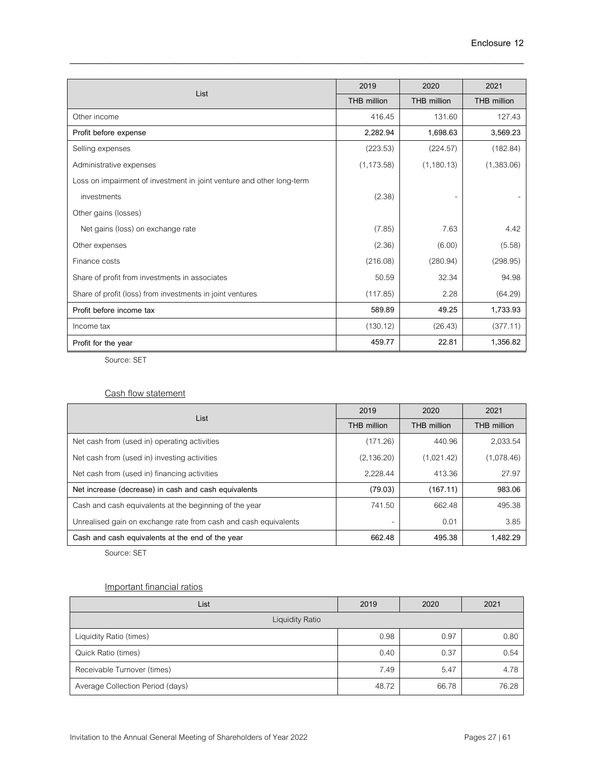| List | 2019 | 2020 | 2021 |
|---|---|---|---|
| | THB million | THB million | THB million |
| Other income | 416.45 | 131.60 | 127.43 |
| **Profit before expense** | **2,282.94** | **1,698.63** | **3,569.23** |
| Selling expenses | (223.53) | (224.57) | (182.84) |
| Administrative expenses | (1,173.58) | (1,180.13) | (1,383.06) |
| Loss on impairment of investment in joint venture and other long-term investments | (2.38) | - | - |
| Other gains (losses) | | | |
| Net gains (loss) on exchange rate | (7.85) | 7.63 | 4.42 |
| Other expenses | (2.36) | (6.00) | (5.58) |
| Finance costs | (216.08) | (280.94) | (298.95) |
| Share of profit from investments in associates | 50.59 | 32.34 | 94.98 |
| Share of profit (loss) from investments in joint ventures | (117.85) | 2.28 | (64.29) |
| **Profit before income tax** | **589.89** | **49.25** | **1,733.93** |
| Income tax | (130.12) | (26.43) | (377.11) |
| **Profit for the year** | **459.77** | **22.81** | **1,356.82** |

Source: SET

## Cash flow statement

| List | 2019 | 2020 | 2021 |
|---|---|---|---|
| | THB million | THB million | THB million |
| Net cash from (used in) operating activities | (171.26) | 440.96 | 2,033.54 |
| Net cash from (used in) investing activities | (2,136.20) | (1,021.42) | (1,078.46) |
| Net cash from (used in) financing activities | 2,228.44 | 413.36 | 27.97 |
| **Net increase (decrease) in cash and cash equivalents** | **(79.03)** | **(167.11)** | **983.06** |
| Cash and cash equivalents at the beginning of the year | 741.50 | 662.48 | 495.38 |
| Unrealised gain on exchange rate from cash and cash equivalents | - | 0.01 | 3.85 |
| **Cash and cash equivalents at the end of the year** | **662.48** | **495.38** | **1,482.29** |

Source: SET

## Important financial ratios

| List | 2019 | 2020 | 2021 |
|---|---|---|---|
| Liquidity Ratio | | | |
| Liquidity Ratio (times) | 0.98 | 0.97 | 0.80 |
| Quick Ratio (times) | 0.40 | 0.37 | 0.54 |
| Receivable Turnover (times) | 7.49 | 5.47 | 4.78 |
| Average Collection Period (days) | 48.72 | 66.78 | 76.28 |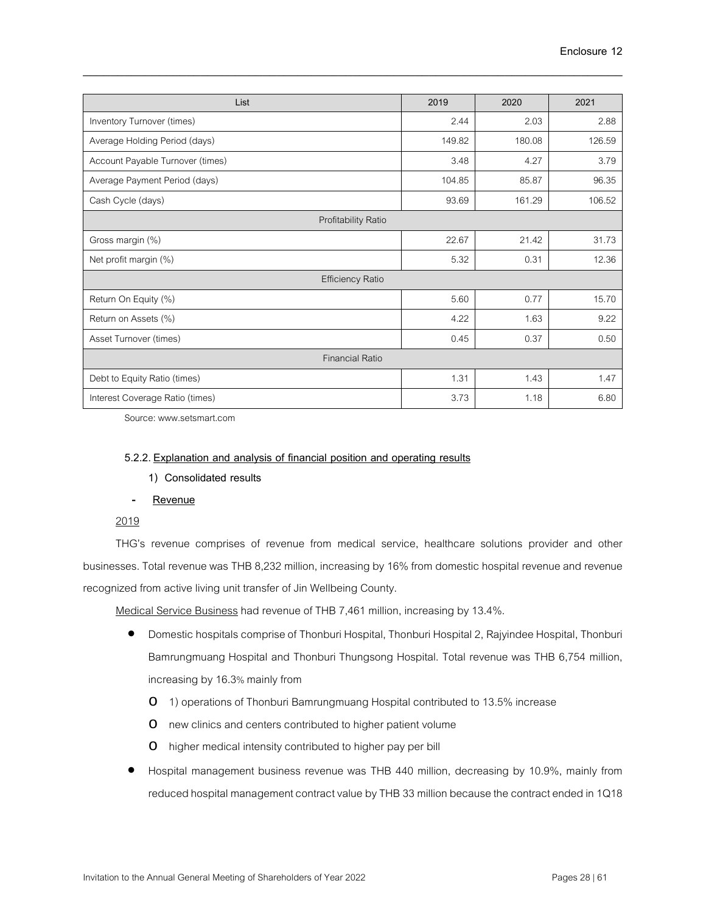| List | 2019 | 2020 | 2021 |
|---|---|---|---|
| Inventory Turnover (times) | 2.44 | 2.03 | 2.88 |
| Average Holding Period (days) | 149.82 | 180.08 | 126.59 |
| Account Payable Turnover (times) | 3.48 | 4.27 | 3.79 |
| Average Payment Period (days) | 104.85 | 85.87 | 96.35 |
| Cash Cycle (days) | 93.69 | 161.29 | 106.52 |
| Profitability Ratio | | | |
| Gross margin (%) | 22.67 | 21.42 | 31.73 |
| Net profit margin (%) | 5.32 | 0.31 | 12.36 |
| Efficiency Ratio | | | |
| Return On Equity (%) | 5.60 | 0.77 | 15.70 |
| Return on Assets (%) | 4.22 | 1.63 | 9.22 |
| Asset Turnover (times) | 0.45 | 0.37 | 0.50 |
| Financial Ratio | | | |
| Debt to Equity Ratio (times) | 1.31 | 1.43 | 1.47 |
| Interest Coverage Ratio (times) | 3.73 | 1.18 | 6.80 |

Source: www.setsmart.com

### 5.2.2. Explanation and analysis of financial position and operating results

**1) Consolidated results**

- **Revenue**

2019

THG's revenue comprises of revenue from medical service, healthcare solutions provider and other businesses. Total revenue was THB 8,232 million, increasing by 16% from domestic hospital revenue and revenue recognized from active living unit transfer of Jin Wellbeing County.

Medical Service Business had revenue of THB 7,461 million, increasing by 13.4%.

- Domestic hospitals comprise of Thonburi Hospital, Thonburi Hospital 2, Rajyindee Hospital, Thonburi Bamrungmuang Hospital and Thonburi Thungsong Hospital. Total revenue was THB 6,754 million, increasing by 16.3% mainly from
  - 1) operations of Thonburi Bamrungmuang Hospital contributed to 13.5% increase
  - new clinics and centers contributed to higher patient volume
  - higher medical intensity contributed to higher pay per bill
- Hospital management business revenue was THB 440 million, decreasing by 10.9%, mainly from reduced hospital management contract value by THB 33 million because the contract ended in 1Q18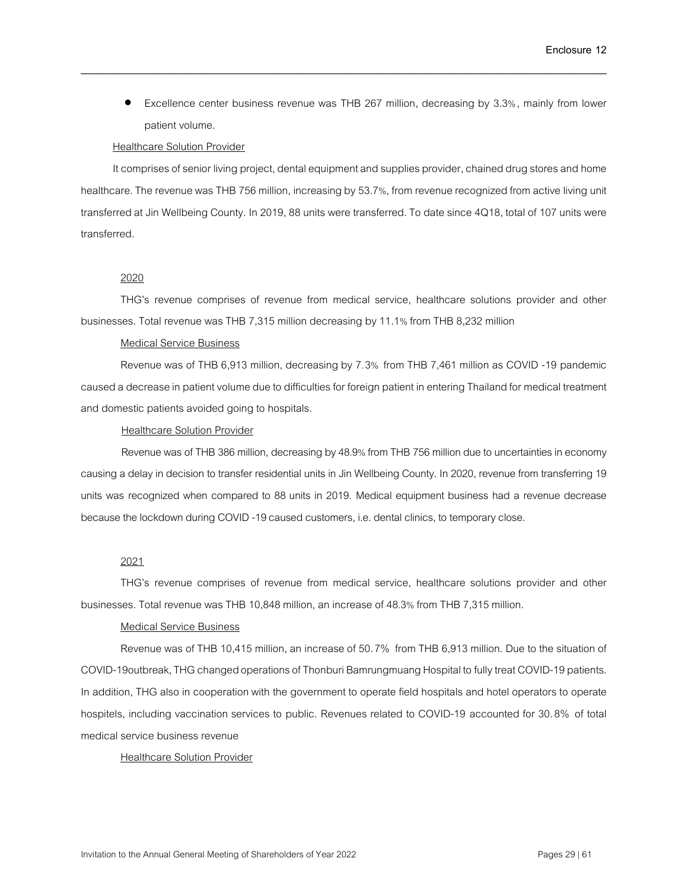- Excellence center business revenue was THB 267 million, decreasing by 3.3%, mainly from lower patient volume.

Healthcare Solution Provider

It comprises of senior living project, dental equipment and supplies provider, chained drug stores and home healthcare. The revenue was THB 756 million, increasing by 53.7%, from revenue recognized from active living unit transferred at Jin Wellbeing County. In 2019, 88 units were transferred. To date since 4Q18, total of 107 units were transferred.

2020

THG's revenue comprises of revenue from medical service, healthcare solutions provider and other businesses. Total revenue was THB 7,315 million decreasing by 11.1% from THB 8,232 million

Medical Service Business

Revenue was of THB 6,913 million, decreasing by 7.3% from THB 7,461 million as COVID -19 pandemic caused a decrease in patient volume due to difficulties for foreign patient in entering Thailand for medical treatment and domestic patients avoided going to hospitals.

Healthcare Solution Provider

Revenue was of THB 386 million, decreasing by 48.9% from THB 756 million due to uncertainties in economy causing a delay in decision to transfer residential units in Jin Wellbeing County. In 2020, revenue from transferring 19 units was recognized when compared to 88 units in 2019. Medical equipment business had a revenue decrease because the lockdown during COVID -19 caused customers, i.e. dental clinics, to temporary close.

2021

THG's revenue comprises of revenue from medical service, healthcare solutions provider and other businesses. Total revenue was THB 10,848 million, an increase of 48.3% from THB 7,315 million.

Medical Service Business

Revenue was of THB 10,415 million, an increase of 50.7% from THB 6,913 million. Due to the situation of COVID-19outbreak, THG changed operations of Thonburi Bamrungmuang Hospital to fully treat COVID-19 patients. In addition, THG also in cooperation with the government to operate field hospitals and hotel operators to operate hospitels, including vaccination services to public. Revenues related to COVID-19 accounted for 30.8% of total medical service business revenue

Healthcare Solution Provider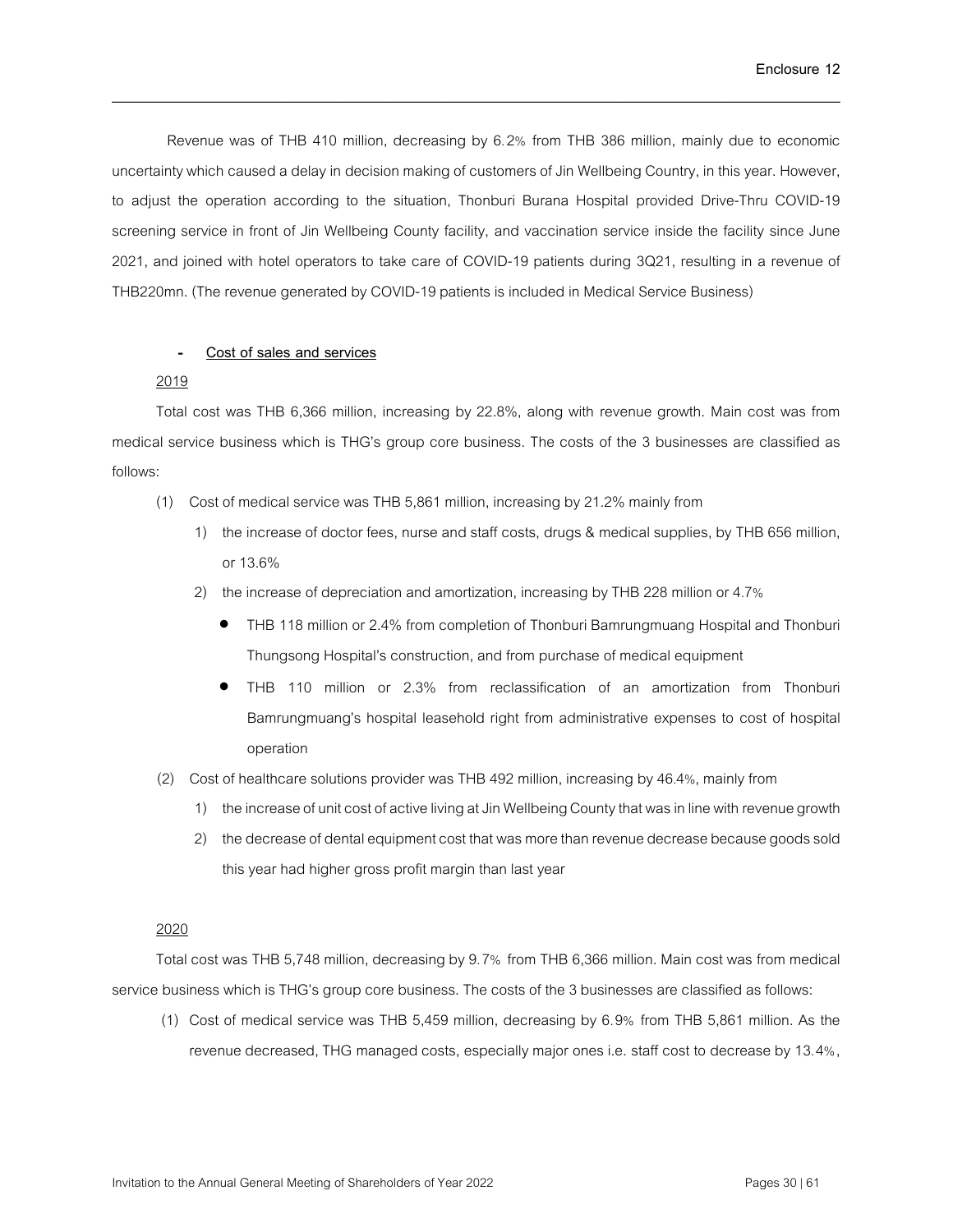Revenue was of THB 410 million, decreasing by 6.2% from THB 386 million, mainly due to economic uncertainty which caused a delay in decision making of customers of Jin Wellbeing Country, in this year. However, to adjust the operation according to the situation, Thonburi Burana Hospital provided Drive-Thru COVID-19 screening service in front of Jin Wellbeing County facility, and vaccination service inside the facility since June 2021, and joined with hotel operators to take care of COVID-19 patients during 3Q21, resulting in a revenue of THB220mn. (The revenue generated by COVID-19 patients is included in Medical Service Business)

- **Cost of sales and services**

2019

Total cost was THB 6,366 million, increasing by 22.8%, along with revenue growth. Main cost was from medical service business which is THG's group core business. The costs of the 3 businesses are classified as follows:

(1) Cost of medical service was THB 5,861 million, increasing by 21.2% mainly from
   1) the increase of doctor fees, nurse and staff costs, drugs & medical supplies, by THB 656 million, or 13.6%
   2) the increase of depreciation and amortization, increasing by THB 228 million or 4.7%
      - THB 118 million or 2.4% from completion of Thonburi Bamrungmuang Hospital and Thonburi Thungsong Hospital's construction, and from purchase of medical equipment
      - THB 110 million or 2.3% from reclassification of an amortization from Thonburi Bamrungmuang's hospital leasehold right from administrative expenses to cost of hospital operation

(2) Cost of healthcare solutions provider was THB 492 million, increasing by 46.4%, mainly from
   1) the increase of unit cost of active living at Jin Wellbeing County that was in line with revenue growth
   2) the decrease of dental equipment cost that was more than revenue decrease because goods sold this year had higher gross profit margin than last year

2020

Total cost was THB 5,748 million, decreasing by 9.7% from THB 6,366 million. Main cost was from medical service business which is THG's group core business. The costs of the 3 businesses are classified as follows:

(1) Cost of medical service was THB 5,459 million, decreasing by 6.9% from THB 5,861 million. As the revenue decreased, THG managed costs, especially major ones i.e. staff cost to decrease by 13.4%,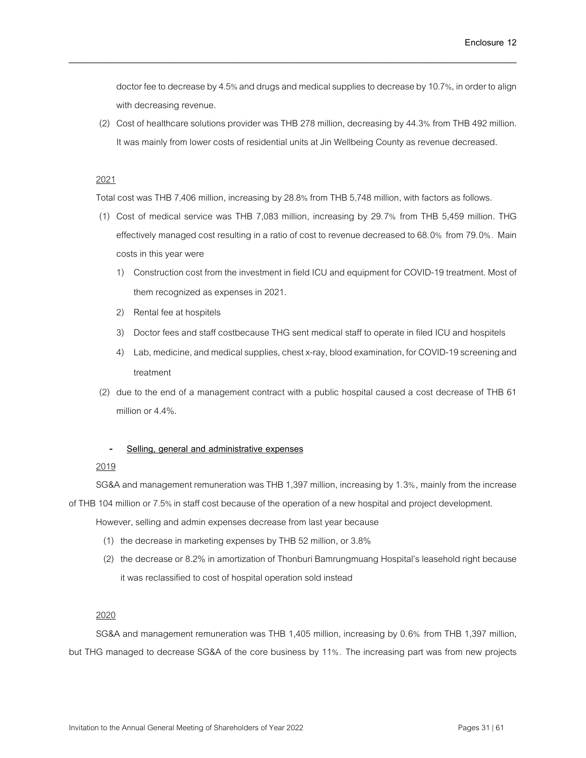doctor fee to decrease by 4.5% and drugs and medical supplies to decrease by 10.7%, in order to align with decreasing revenue.

(2) Cost of healthcare solutions provider was THB 278 million, decreasing by 44.3% from THB 492 million. It was mainly from lower costs of residential units at Jin Wellbeing County as revenue decreased.

2021

Total cost was THB 7,406 million, increasing by 28.8% from THB 5,748 million, with factors as follows.

(1) Cost of medical service was THB 7,083 million, increasing by 29.7% from THB 5,459 million. THG effectively managed cost resulting in a ratio of cost to revenue decreased to 68.0% from 79.0%. Main costs in this year were

   1) Construction cost from the investment in field ICU and equipment for COVID-19 treatment. Most of them recognized as expenses in 2021.
   2) Rental fee at hospitels
   3) Doctor fees and staff costbecause THG sent medical staff to operate in filed ICU and hospitels
   4) Lab, medicine, and medical supplies, chest x-ray, blood examination, for COVID-19 screening and treatment

(2) due to the end of a management contract with a public hospital caused a cost decrease of THB 61 million or 4.4%.

- **Selling, general and administrative expenses**

2019

SG&A and management remuneration was THB 1,397 million, increasing by 1.3%, mainly from the increase of THB 104 million or 7.5% in staff cost because of the operation of a new hospital and project development.

However, selling and admin expenses decrease from last year because

(1) the decrease in marketing expenses by THB 52 million, or 3.8%

(2) the decrease or 8.2% in amortization of Thonburi Bamrungmuang Hospital's leasehold right because it was reclassified to cost of hospital operation sold instead

2020

SG&A and management remuneration was THB 1,405 million, increasing by 0.6% from THB 1,397 million, but THG managed to decrease SG&A of the core business by 11%. The increasing part was from new projects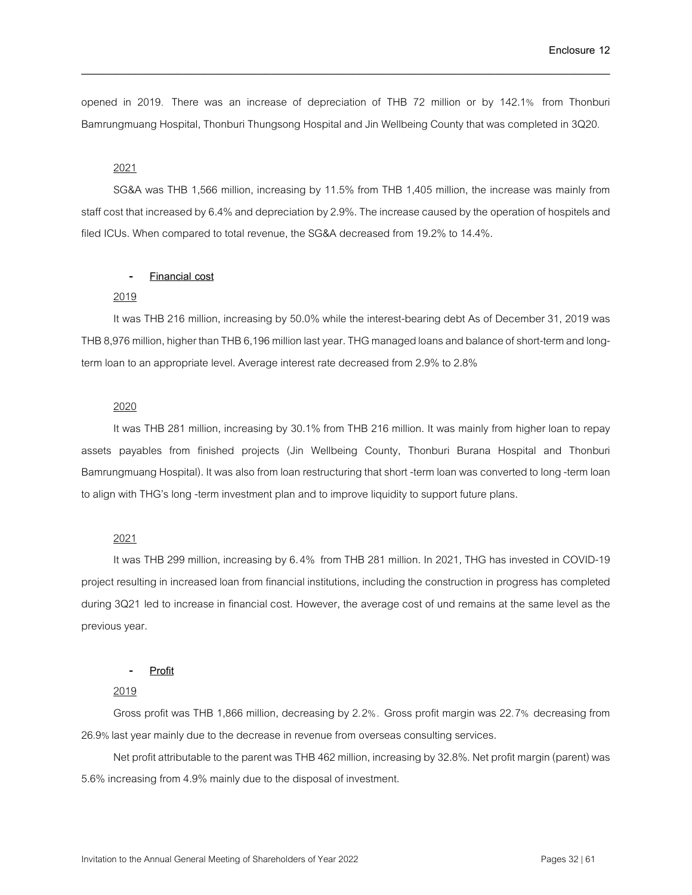opened in 2019. There was an increase of depreciation of THB 72 million or by 142.1% from Thonburi Bamrungmuang Hospital, Thonburi Thungsong Hospital and Jin Wellbeing County that was completed in 3Q20.

2021

SG&A was THB 1,566 million, increasing by 11.5% from THB 1,405 million, the increase was mainly from staff cost that increased by 6.4% and depreciation by 2.9%. The increase caused by the operation of hospitels and filed ICUs. When compared to total revenue, the SG&A decreased from 19.2% to 14.4%.

- **Financial cost**

2019

It was THB 216 million, increasing by 50.0% while the interest-bearing debt As of December 31, 2019 was THB 8,976 million, higher than THB 6,196 million last year. THG managed loans and balance of short-term and long-term loan to an appropriate level. Average interest rate decreased from 2.9% to 2.8%

2020

It was THB 281 million, increasing by 30.1% from THB 216 million. It was mainly from higher loan to repay assets payables from finished projects (Jin Wellbeing County, Thonburi Burana Hospital and Thonburi Bamrungmuang Hospital). It was also from loan restructuring that short -term loan was converted to long -term loan to align with THG's long -term investment plan and to improve liquidity to support future plans.

2021

It was THB 299 million, increasing by 6.4% from THB 281 million. In 2021, THG has invested in COVID-19 project resulting in increased loan from financial institutions, including the construction in progress has completed during 3Q21 led to increase in financial cost. However, the average cost of und remains at the same level as the previous year.

- **Profit**

2019

Gross profit was THB 1,866 million, decreasing by 2.2%. Gross profit margin was 22.7% decreasing from 26.9% last year mainly due to the decrease in revenue from overseas consulting services.

Net profit attributable to the parent was THB 462 million, increasing by 32.8%. Net profit margin (parent) was 5.6% increasing from 4.9% mainly due to the disposal of investment.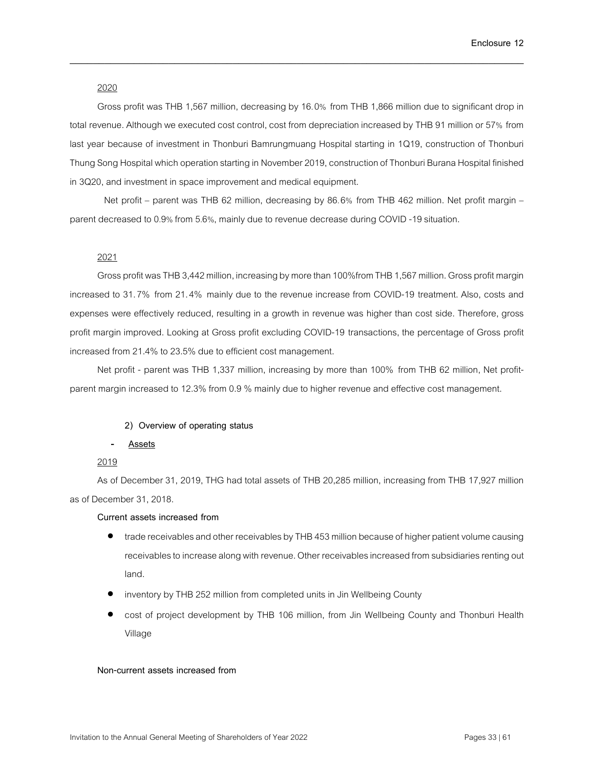2020

Gross profit was THB 1,567 million, decreasing by 16.0% from THB 1,866 million due to significant drop in total revenue. Although we executed cost control, cost from depreciation increased by THB 91 million or 57% from last year because of investment in Thonburi Bamrungmuang Hospital starting in 1Q19, construction of Thonburi Thung Song Hospital which operation starting in November 2019, construction of Thonburi Burana Hospital finished in 3Q20, and investment in space improvement and medical equipment.

Net profit – parent was THB 62 million, decreasing by 86.6% from THB 462 million. Net profit margin – parent decreased to 0.9% from 5.6%, mainly due to revenue decrease during COVID -19 situation.

2021

Gross profit was THB 3,442 million, increasing by more than 100%from THB 1,567 million. Gross profit margin increased to 31.7% from 21.4% mainly due to the revenue increase from COVID-19 treatment. Also, costs and expenses were effectively reduced, resulting in a growth in revenue was higher than cost side. Therefore, gross profit margin improved. Looking at Gross profit excluding COVID-19 transactions, the percentage of Gross profit increased from 21.4% to 23.5% due to efficient cost management.

Net profit - parent was THB 1,337 million, increasing by more than 100% from THB 62 million, Net profit-parent margin increased to 12.3% from 0.9 % mainly due to higher revenue and effective cost management.

**2) Overview of operating status**

- **Assets**

2019

As of December 31, 2019, THG had total assets of THB 20,285 million, increasing from THB 17,927 million as of December 31, 2018.

**Current assets increased from**

- trade receivables and other receivables by THB 453 million because of higher patient volume causing receivables to increase along with revenue. Other receivables increased from subsidiaries renting out land.
- inventory by THB 252 million from completed units in Jin Wellbeing County
- cost of project development by THB 106 million, from Jin Wellbeing County and Thonburi Health Village

**Non-current assets increased from**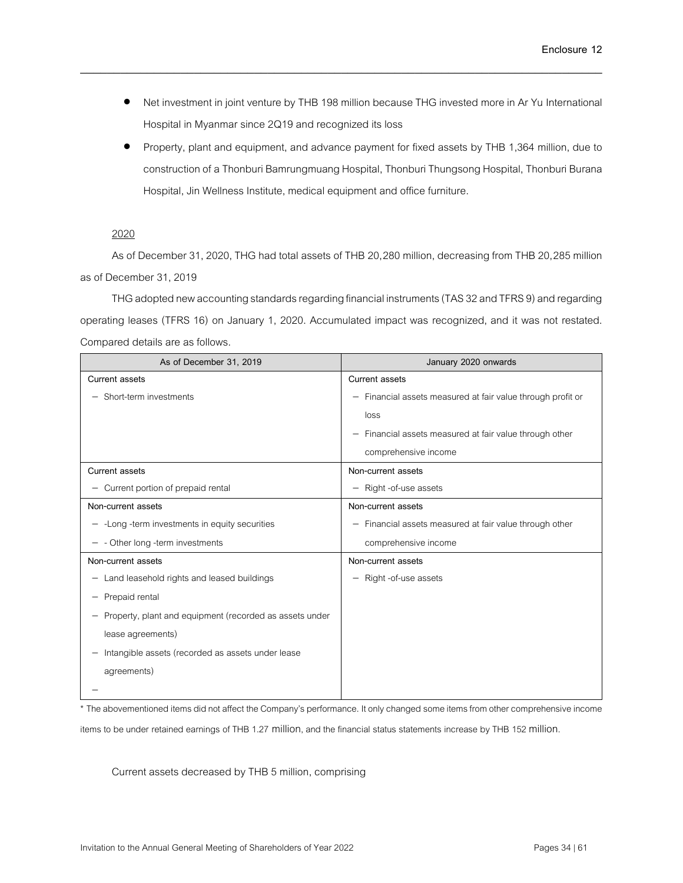- Net investment in joint venture by THB 198 million because THG invested more in Ar Yu International Hospital in Myanmar since 2Q19 and recognized its loss
- Property, plant and equipment, and advance payment for fixed assets by THB 1,364 million, due to construction of a Thonburi Bamrungmuang Hospital, Thonburi Thungsong Hospital, Thonburi Burana Hospital, Jin Wellness Institute, medical equipment and office furniture.

2020

As of December 31, 2020, THG had total assets of THB 20,280 million, decreasing from THB 20,285 million as of December 31, 2019

THG adopted new accounting standards regarding financial instruments (TAS 32 and TFRS 9) and regarding operating leases (TFRS 16) on January 1, 2020. Accumulated impact was recognized, and it was not restated. Compared details are as follows.

| As of December 31, 2019 | January 2020 onwards |
|---|---|
| **Current assets**<br>– Short-term investments | **Current assets**<br>– Financial assets measured at fair value through profit or loss<br>– Financial assets measured at fair value through other comprehensive income |
| **Current assets**<br>– Current portion of prepaid rental | **Non-current assets**<br>– Right -of-use assets |
| **Non-current assets**<br>– -Long -term investments in equity securities<br>– - Other long -term investments | **Non-current assets**<br>– Financial assets measured at fair value through other comprehensive income |
| **Non-current assets**<br>– Land leasehold rights and leased buildings<br>– Prepaid rental<br>– Property, plant and equipment (recorded as assets under lease agreements)<br>– Intangible assets (recorded as assets under lease agreements)<br>– | **Non-current assets**<br>– Right -of-use assets |

* The abovementioned items did not affect the Company's performance. It only changed some items from other comprehensive income items to be under retained earnings of THB 1.27 million, and the financial status statements increase by THB 152 million.

Current assets decreased by THB 5 million, comprising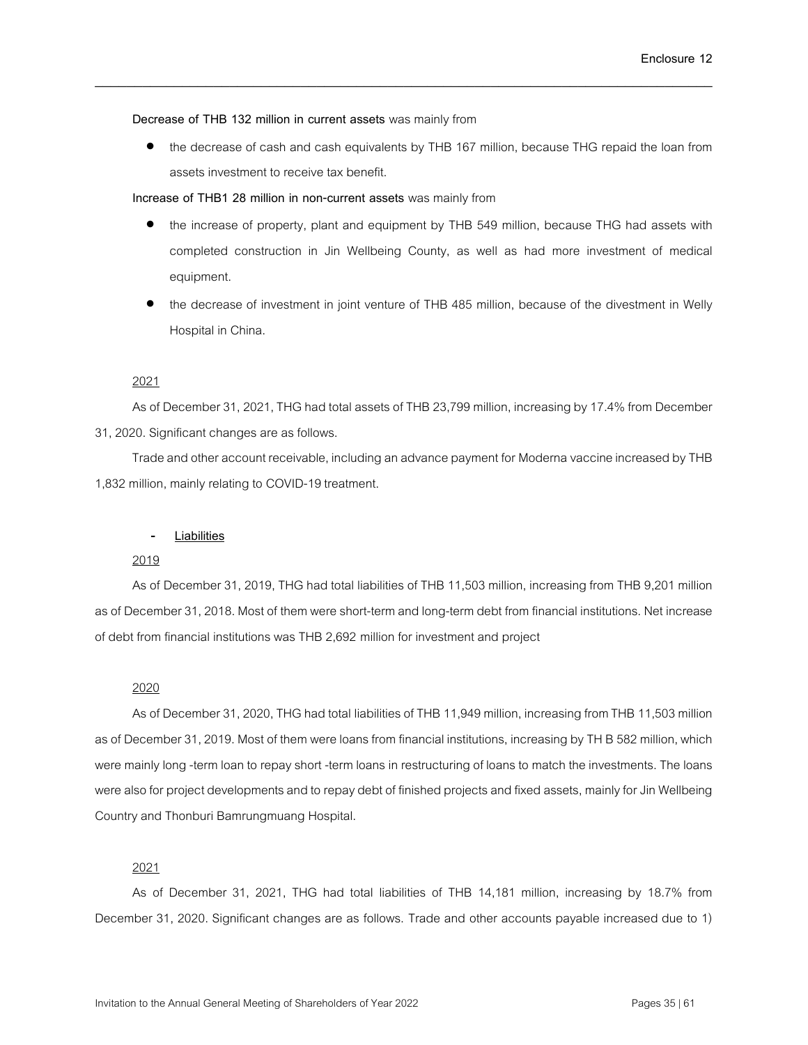**Decrease of THB 132 million in current assets** was mainly from

- the decrease of cash and cash equivalents by THB 167 million, because THG repaid the loan from assets investment to receive tax benefit.

**Increase of THB1 28 million in non-current assets** was mainly from

- the increase of property, plant and equipment by THB 549 million, because THG had assets with completed construction in Jin Wellbeing County, as well as had more investment of medical equipment.
- the decrease of investment in joint venture of THB 485 million, because of the divestment in Welly Hospital in China.

2021

As of December 31, 2021, THG had total assets of THB 23,799 million, increasing by 17.4% from December 31, 2020. Significant changes are as follows.

Trade and other account receivable, including an advance payment for Moderna vaccine increased by THB 1,832 million, mainly relating to COVID-19 treatment.

- **Liabilities**

2019

As of December 31, 2019, THG had total liabilities of THB 11,503 million, increasing from THB 9,201 million as of December 31, 2018. Most of them were short-term and long-term debt from financial institutions. Net increase of debt from financial institutions was THB 2,692 million for investment and project

2020

As of December 31, 2020, THG had total liabilities of THB 11,949 million, increasing from THB 11,503 million as of December 31, 2019. Most of them were loans from financial institutions, increasing by TH B 582 million, which were mainly long -term loan to repay short -term loans in restructuring of loans to match the investments. The loans were also for project developments and to repay debt of finished projects and fixed assets, mainly for Jin Wellbeing Country and Thonburi Bamrungmuang Hospital.

2021

As of December 31, 2021, THG had total liabilities of THB 14,181 million, increasing by 18.7% from December 31, 2020. Significant changes are as follows. Trade and other accounts payable increased due to 1)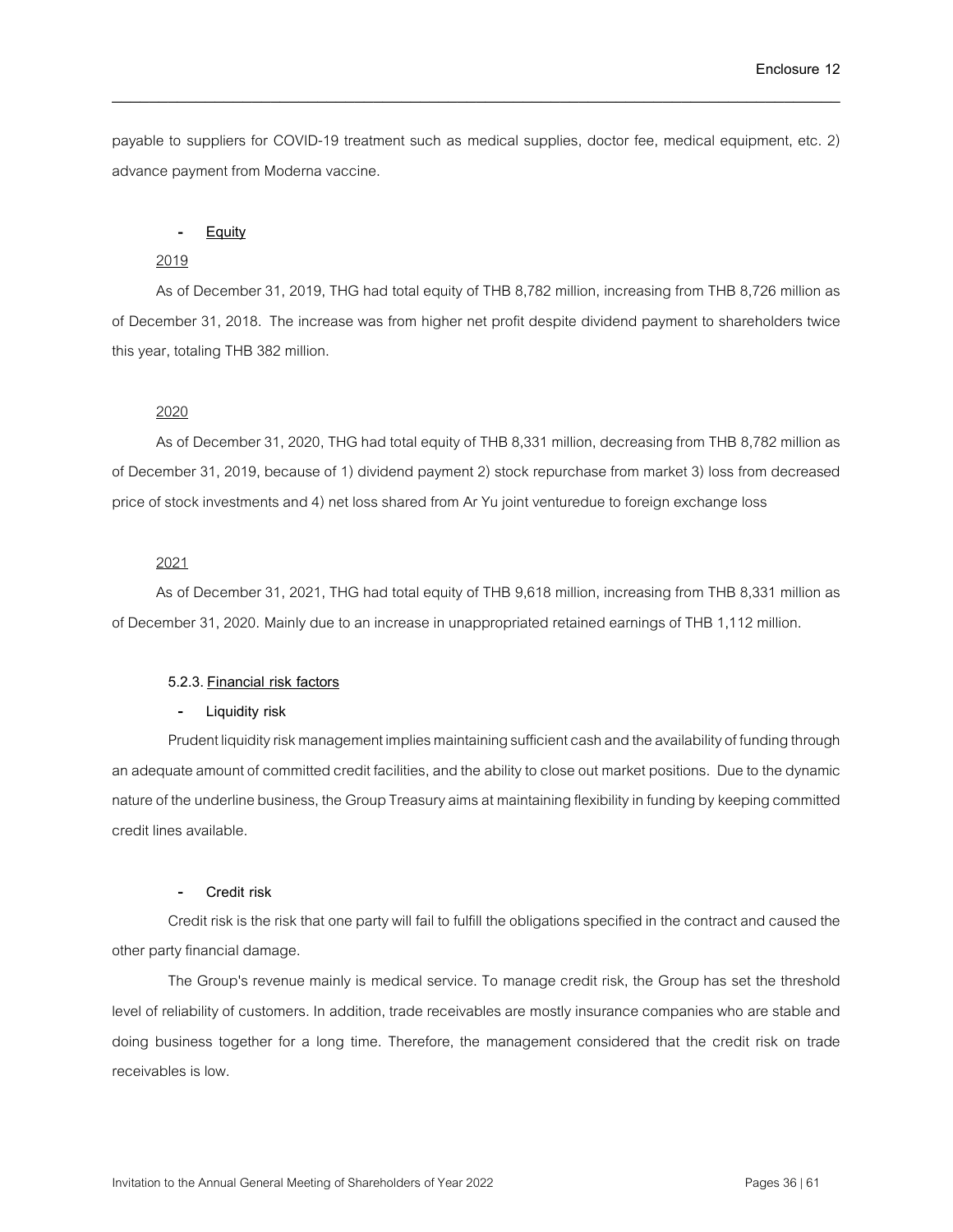payable to suppliers for COVID-19 treatment such as medical supplies, doctor fee, medical equipment, etc. 2) advance payment from Moderna vaccine.

- **Equity**

2019

As of December 31, 2019, THG had total equity of THB 8,782 million, increasing from THB 8,726 million as of December 31, 2018. The increase was from higher net profit despite dividend payment to shareholders twice this year, totaling THB 382 million.

2020

As of December 31, 2020, THG had total equity of THB 8,331 million, decreasing from THB 8,782 million as of December 31, 2019, because of 1) dividend payment 2) stock repurchase from market 3) loss from decreased price of stock investments and 4) net loss shared from Ar Yu joint venturedue to foreign exchange loss

2021

As of December 31, 2021, THG had total equity of THB 9,618 million, increasing from THB 8,331 million as of December 31, 2020. Mainly due to an increase in unappropriated retained earnings of THB 1,112 million.

**5.2.3. Financial risk factors**

- **Liquidity risk**

Prudent liquidity risk management implies maintaining sufficient cash and the availability of funding through an adequate amount of committed credit facilities, and the ability to close out market positions. Due to the dynamic nature of the underline business, the Group Treasury aims at maintaining flexibility in funding by keeping committed credit lines available.

- **Credit risk**

Credit risk is the risk that one party will fail to fulfill the obligations specified in the contract and caused the other party financial damage.

The Group's revenue mainly is medical service. To manage credit risk, the Group has set the threshold level of reliability of customers. In addition, trade receivables are mostly insurance companies who are stable and doing business together for a long time. Therefore, the management considered that the credit risk on trade receivables is low.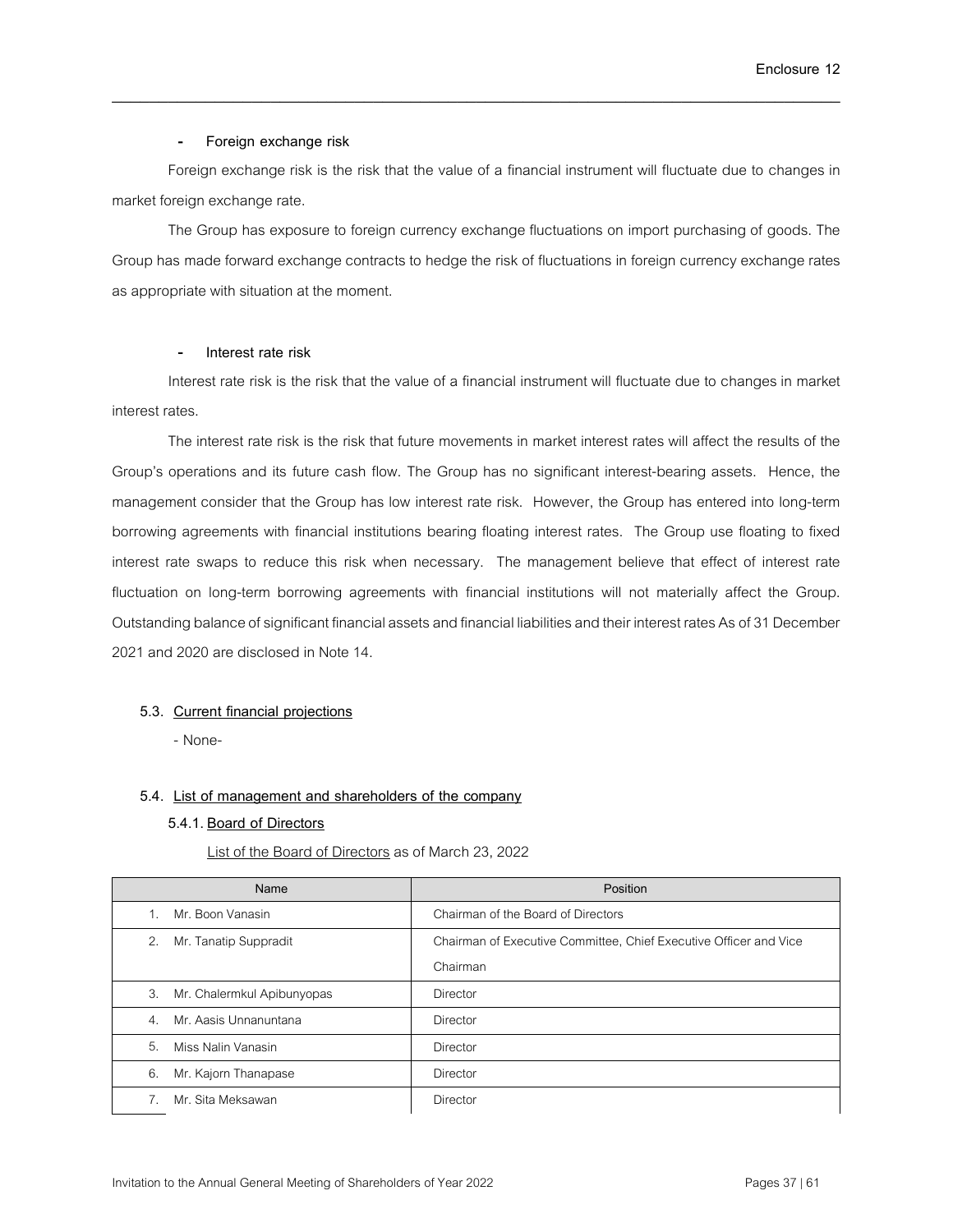- **Foreign exchange risk**

Foreign exchange risk is the risk that the value of a financial instrument will fluctuate due to changes in market foreign exchange rate.

The Group has exposure to foreign currency exchange fluctuations on import purchasing of goods. The Group has made forward exchange contracts to hedge the risk of fluctuations in foreign currency exchange rates as appropriate with situation at the moment.

- **Interest rate risk**

Interest rate risk is the risk that the value of a financial instrument will fluctuate due to changes in market interest rates.

The interest rate risk is the risk that future movements in market interest rates will affect the results of the Group's operations and its future cash flow. The Group has no significant interest-bearing assets. Hence, the management consider that the Group has low interest rate risk. However, the Group has entered into long-term borrowing agreements with financial institutions bearing floating interest rates. The Group use floating to fixed interest rate swaps to reduce this risk when necessary. The management believe that effect of interest rate fluctuation on long-term borrowing agreements with financial institutions will not materially affect the Group. Outstanding balance of significant financial assets and financial liabilities and their interest rates As of 31 December 2021 and 2020 are disclosed in Note 14.

### 5.3. Current financial projections

- None-

### 5.4. List of management and shareholders of the company

#### 5.4.1. Board of Directors

List of the Board of Directors as of March 23, 2022

| Name | Position |
|---|---|
| 1. Mr. Boon Vanasin | Chairman of the Board of Directors |
| 2. Mr. Tanatip Suppradit | Chairman of Executive Committee, Chief Executive Officer and Vice Chairman |
| 3. Mr. Chalermkul Apibunyopas | Director |
| 4. Mr. Aasis Unnanuntana | Director |
| 5. Miss Nalin Vanasin | Director |
| 6. Mr. Kajorn Thanapase | Director |
| 7. Mr. Sita Meksawan | Director |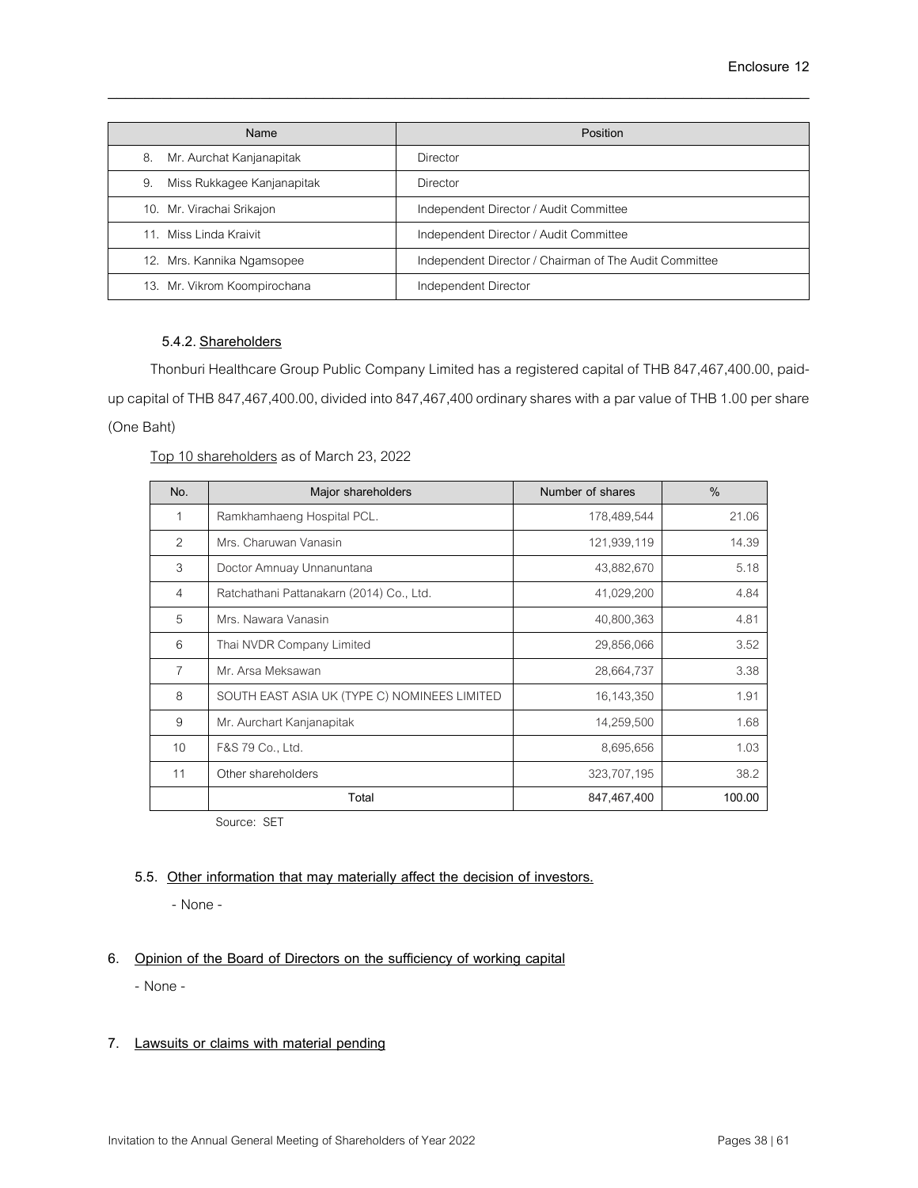| Name | Position |
|---|---|
| 8. Mr. Aurchat Kanjanapitak | Director |
| 9. Miss Rukkagee Kanjanapitak | Director |
| 10. Mr. Virachai Srikajon | Independent Director / Audit Committee |
| 11. Miss Linda Kraivit | Independent Director / Audit Committee |
| 12. Mrs. Kannika Ngamsopee | Independent Director / Chairman of The Audit Committee |
| 13. Mr. Vikrom Koompirochana | Independent Director |

#### 5.4.2. Shareholders

Thonburi Healthcare Group Public Company Limited has a registered capital of THB 847,467,400.00, paid-up capital of THB 847,467,400.00, divided into 847,467,400 ordinary shares with a par value of THB 1.00 per share (One Baht)

Top 10 shareholders as of March 23, 2022

| No. | Major shareholders | Number of shares | % |
|---|---|---|---|
| 1 | Ramkhamhaeng Hospital PCL. | 178,489,544 | 21.06 |
| 2 | Mrs. Charuwan Vanasin | 121,939,119 | 14.39 |
| 3 | Doctor Amnuay Unnanuntana | 43,882,670 | 5.18 |
| 4 | Ratchathani Pattanakarn (2014) Co., Ltd. | 41,029,200 | 4.84 |
| 5 | Mrs. Nawara Vanasin | 40,800,363 | 4.81 |
| 6 | Thai NVDR Company Limited | 29,856,066 | 3.52 |
| 7 | Mr. Arsa Meksawan | 28,664,737 | 3.38 |
| 8 | SOUTH EAST ASIA UK (TYPE C) NOMINEES LIMITED | 16,143,350 | 1.91 |
| 9 | Mr. Aurchart Kanjanapitak | 14,259,500 | 1.68 |
| 10 | F&S 79 Co., Ltd. | 8,695,656 | 1.03 |
| 11 | Other shareholders | 323,707,195 | 38.2 |
| | **Total** | **847,467,400** | **100.00** |

Source: SET

### 5.5. Other information that may materially affect the decision of investors.

- None -

## 6. Opinion of the Board of Directors on the sufficiency of working capital

- None -

## 7. Lawsuits or claims with material pending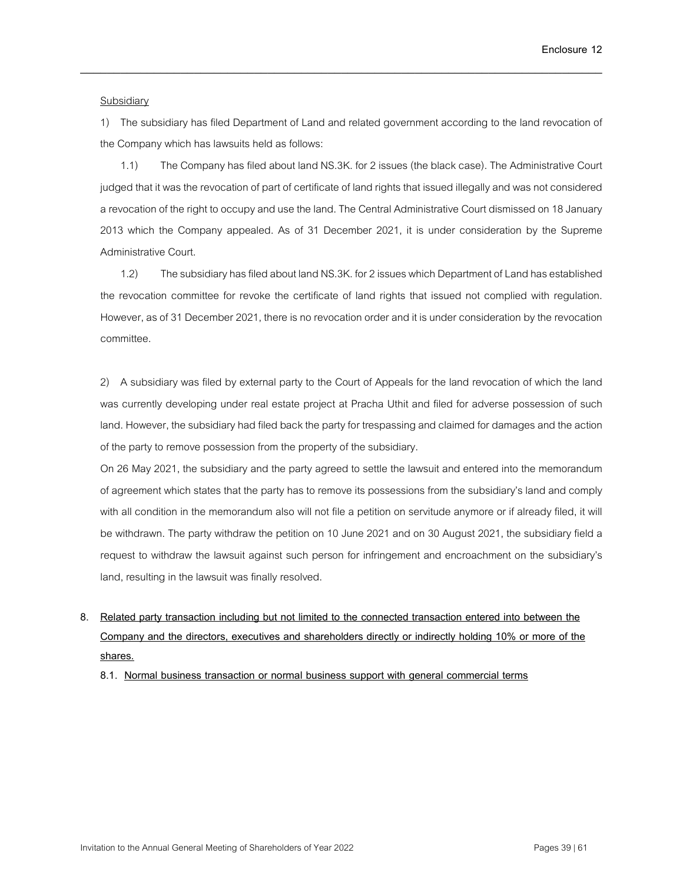Subsidiary

1) The subsidiary has filed Department of Land and related government according to the land revocation of the Company which has lawsuits held as follows:

1.1) The Company has filed about land NS.3K. for 2 issues (the black case). The Administrative Court judged that it was the revocation of part of certificate of land rights that issued illegally and was not considered a revocation of the right to occupy and use the land. The Central Administrative Court dismissed on 18 January 2013 which the Company appealed. As of 31 December 2021, it is under consideration by the Supreme Administrative Court.

1.2) The subsidiary has filed about land NS.3K. for 2 issues which Department of Land has established the revocation committee for revoke the certificate of land rights that issued not complied with regulation. However, as of 31 December 2021, there is no revocation order and it is under consideration by the revocation committee.

2) A subsidiary was filed by external party to the Court of Appeals for the land revocation of which the land was currently developing under real estate project at Pracha Uthit and filed for adverse possession of such land. However, the subsidiary had filed back the party for trespassing and claimed for damages and the action of the party to remove possession from the property of the subsidiary.

On 26 May 2021, the subsidiary and the party agreed to settle the lawsuit and entered into the memorandum of agreement which states that the party has to remove its possessions from the subsidiary's land and comply with all condition in the memorandum also will not file a petition on servitude anymore or if already filed, it will be withdrawn. The party withdraw the petition on 10 June 2021 and on 30 August 2021, the subsidiary field a request to withdraw the lawsuit against such person for infringement and encroachment on the subsidiary's land, resulting in the lawsuit was finally resolved.

8. **Related party transaction including but not limited to the connected transaction entered into between the Company and the directors, executives and shareholders directly or indirectly holding 10% or more of the shares.**

   8.1. **Normal business transaction or normal business support with general commercial terms**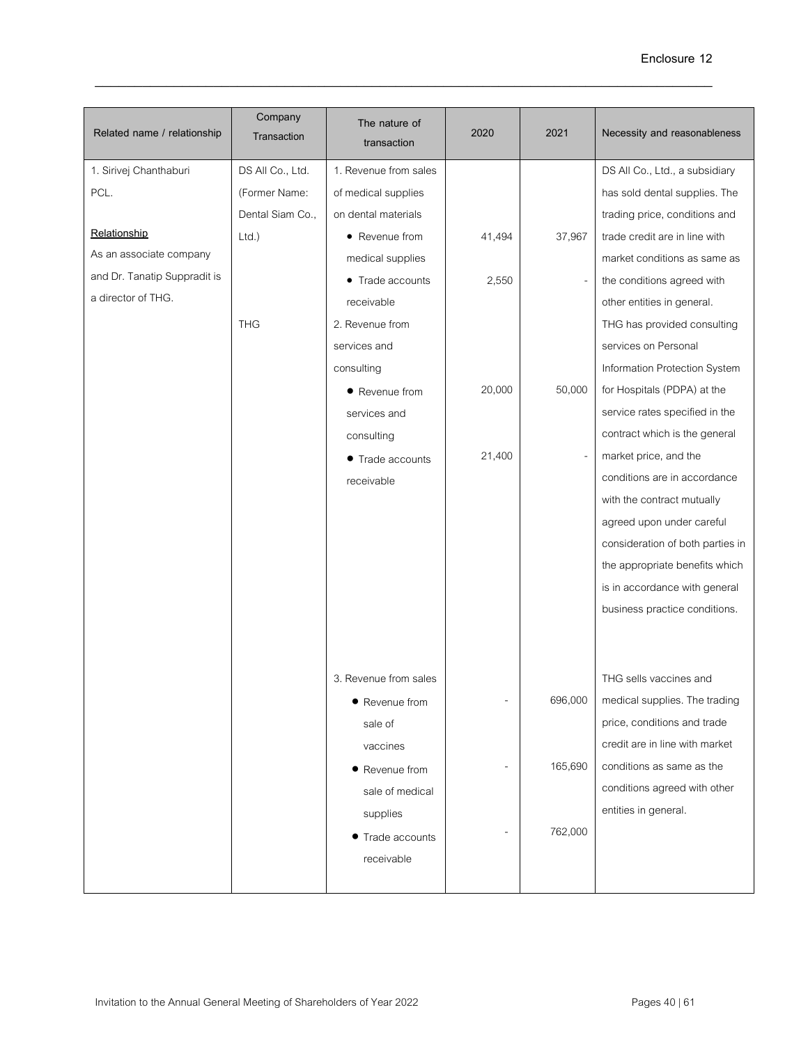| Related name / relationship | Company Transaction | The nature of transaction | 2020 | 2021 | Necessity and reasonableness |
|---|---|---|---|---|---|
| 1. Sirivej Chanthaburi PCL.<br><br>**Relationship**<br>As an associate company and Dr. Tanatip Suppradit is a director of THG. | DS All Co., Ltd. (Former Name: Dental Siam Co., Ltd.) | 1. Revenue from sales of medical supplies on dental materials | | | DS All Co., Ltd., a subsidiary has sold dental supplies. The trading price, conditions and trade credit are in line with market conditions as same as the conditions agreed with other entities in general. |
| | | • Revenue from medical supplies | 41,494 | 37,967 | |
| | | • Trade accounts receivable | 2,550 | - | |
| | THG | 2. Revenue from services and consulting | | | THG has provided consulting services on Personal Information Protection System for Hospitals (PDPA) at the service rates specified in the contract which is the general market price, and the conditions are in accordance with the contract mutually agreed upon under careful consideration of both parties in the appropriate benefits which is in accordance with general business practice conditions. |
| | | • Revenue from services and consulting | 20,000 | 50,000 | |
| | | • Trade accounts receivable | 21,400 | - | |
| | | 3. Revenue from sales | | | THG sells vaccines and medical supplies. The trading price, conditions and trade credit are in line with market conditions as same as the conditions agreed with other entities in general. |
| | | • Revenue from sale of vaccines | - | 696,000 | |
| | | • Revenue from sale of medical supplies | - | 165,690 | |
| | | • Trade accounts receivable | - | 762,000 | |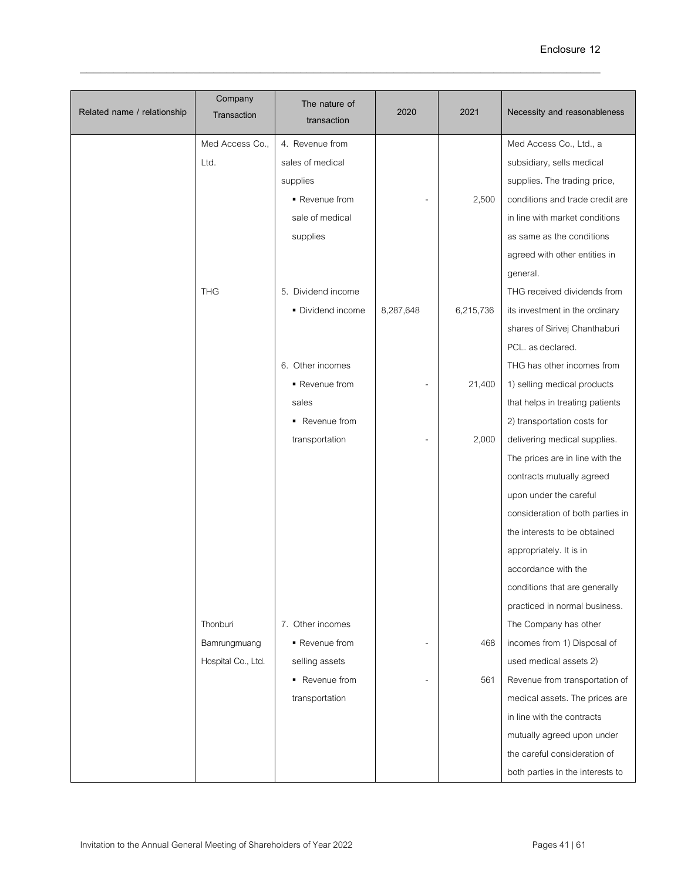Enclosure 12

| Related name / relationship | Company Transaction | The nature of transaction | 2020 | 2021 | Necessity and reasonableness |
|---|---|---|---|---|---|
| | Med Access Co., Ltd. | 4. Revenue from sales of medical supplies<br>▪ Revenue from sale of medical supplies | - | 2,500 | Med Access Co., Ltd., a subsidiary, sells medical supplies. The trading price, conditions and trade credit are in line with market conditions as same as the conditions agreed with other entities in general. |
| | THG | 5. Dividend income<br>▪ Dividend income | 8,287,648 | 6,215,736 | THG received dividends from its investment in the ordinary shares of Sirivej Chanthaburi PCL. as declared. |
| | | 6. Other incomes<br>▪ Revenue from sales<br>▪ Revenue from transportation | -<br>- | 21,400<br>2,000 | THG has other incomes from 1) selling medical products that helps in treating patients 2) transportation costs for delivering medical supplies. The prices are in line with the contracts mutually agreed upon under the careful consideration of both parties in the interests to be obtained appropriately. It is in accordance with the conditions that are generally practiced in normal business. |
| | Thonburi Bamrungmuang Hospital Co., Ltd. | 7. Other incomes<br>▪ Revenue from selling assets<br>▪ Revenue from transportation | -<br>- | 468<br>561 | The Company has other incomes from 1) Disposal of used medical assets 2) Revenue from transportation of medical assets. The prices are in line with the contracts mutually agreed upon under the careful consideration of both parties in the interests to |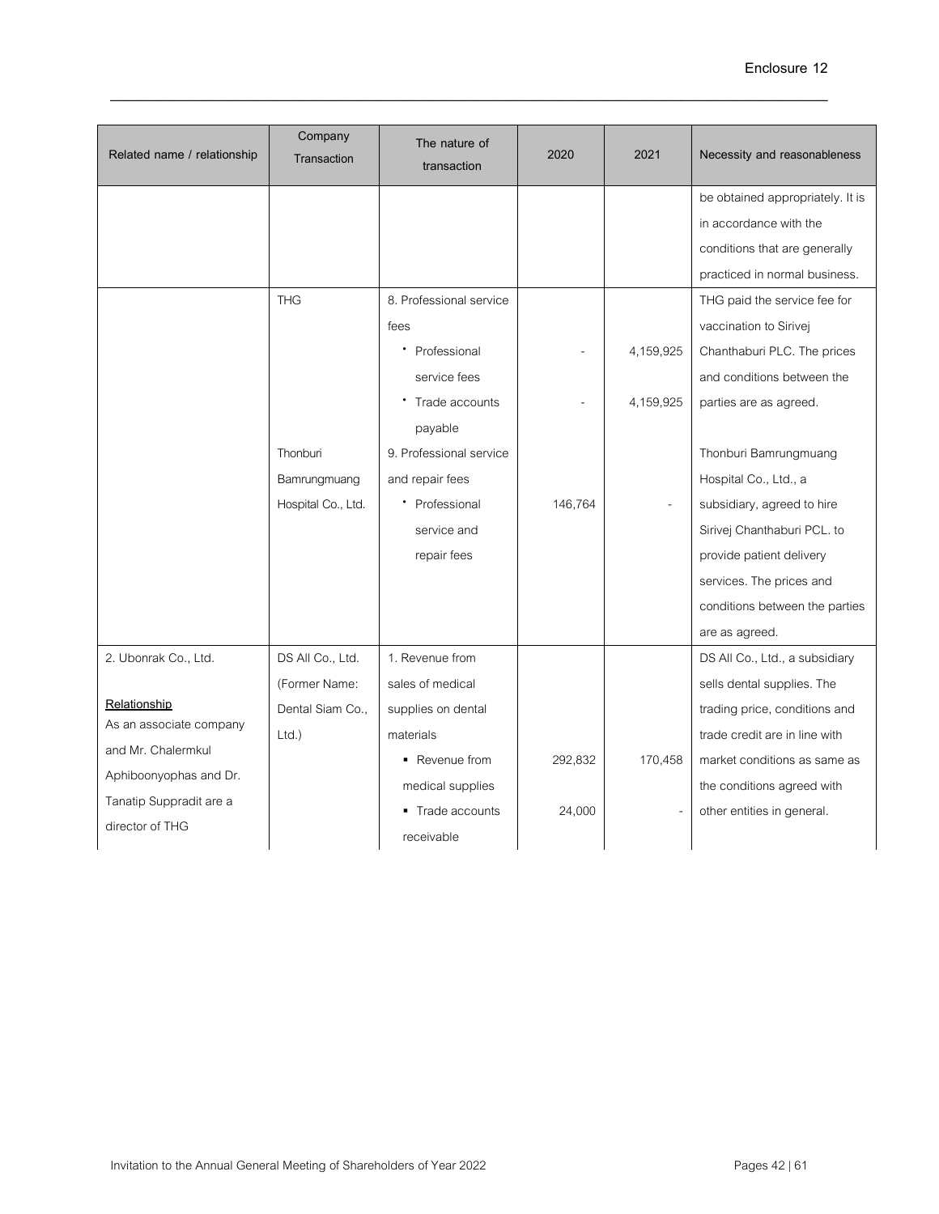| Related name / relationship | Company Transaction | The nature of transaction | 2020 | 2021 | Necessity and reasonableness |
|---|---|---|---|---|---|
| | | | | | be obtained appropriately. It is in accordance with the conditions that are generally practiced in normal business. |
| | THG | 8. Professional service fees<br>• Professional service fees<br>• Trade accounts payable | <br>-<br>- | <br>4,159,925<br>4,159,925 | THG paid the service fee for vaccination to Sirivej Chanthaburi PLC. The prices and conditions between the parties are as agreed. |
| | Thonburi Bamrungmuang Hospital Co., Ltd. | 9. Professional service and repair fees<br>• Professional service and repair fees | <br>146,764 | <br>- | Thonburi Bamrungmuang Hospital Co., Ltd., a subsidiary, agreed to hire Sirivej Chanthaburi PCL. to provide patient delivery services. The prices and conditions between the parties are as agreed. |
| 2. Ubonrak Co., Ltd.<br><br>**Relationship**<br>As an associate company and Mr. Chalermkul Aphiboonyophas and Dr. Tanatip Suppradit are a director of THG | DS All Co., Ltd. (Former Name: Dental Siam Co., Ltd.) | 1. Revenue from sales of medical supplies on dental materials<br>▪ Revenue from medical supplies<br>▪ Trade accounts receivable | <br>292,832<br>24,000 | <br>170,458<br>- | DS All Co., Ltd., a subsidiary sells dental supplies. The trading price, conditions and trade credit are in line with market conditions as same as the conditions agreed with other entities in general. |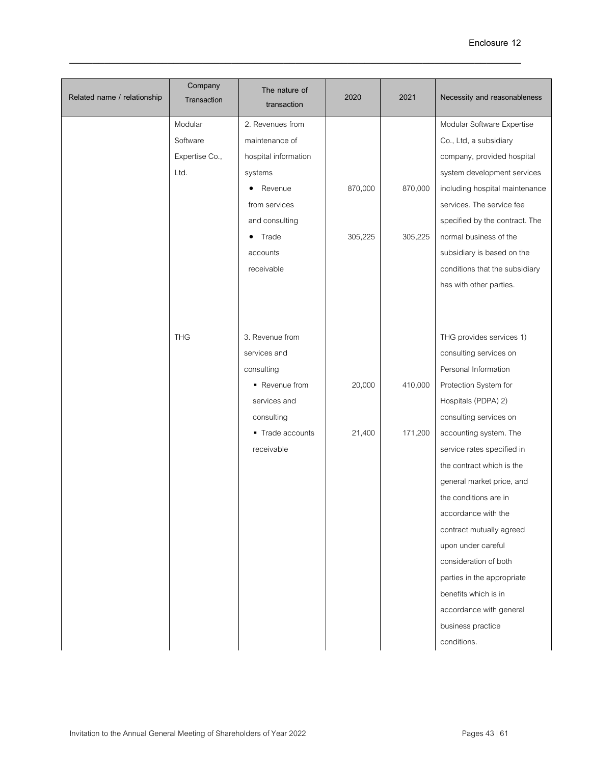Enclosure 12

| Related name / relationship | Company Transaction | The nature of transaction | 2020 | 2021 | Necessity and reasonableness |
|---|---|---|---|---|---|
| | Modular Software Expertise Co., Ltd. | 2. Revenues from maintenance of hospital information systems<br>• Revenue from services and consulting<br>• Trade accounts receivable | <br><br>870,000<br><br>305,225 | <br><br>870,000<br><br>305,225 | Modular Software Expertise Co., Ltd, a subsidiary company, provided hospital system development services including hospital maintenance services. The service fee specified by the contract. The normal business of the subsidiary is based on the conditions that the subsidiary has with other parties. |
| | THG | 3. Revenue from services and consulting<br>▪ Revenue from services and consulting<br>▪ Trade accounts receivable | <br><br>20,000<br><br>21,400 | <br><br>410,000<br><br>171,200 | THG provides services 1) consulting services on Personal Information Protection System for Hospitals (PDPA) 2) consulting services on accounting system. The service rates specified in the contract which is the general market price, and the conditions are in accordance with the contract mutually agreed upon under careful consideration of both parties in the appropriate benefits which is in accordance with general business practice conditions. |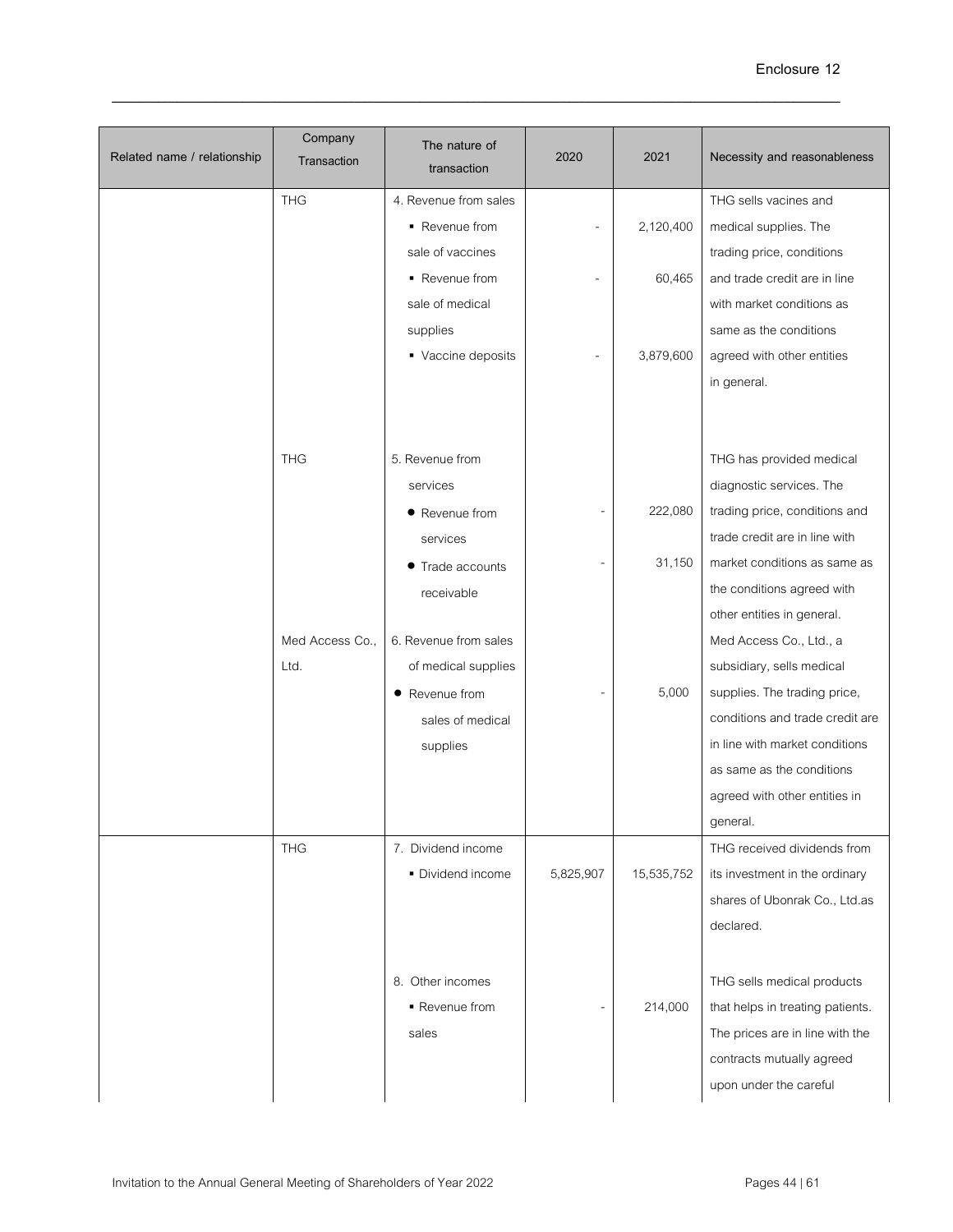| Related name / relationship | Company Transaction | The nature of transaction | 2020 | 2021 | Necessity and reasonableness |
|---|---|---|---|---|---|
| | THG | 4. Revenue from sales<br>▪ Revenue from sale of vaccines<br>▪ Revenue from sale of medical supplies<br>▪ Vaccine deposits | -<br>-<br>- | 2,120,400<br>60,465<br>3,879,600 | THG sells vacines and medical supplies. The trading price, conditions and trade credit are in line with market conditions as same as the conditions agreed with other entities in general. |
| | THG | 5. Revenue from services<br>● Revenue from services<br>● Trade accounts receivable | -<br>- | 222,080<br>31,150 | THG has provided medical diagnostic services. The trading price, conditions and trade credit are in line with market conditions as same as the conditions agreed with other entities in general. |
| | Med Access Co., Ltd. | 6. Revenue from sales of medical supplies<br>● Revenue from sales of medical supplies | - | 5,000 | Med Access Co., Ltd., a subsidiary, sells medical supplies. The trading price, conditions and trade credit are in line with market conditions as same as the conditions agreed with other entities in general. |
| | THG | 7. Dividend income<br>▪ Dividend income | 5,825,907 | 15,535,752 | THG received dividends from its investment in the ordinary shares of Ubonrak Co., Ltd.as declared. |
| | | 8. Other incomes<br>▪ Revenue from sales | - | 214,000 | THG sells medical products that helps in treating patients. The prices are in line with the contracts mutually agreed upon under the careful |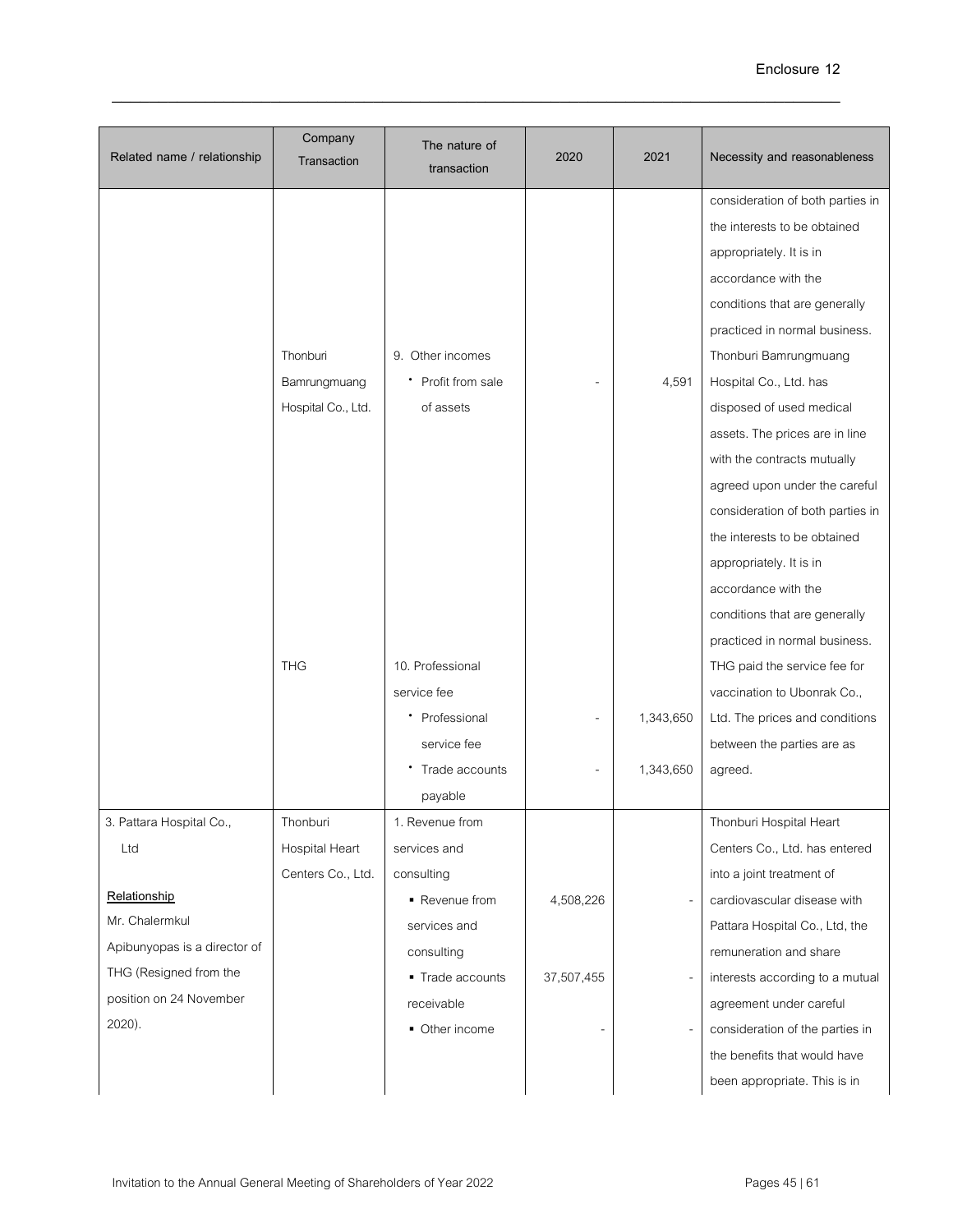| Related name / relationship | Company Transaction | The nature of transaction | 2020 | 2021 | Necessity and reasonableness |
|---|---|---|---|---|---|
| | | | | | consideration of both parties in the interests to be obtained appropriately. It is in accordance with the conditions that are generally practiced in normal business. |
| | Thonburi Bamrungmuang Hospital Co., Ltd. | 9. Other incomes<br>• Profit from sale of assets | - | 4,591 | Thonburi Bamrungmuang Hospital Co., Ltd. has disposed of used medical assets. The prices are in line with the contracts mutually agreed upon under the careful consideration of both parties in the interests to be obtained appropriately. It is in accordance with the conditions that are generally practiced in normal business. |
| | THG | 10. Professional service fee<br>• Professional service fee<br>• Trade accounts payable | -<br>- | 1,343,650<br>1,343,650 | THG paid the service fee for vaccination to Ubonrak Co., Ltd. The prices and conditions between the parties are as agreed. |
| 3. Pattara Hospital Co., Ltd<br><br>**Relationship**<br>Mr. Chalermkul Apibunyopas is a director of THG (Resigned from the position on 24 November 2020). | Thonburi Hospital Heart Centers Co., Ltd. | 1. Revenue from services and consulting<br>• Revenue from services and consulting<br>• Trade accounts receivable<br>• Other income | 4,508,226<br>37,507,455<br>- | -<br>-<br>- | Thonburi Hospital Heart Centers Co., Ltd. has entered into a joint treatment of cardiovascular disease with Pattara Hospital Co., Ltd, the remuneration and share interests according to a mutual agreement under careful consideration of the parties in the benefits that would have been appropriate. This is in |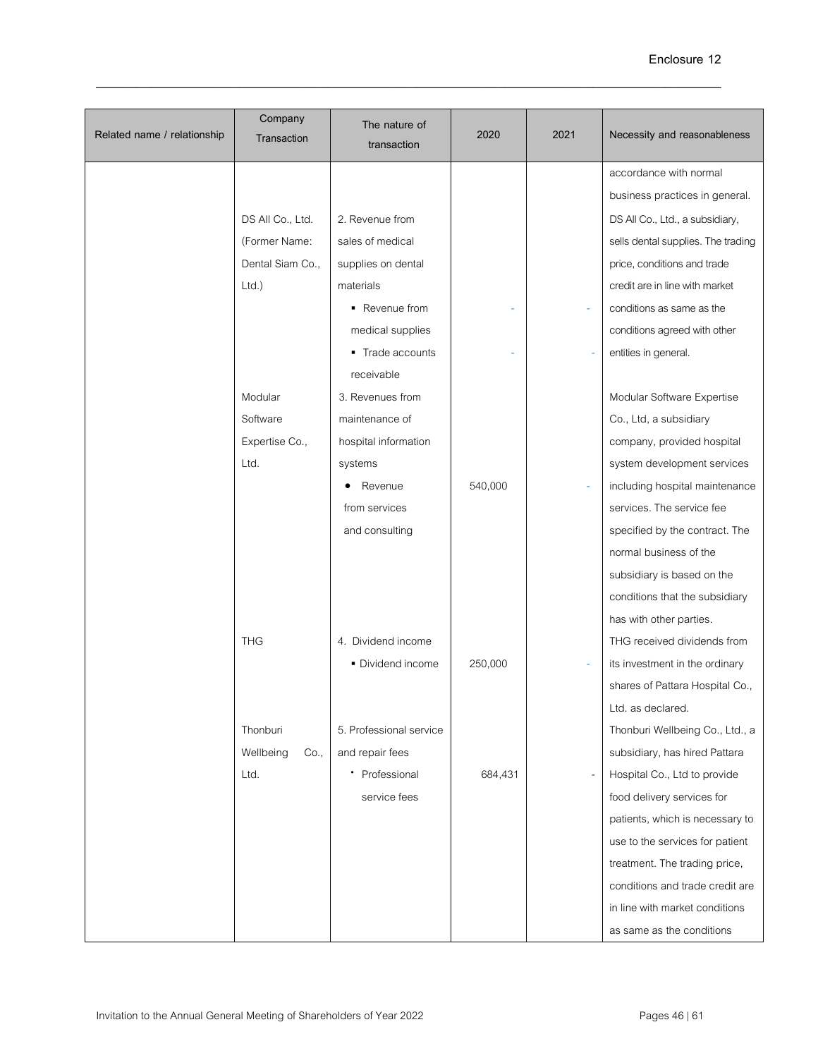| Related name / relationship | Company Transaction | The nature of transaction | 2020 | 2021 | Necessity and reasonableness |
|---|---|---|---|---|---|
| | | | | | accordance with normal business practices in general. |
| | DS All Co., Ltd. (Former Name: Dental Siam Co., Ltd.) | 2. Revenue from sales of medical supplies on dental materials | | | DS All Co., Ltd., a subsidiary, sells dental supplies. The trading price, conditions and trade credit are in line with market conditions as same as the conditions agreed with other entities in general. |
| | | ▪ Revenue from medical supplies | - | - | |
| | | ▪ Trade accounts receivable | - | - | |
| | Modular Software Expertise Co., Ltd. | 3. Revenues from maintenance of hospital information systems | | | Modular Software Expertise Co., Ltd, a subsidiary company, provided hospital system development services including hospital maintenance services. The service fee specified by the contract. The normal business of the subsidiary is based on the conditions that the subsidiary has with other parties. |
| | | • Revenue from services and consulting | 540,000 | - | |
| | THG | 4. Dividend income | | | THG received dividends from its investment in the ordinary shares of Pattara Hospital Co., Ltd. as declared. |
| | | ▪ Dividend income | 250,000 | - | |
| | Thonburi Wellbeing Co., Ltd. | 5. Professional service and repair fees | | | Thonburi Wellbeing Co., Ltd., a subsidiary, has hired Pattara Hospital Co., Ltd to provide food delivery services for patients, which is necessary to use to the services for patient treatment. The trading price, conditions and trade credit are in line with market conditions as same as the conditions |
| | | ▪ Professional service fees | 684,431 | - | |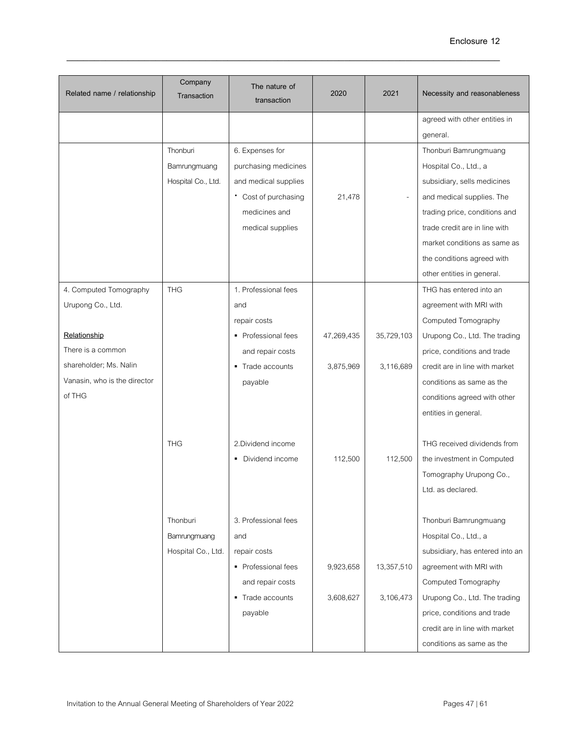| Related name / relationship | Company Transaction | The nature of transaction | 2020 | 2021 | Necessity and reasonableness |
|---|---|---|---|---|---|
| | | | | | agreed with other entities in general. |
| | Thonburi Bamrungmuang Hospital Co., Ltd. | 6. Expenses for purchasing medicines and medical supplies<br>• Cost of purchasing medicines and medical supplies | 21,478 | - | Thonburi Bamrungmuang Hospital Co., Ltd., a subsidiary, sells medicines and medical supplies. The trading price, conditions and trade credit are in line with market conditions as same as the conditions agreed with other entities in general. |
| 4. Computed Tomography Urupong Co., Ltd.<br><br>**Relationship**<br>There is a common shareholder; Ms. Nalin Vanasin, who is the director of THG | THG | 1. Professional fees and repair costs<br>▪ Professional fees and repair costs<br>▪ Trade accounts payable | <br><br>47,269,435<br>3,875,969 | <br><br>35,729,103<br>3,116,689 | THG has entered into an agreement with MRI with Computed Tomography Urupong Co., Ltd. The trading price, conditions and trade credit are in line with market conditions as same as the conditions agreed with other entities in general. |
| | THG | 2.Dividend income<br>▪ Dividend income | 112,500 | 112,500 | THG received dividends from the investment in Computed Tomography Urupong Co., Ltd. as declared. |
| | Thonburi Bamrungmuang Hospital Co., Ltd. | 3. Professional fees and repair costs<br>▪ Professional fees and repair costs<br>▪ Trade accounts payable | <br><br>9,923,658<br>3,608,627 | <br><br>13,357,510<br>3,106,473 | Thonburi Bamrungmuang Hospital Co., Ltd., a subsidiary, has entered into an agreement with MRI with Computed Tomography Urupong Co., Ltd. The trading price, conditions and trade credit are in line with market conditions as same as the |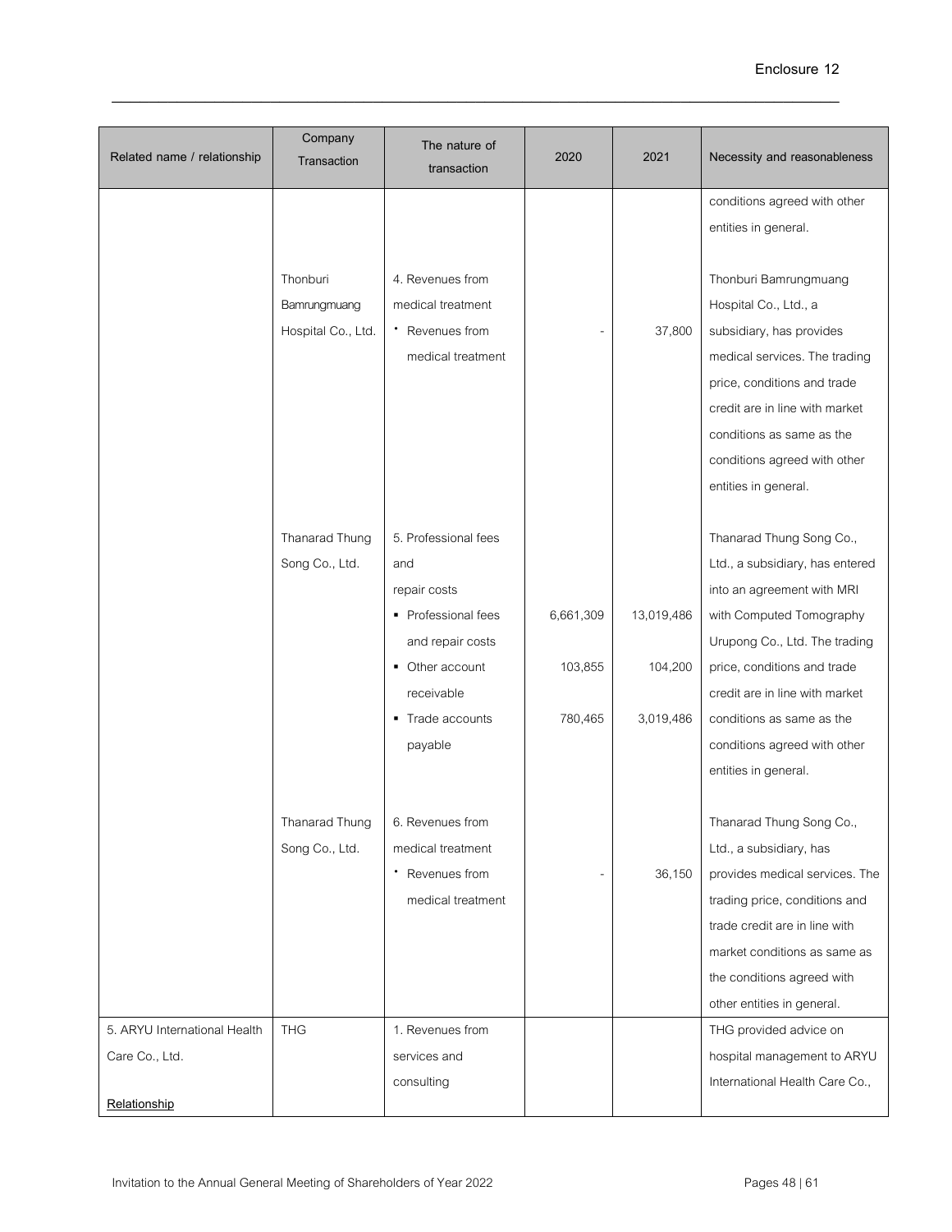| Related name / relationship | Company Transaction | The nature of transaction | 2020 | 2021 | Necessity and reasonableness |
|---|---|---|---|---|---|
| | | | | | conditions agreed with other entities in general. |
| | Thonburi Bamrungmuang Hospital Co., Ltd. | 4. Revenues from medical treatment<br>• Revenues from medical treatment | -| 37,800 | Thonburi Bamrungmuang Hospital Co., Ltd., a subsidiary, has provides medical services. The trading price, conditions and trade credit are in line with market conditions as same as the conditions agreed with other entities in general. |
| | Thanarad Thung Song Co., Ltd. | 5. Professional fees and repair costs<br>▪ Professional fees and repair costs<br>▪ Other account receivable<br>▪ Trade accounts payable | 6,661,309<br>103,855<br>780,465 | 13,019,486<br>104,200<br>3,019,486 | Thanarad Thung Song Co., Ltd., a subsidiary, has entered into an agreement with MRI with Computed Tomography Urupong Co., Ltd. The trading price, conditions and trade credit are in line with market conditions as same as the conditions agreed with other entities in general. |
| | Thanarad Thung Song Co., Ltd. | 6. Revenues from medical treatment<br>• Revenues from medical treatment | - | 36,150 | Thanarad Thung Song Co., Ltd., a subsidiary, has provides medical services. The trading price, conditions and trade credit are in line with market conditions as same as the conditions agreed with other entities in general. |
| 5. ARYU International Health Care Co., Ltd.<br><br>**Relationship** | THG | 1. Revenues from services and consulting | | | THG provided advice on hospital management to ARYU International Health Care Co., |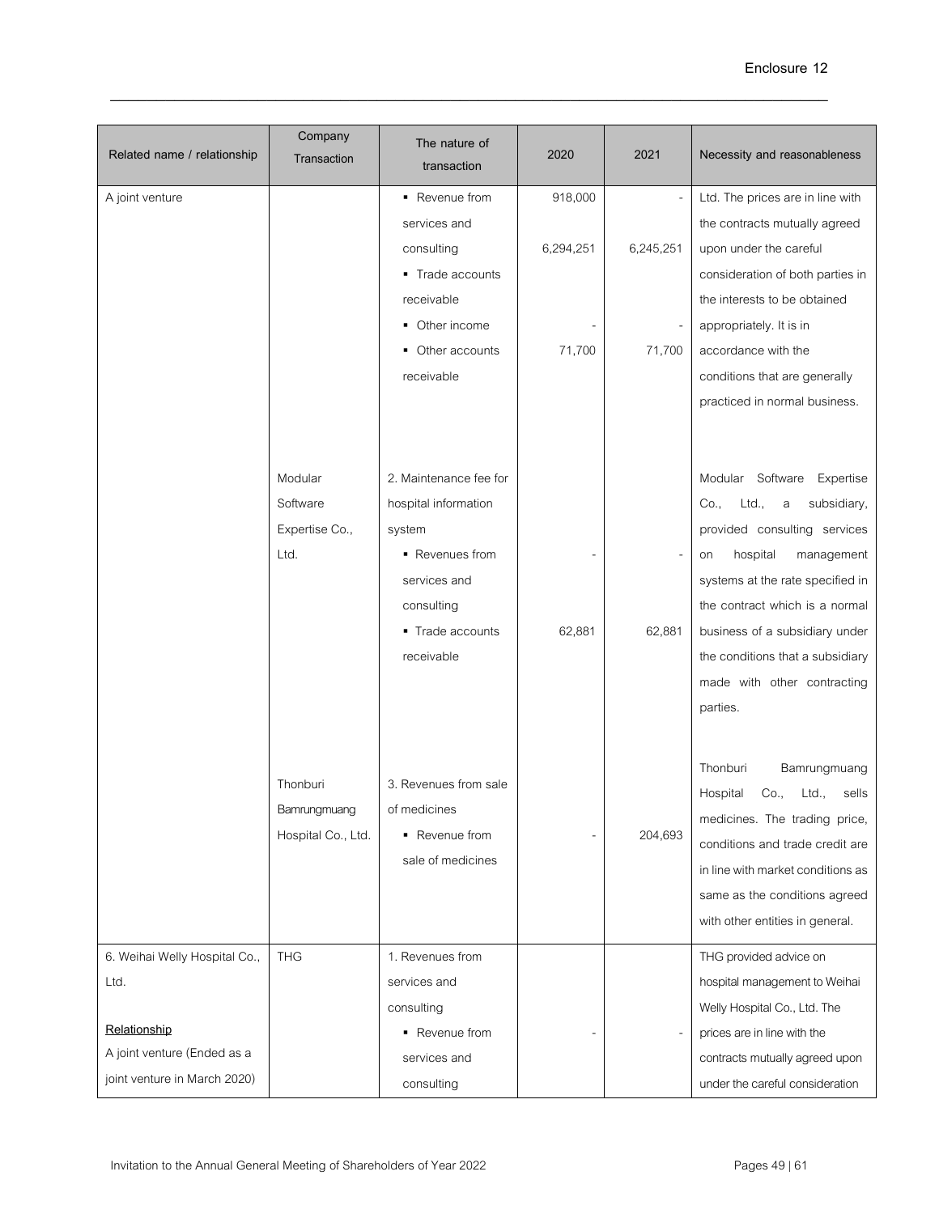| Related name / relationship | Company Transaction | The nature of transaction | 2020 | 2021 | Necessity and reasonableness |
|---|---|---|---|---|---|
| A joint venture | | ▪ Revenue from services and consulting<br>▪ Trade accounts receivable<br>▪ Other income<br>▪ Other accounts receivable | 918,000<br>6,294,251<br>-<br>71,700 | -<br>6,245,251<br>-<br>71,700 | Ltd. The prices are in line with the contracts mutually agreed upon under the careful consideration of both parties in the interests to be obtained appropriately. It is in accordance with the conditions that are generally practiced in normal business. |
| | Modular Software Expertise Co., Ltd. | 2. Maintenance fee for hospital information system<br>▪ Revenues from services and consulting<br>▪ Trade accounts receivable | -<br>62,881 | -<br>62,881 | Modular Software Expertise Co., Ltd., a subsidiary, provided consulting services on hospital management systems at the rate specified in the contract which is a normal business of a subsidiary under the conditions that a subsidiary made with other contracting parties. |
| | Thonburi Bamrungmuang Hospital Co., Ltd. | 3. Revenues from sale of medicines<br>▪ Revenue from sale of medicines | - | 204,693 | Thonburi Bamrungmuang Hospital Co., Ltd., sells medicines. The trading price, conditions and trade credit are in line with market conditions as same as the conditions agreed with other entities in general. |
| 6. Weihai Welly Hospital Co., Ltd.<br><br>**Relationship**<br>A joint venture (Ended as a joint venture in March 2020) | THG | 1. Revenues from services and consulting<br>▪ Revenue from services and consulting | - | - | THG provided advice on hospital management to Weihai Welly Hospital Co., Ltd. The prices are in line with the contracts mutually agreed upon under the careful consideration |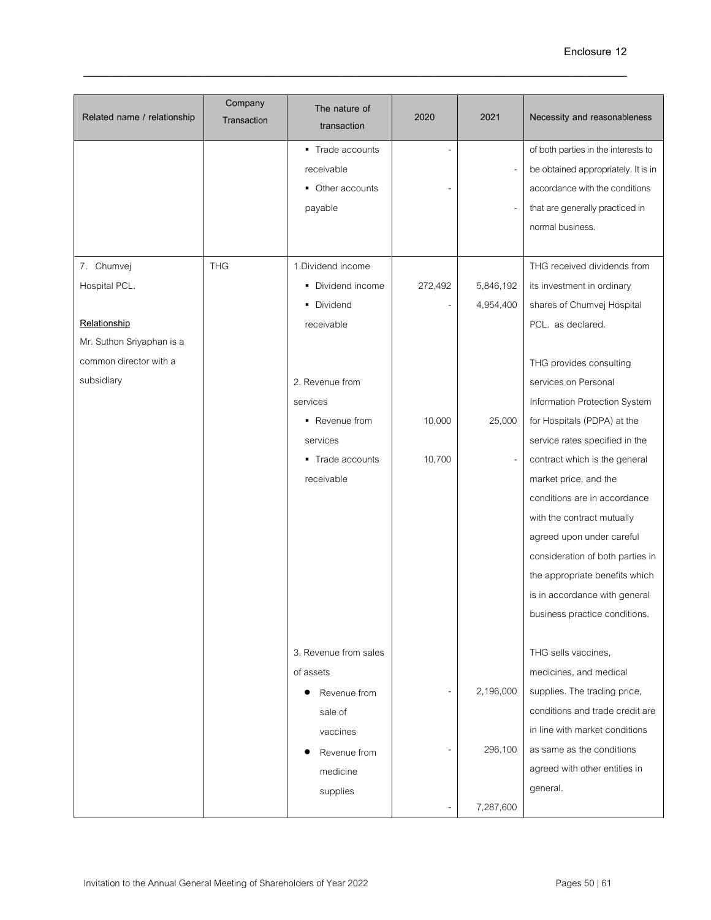Enclosure 12

| Related name / relationship | Company Transaction | The nature of transaction | 2020 | 2021 | Necessity and reasonableness |
|---|---|---|---|---|---|
| | | ▪ Trade accounts receivable | - | - | of both parties in the interests to be obtained appropriately. It is in accordance with the conditions that are generally practiced in normal business. |
| | | ▪ Other accounts payable | - | - | |
| 7. Chumvej Hospital PCL.<br><br>**Relationship**<br>Mr. Suthon Sriyaphan is a common director with a subsidiary | THG | 1.Dividend income | | | THG received dividends from its investment in ordinary shares of Chumvej Hospital PCL. as declared. |
| | | ▪ Dividend income | 272,492 | 5,846,192 | |
| | | ▪ Dividend receivable | - | 4,954,400 | |
| | | 2. Revenue from services | | | THG provides consulting services on Personal Information Protection System for Hospitals (PDPA) at the service rates specified in the contract which is the general market price, and the conditions are in accordance with the contract mutually agreed upon under careful consideration of both parties in the appropriate benefits which is in accordance with general business practice conditions. |
| | | ▪ Revenue from services | 10,000 | 25,000 | |
| | | ▪ Trade accounts receivable | 10,700 | - | |
| | | 3. Revenue from sales of assets | | | THG sells vaccines, medicines, and medical supplies. The trading price, conditions and trade credit are in line with market conditions as same as the conditions agreed with other entities in general. |
| | | ● Revenue from sale of vaccines | - | 2,196,000 | |
| | | ● Revenue from medicine supplies | - | 296,100 | |
| | | | - | 7,287,600 | |

Invitation to the Annual General Meeting of Shareholders of Year 2022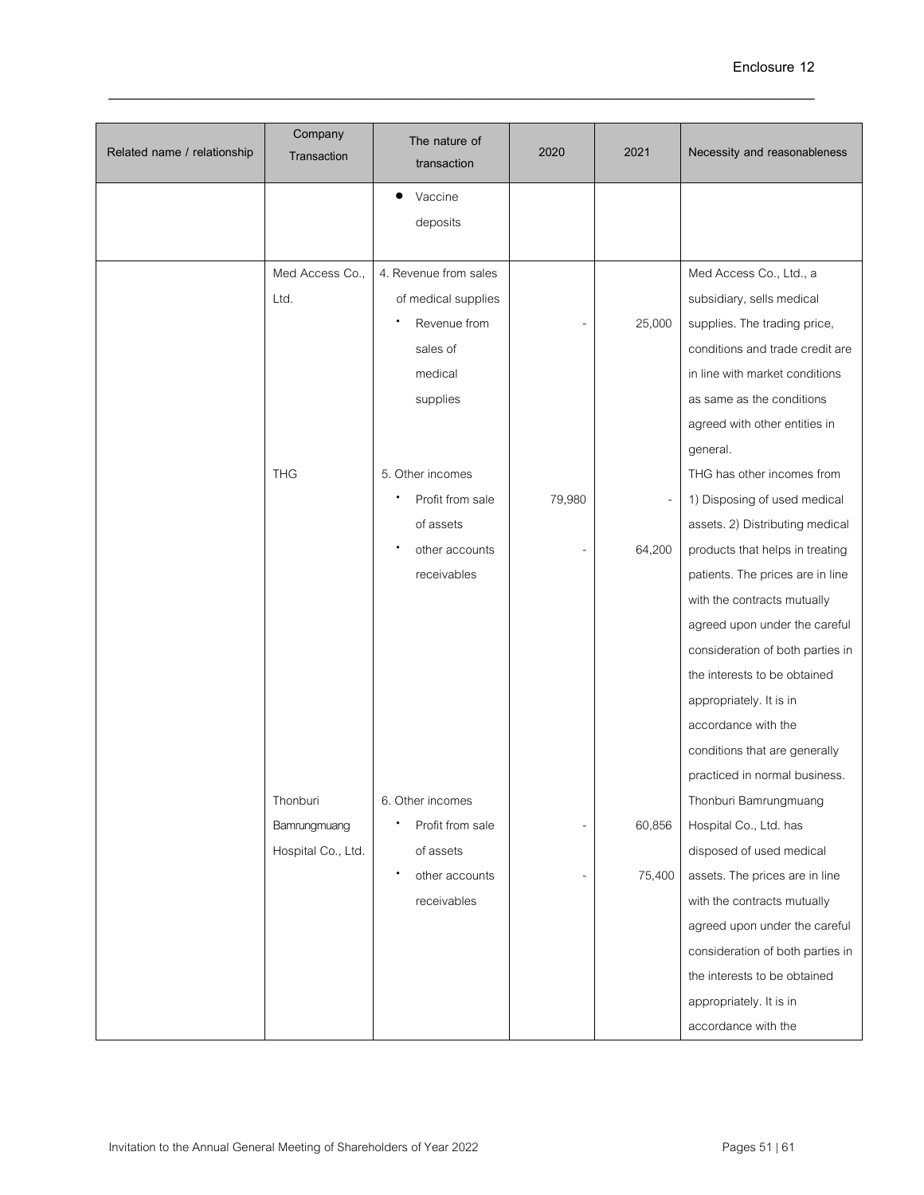Enclosure 12

| Related name / relationship | Company Transaction | The nature of transaction | 2020 | 2021 | Necessity and reasonableness |
|---|---|---|---|---|---|
| | | • Vaccine deposits | | | |
| | Med Access Co., Ltd. | 4. Revenue from sales of medical supplies<br>• Revenue from sales of medical supplies | -| 25,000 | Med Access Co., Ltd., a subsidiary, sells medical supplies. The trading price, conditions and trade credit are in line with market conditions as same as the conditions agreed with other entities in general. |
| | THG | 5. Other incomes<br>• Profit from sale of assets<br>• other accounts receivables | 79,980<br>- | -<br>64,200 | THG has other incomes from 1) Disposing of used medical assets. 2) Distributing medical products that helps in treating patients. The prices are in line with the contracts mutually agreed upon under the careful consideration of both parties in the interests to be obtained appropriately. It is in accordance with the conditions that are generally practiced in normal business. |
| | Thonburi Bamrungmuang Hospital Co., Ltd. | 6. Other incomes<br>• Profit from sale of assets<br>• other accounts receivables | -<br>- | 60,856<br>75,400 | Thonburi Bamrungmuang Hospital Co., Ltd. has disposed of used medical assets. The prices are in line with the contracts mutually agreed upon under the careful consideration of both parties in the interests to be obtained appropriately. It is in accordance with the |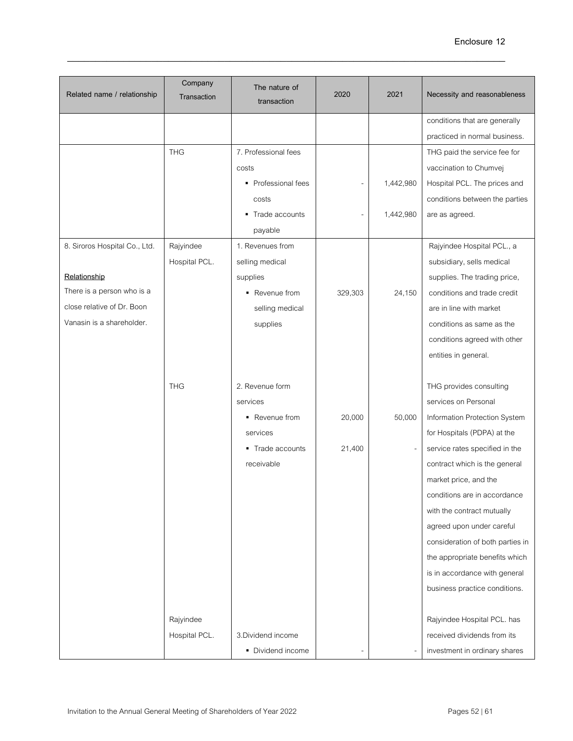| Related name / relationship | Company Transaction | The nature of transaction | 2020 | 2021 | Necessity and reasonableness |
|---|---|---|---|---|---|
| | | | | | conditions that are generally practiced in normal business. |
| | THG | 7. Professional fees costs | | | THG paid the service fee for vaccination to Chumvej Hospital PCL. The prices and conditions between the parties are as agreed. |
| | | ▪ Professional fees costs | - | 1,442,980 | |
| | | ▪ Trade accounts payable | - | 1,442,980 | |
| 8. Siroros Hospital Co., Ltd.<br><br>**Relationship**<br>There is a person who is a close relative of Dr. Boon Vanasin is a shareholder. | Rajyindee Hospital PCL. | 1. Revenues from selling medical supplies | | | Rajyindee Hospital PCL., a subsidiary, sells medical supplies. The trading price, conditions and trade credit are in line with market conditions as same as the conditions agreed with other entities in general. |
| | | ▪ Revenue from selling medical supplies | 329,303 | 24,150 | |
| | THG | 2. Revenue form services | | | THG provides consulting services on Personal Information Protection System for Hospitals (PDPA) at the service rates specified in the contract which is the general market price, and the conditions are in accordance with the contract mutually agreed upon under careful consideration of both parties in the appropriate benefits which is in accordance with general business practice conditions. |
| | | ▪ Revenue from services | 20,000 | 50,000 | |
| | | ▪ Trade accounts receivable | 21,400 | - | |
| | Rajyindee Hospital PCL. | 3.Dividend income | | | Rajyindee Hospital PCL. has received dividends from its investment in ordinary shares |
| | | ▪ Dividend income | - | - | |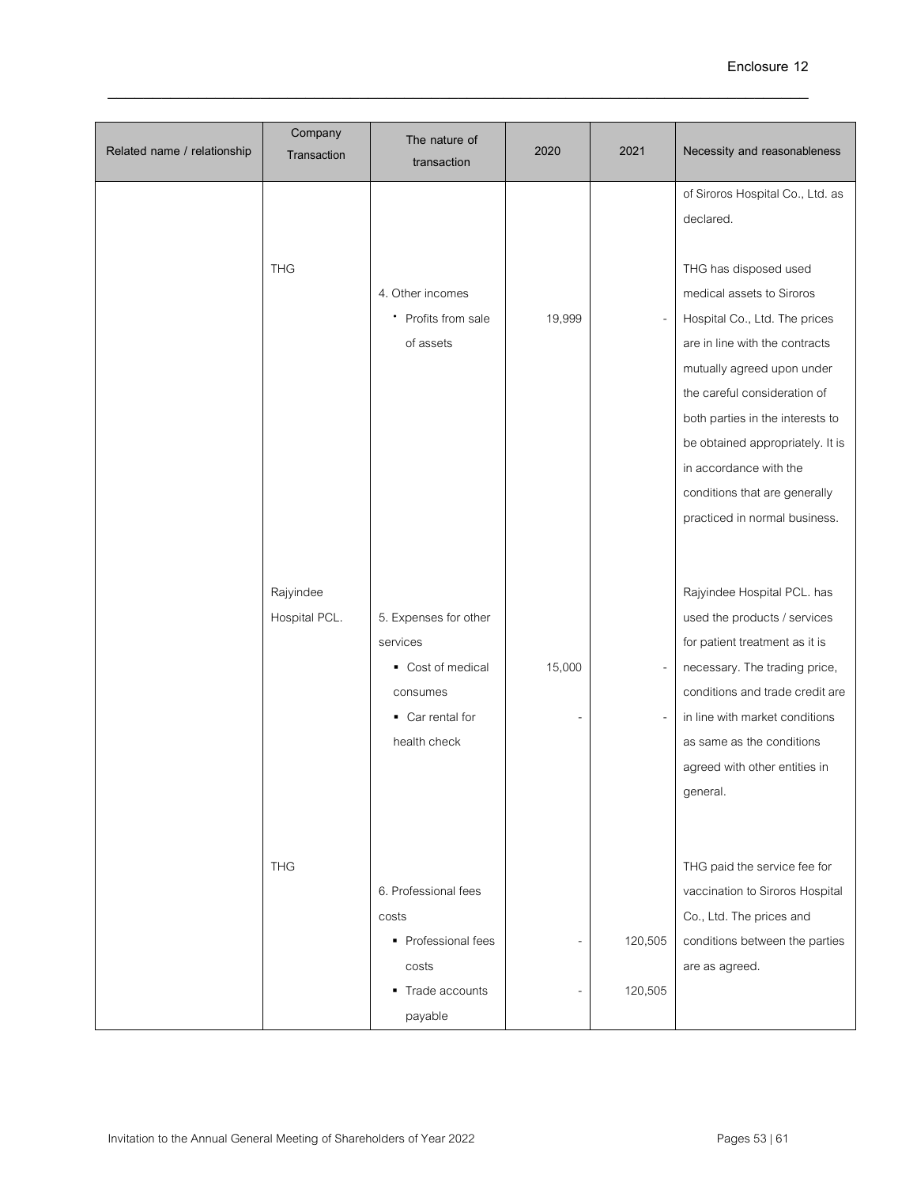| Related name / relationship | Company Transaction | The nature of transaction | 2020 | 2021 | Necessity and reasonableness |
|---|---|---|---|---|---|
| | | | | | of Siroros Hospital Co., Ltd. as declared. |
| | THG | 4. Other incomes<br>• Profits from sale of assets | 19,999 | - | THG has disposed used medical assets to Siroros Hospital Co., Ltd. The prices are in line with the contracts mutually agreed upon under the careful consideration of both parties in the interests to be obtained appropriately. It is in accordance with the conditions that are generally practiced in normal business. |
| | Rajyindee Hospital PCL. | 5. Expenses for other services<br>▪ Cost of medical consumes<br>▪ Car rental for health check | 15,000<br>- | -<br>- | Rajyindee Hospital PCL. has used the products / services for patient treatment as it is necessary. The trading price, conditions and trade credit are in line with market conditions as same as the conditions agreed with other entities in general. |
| | THG | 6. Professional fees costs<br>▪ Professional fees costs<br>▪ Trade accounts payable | -<br>- | 120,505<br>120,505 | THG paid the service fee for vaccination to Siroros Hospital Co., Ltd. The prices and conditions between the parties are as agreed. |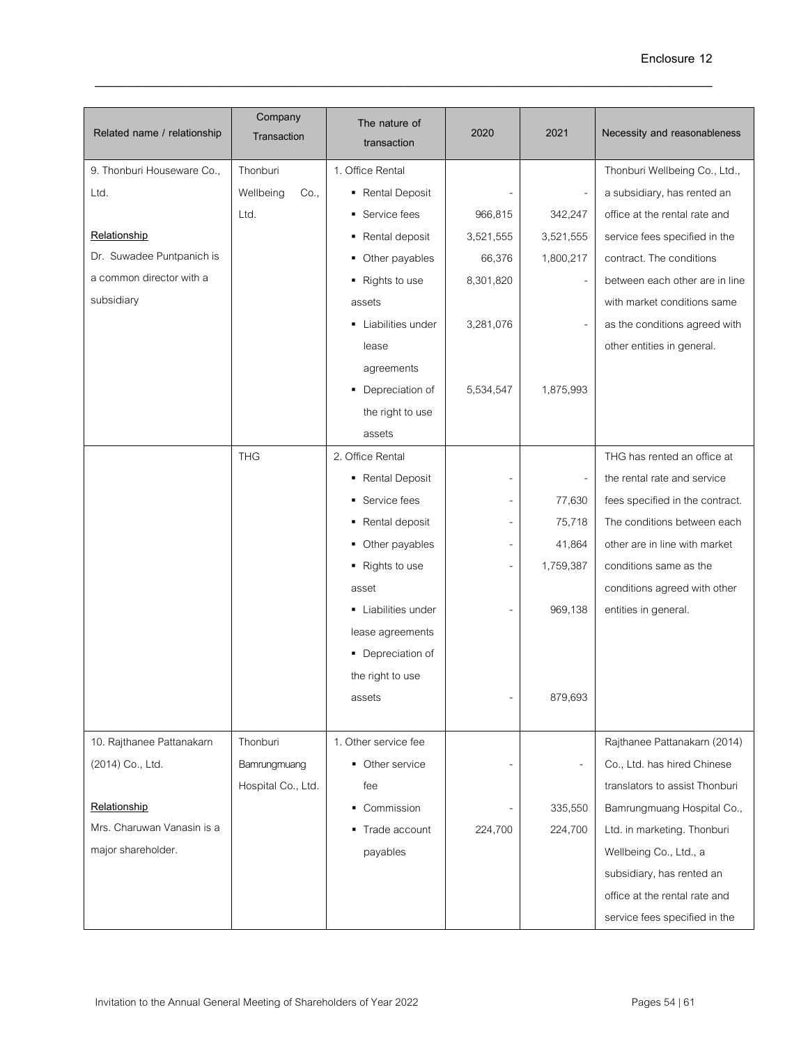| Related name / relationship | Company Transaction | The nature of transaction | 2020 | 2021 | Necessity and reasonableness |
|---|---|---|---|---|---|
| 9. Thonburi Houseware Co., Ltd.<br><br>**Relationship**<br>Dr. Suwadee Puntpanich is a common director with a subsidiary | Thonburi Wellbeing Co., Ltd. | 1. Office Rental<br>▪ Rental Deposit<br>▪ Service fees<br>▪ Rental deposit<br>▪ Other payables<br>▪ Rights to use assets<br>▪ Liabilities under lease agreements<br>▪ Depreciation of the right to use assets | <br>-<br>966,815<br>3,521,555<br>66,376<br>8,301,820<br>3,281,076<br>5,534,547 | <br>-<br>342,247<br>3,521,555<br>1,800,217<br>-<br>-<br>1,875,993 | Thonburi Wellbeing Co., Ltd., a subsidiary, has rented an office at the rental rate and service fees specified in the contract. The conditions between each other are in line with market conditions same as the conditions agreed with other entities in general. |
| | THG | 2. Office Rental<br>▪ Rental Deposit<br>▪ Service fees<br>▪ Rental deposit<br>▪ Other payables<br>▪ Rights to use asset<br>▪ Liabilities under lease agreements<br>▪ Depreciation of the right to use assets | <br>-<br>-<br>-<br>-<br>-<br>-<br>- | <br>-<br>77,630<br>75,718<br>41,864<br>1,759,387<br>969,138<br>879,693 | THG has rented an office at the rental rate and service fees specified in the contract. The conditions between each other are in line with market conditions same as the conditions agreed with other entities in general. |
| 10. Rajthanee Pattanakarn (2014) Co., Ltd.<br><br>**Relationship**<br>Mrs. Charuwan Vanasin is a major shareholder. | Thonburi Bamrungmuang Hospital Co., Ltd. | 1. Other service fee<br>▪ Other service fee<br>▪ Commission<br>▪ Trade account payables | <br>-<br>-<br>224,700 | <br>-<br>335,550<br>224,700 | Rajthanee Pattanakarn (2014) Co., Ltd. has hired Chinese translators to assist Thonburi Bamrungmuang Hospital Co., Ltd. in marketing. Thonburi Wellbeing Co., Ltd., a subsidiary, has rented an office at the rental rate and service fees specified in the |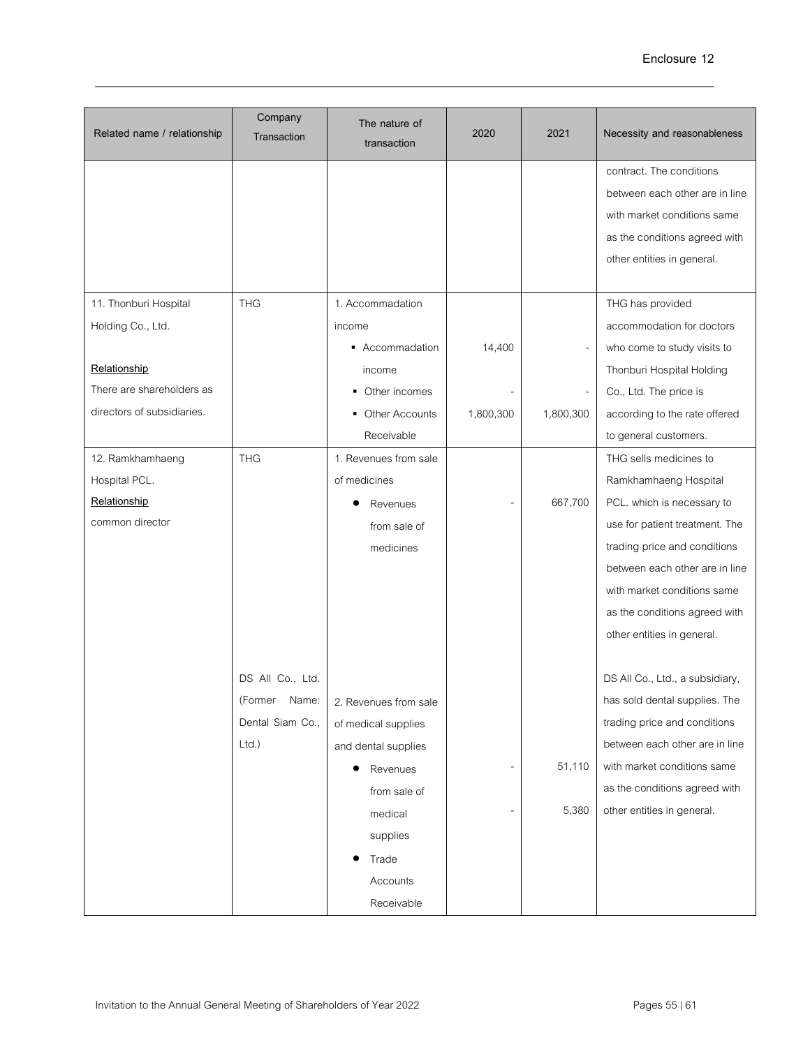| Related name / relationship | Company Transaction | The nature of transaction | 2020 | 2021 | Necessity and reasonableness |
|---|---|---|---|---|---|
| | | | | | contract. The conditions between each other are in line with market conditions same as the conditions agreed with other entities in general. |
| 11. Thonburi Hospital Holding Co., Ltd.<br><br>**Relationship**<br>There are shareholders as directors of subsidiaries. | THG | 1. Accommadation income<br>▪ Accommadation income<br>▪ Other incomes<br>▪ Other Accounts Receivable | <br><br>14,400<br><br>-<br>1,800,300 | <br><br>-<br><br>-<br>1,800,300 | THG has provided accommodation for doctors who come to study visits to Thonburi Hospital Holding Co., Ltd. The price is according to the rate offered to general customers. |
| 12. Ramkhamhaeng Hospital PCL.<br>**Relationship**<br>common director | THG | 1. Revenues from sale of medicines<br>● Revenues from sale of medicines | <br><br>- | <br><br>667,700 | THG sells medicines to Ramkhamhaeng Hospital PCL. which is necessary to use for patient treatment. The trading price and conditions between each other are in line with market conditions same as the conditions agreed with other entities in general. |
| | DS All Co., Ltd. (Former Name: Dental Siam Co., Ltd.) | 2. Revenues from sale of medical supplies and dental supplies<br>● Revenues from sale of medical supplies<br>● Trade Accounts Receivable | <br><br>-<br><br>- | <br><br>51,110<br><br>5,380 | DS All Co., Ltd., a subsidiary, has sold dental supplies. The trading price and conditions between each other are in line with market conditions same as the conditions agreed with other entities in general. |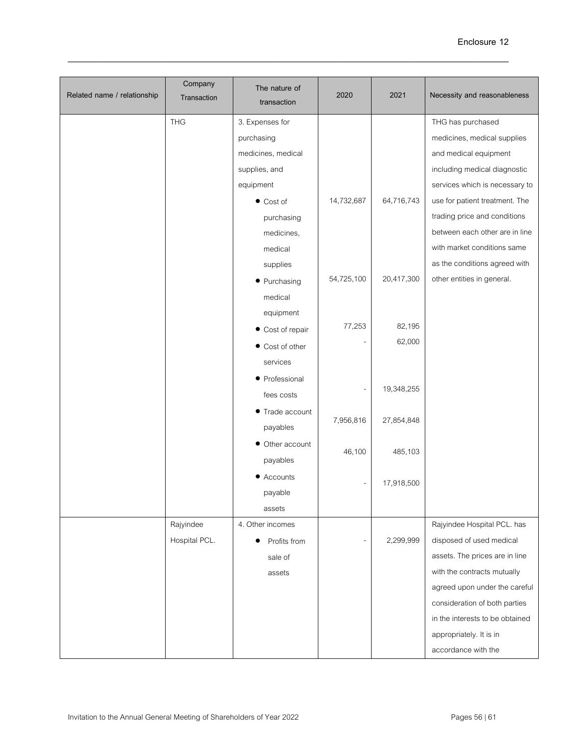| Related name / relationship | Company Transaction | The nature of transaction | 2020 | 2021 | Necessity and reasonableness |
|---|---|---|---|---|---|
| | THG | 3. Expenses for purchasing medicines, medical supplies, and equipment | | | THG has purchased medicines, medical supplies and medical equipment including medical diagnostic services which is necessary to use for patient treatment. The trading price and conditions between each other are in line with market conditions same as the conditions agreed with other entities in general. |
| | | • Cost of purchasing medicines, medical supplies | 14,732,687 | 64,716,743 | |
| | | • Purchasing medical equipment | 54,725,100 | 20,417,300 | |
| | | • Cost of repair | 77,253 | 82,195 | |
| | | • Cost of other services | - | 62,000 | |
| | | • Professional fees costs | - | 19,348,255 | |
| | | • Trade account payables | 7,956,816 | 27,854,848 | |
| | | • Other account payables | 46,100 | 485,103 | |
| | | • Accounts payable assets | - | 17,918,500 | |
| | Rajyindee Hospital PCL. | 4. Other incomes | | | Rajyindee Hospital PCL. has disposed of used medical assets. The prices are in line with the contracts mutually agreed upon under the careful consideration of both parties in the interests to be obtained appropriately. It is in accordance with the |
| | | • Profits from sale of assets | - | 2,299,999 | |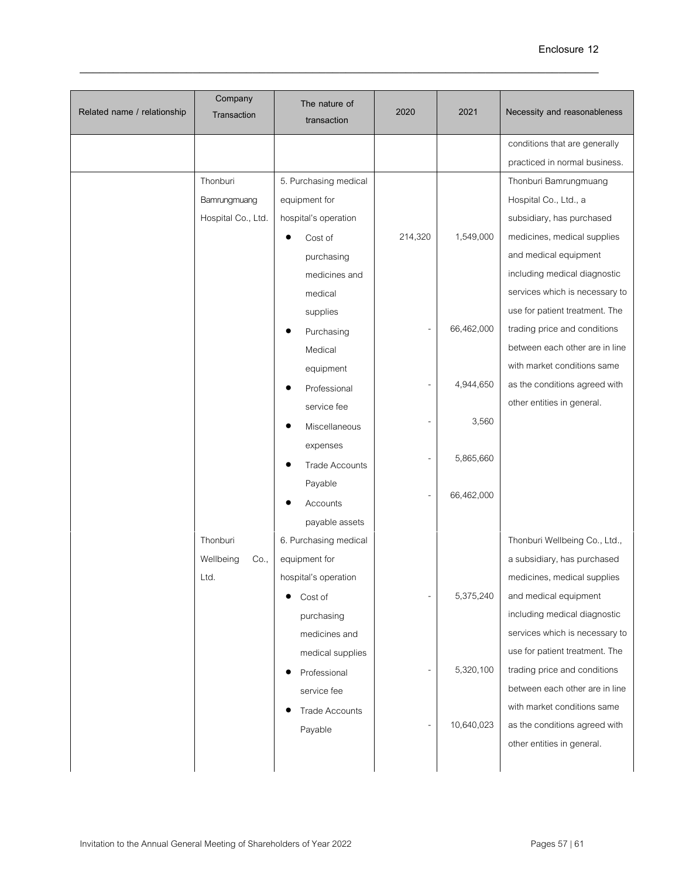| Related name / relationship | Company Transaction | The nature of transaction | 2020 | 2021 | Necessity and reasonableness |
|---|---|---|---|---|---|
| | | | | | conditions that are generally practiced in normal business. |
| | Thonburi Bamrungmuang Hospital Co., Ltd. | 5. Purchasing medical equipment for hospital's operation | | | Thonburi Bamrungmuang Hospital Co., Ltd., a subsidiary, has purchased medicines, medical supplies and medical equipment including medical diagnostic services which is necessary to use for patient treatment. The trading price and conditions between each other are in line with market conditions same as the conditions agreed with other entities in general. |
| | | • Cost of purchasing medicines and medical supplies | 214,320 | 1,549,000 | |
| | | • Purchasing Medical equipment | - | 66,462,000 | |
| | | • Professional service fee | - | 4,944,650 | |
| | | • Miscellaneous expenses | - | 3,560 | |
| | | • Trade Accounts Payable | - | 5,865,660 | |
| | | • Accounts payable assets | - | 66,462,000 | |
| | Thonburi Wellbeing Co., Ltd. | 6. Purchasing medical equipment for hospital's operation | | | Thonburi Wellbeing Co., Ltd., a subsidiary, has purchased medicines, medical supplies and medical equipment including medical diagnostic services which is necessary to use for patient treatment. The trading price and conditions between each other are in line with market conditions same as the conditions agreed with other entities in general. |
| | | • Cost of purchasing medicines and medical supplies | - | 5,375,240 | |
| | | • Professional service fee | - | 5,320,100 | |
| | | • Trade Accounts Payable | - | 10,640,023 | |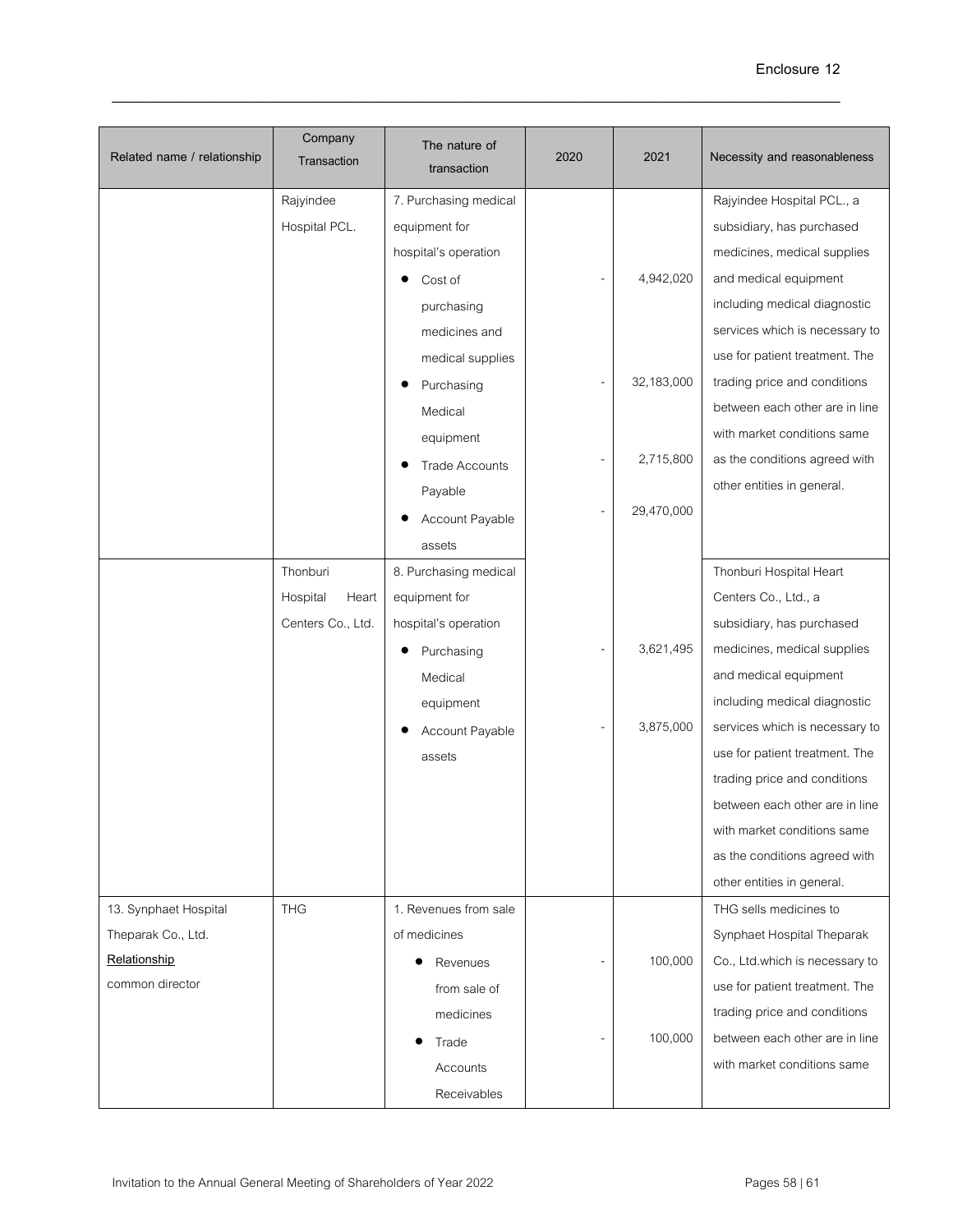| Related name / relationship | Company Transaction | The nature of transaction | 2020 | 2021 | Necessity and reasonableness |
|---|---|---|---|---|---|
| | Rajyindee Hospital PCL. | 7. Purchasing medical equipment for hospital's operation<br>• Cost of purchasing medicines and medical supplies<br>• Purchasing Medical equipment<br>• Trade Accounts Payable<br>• Account Payable assets | -<br>-<br>-<br>- | 4,942,020<br>32,183,000<br>2,715,800<br>29,470,000 | Rajyindee Hospital PCL., a subsidiary, has purchased medicines, medical supplies and medical equipment including medical diagnostic services which is necessary to use for patient treatment. The trading price and conditions between each other are in line with market conditions same as the conditions agreed with other entities in general. |
| | Thonburi Hospital Heart Centers Co., Ltd. | 8. Purchasing medical equipment for hospital's operation<br>• Purchasing Medical equipment<br>• Account Payable assets | -<br>- | 3,621,495<br>3,875,000 | Thonburi Hospital Heart Centers Co., Ltd., a subsidiary, has purchased medicines, medical supplies and medical equipment including medical diagnostic services which is necessary to use for patient treatment. The trading price and conditions between each other are in line with market conditions same as the conditions agreed with other entities in general. |
| 13. Synphaet Hospital Theparak Co., Ltd.<br>**Relationship**<br>common director | THG | 1. Revenues from sale of medicines<br>• Revenues from sale of medicines<br>• Trade Accounts Receivables | -<br>- | 100,000<br>100,000 | THG sells medicines to Synphaet Hospital Theparak Co., Ltd.which is necessary to use for patient treatment. The trading price and conditions between each other are in line with market conditions same |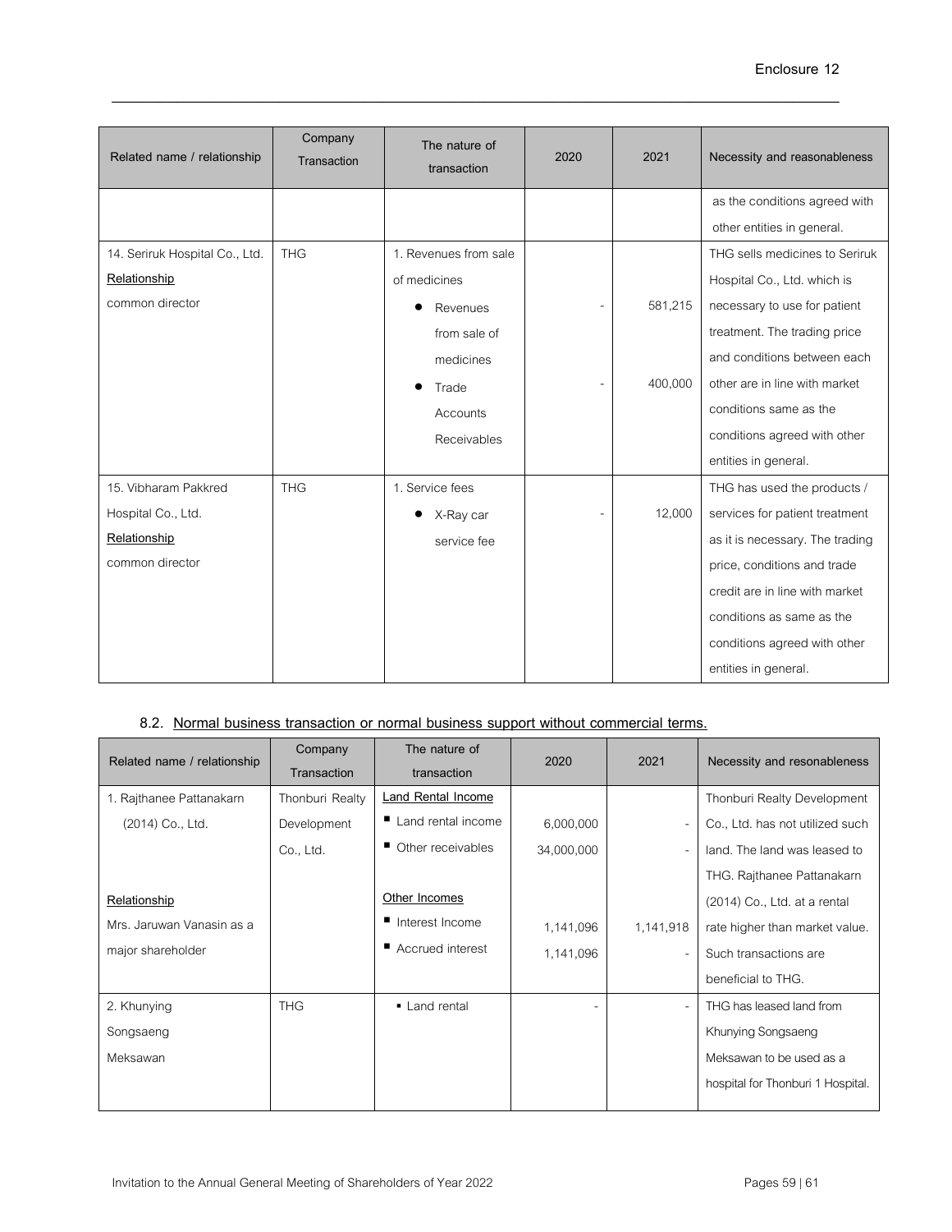| Related name / relationship | Company Transaction | The nature of transaction | 2020 | 2021 | Necessity and reasonableness |
|---|---|---|---|---|---|
| | | | | | as the conditions agreed with other entities in general. |
| 14. Seriruk Hospital Co., Ltd.<br>**Relationship**<br>common director | THG | 1. Revenues from sale of medicines<br>• Revenues from sale of medicines<br>• Trade Accounts Receivables | <br><br>-<br><br>- | <br><br>581,215<br><br>400,000 | THG sells medicines to Seriruk Hospital Co., Ltd. which is necessary to use for patient treatment. The trading price and conditions between each other are in line with market conditions same as the conditions agreed with other entities in general. |
| 15. Vibharam Pakkred Hospital Co., Ltd.<br>**Relationship**<br>common director | THG | 1. Service fees<br>• X-Ray car service fee | <br>- | <br>12,000 | THG has used the products / services for patient treatment as it is necessary. The trading price, conditions and trade credit are in line with market conditions as same as the conditions agreed with other entities in general. |

### 8.2. Normal business transaction or normal business support without commercial terms.

| Related name / relationship | Company Transaction | The nature of transaction | 2020 | 2021 | Necessity and resonableness |
|---|---|---|---|---|---|
| 1. Rajthanee Pattanakarn (2014) Co., Ltd.<br><br>**Relationship**<br>Mrs. Jaruwan Vanasin as a major shareholder | Thonburi Realty Development Co., Ltd. | **Land Rental Income**<br>■ Land rental income<br>■ Other receivables<br><br>**Other Incomes**<br>■ Interest Income<br>■ Accrued interest | <br>6,000,000<br>34,000,000<br><br><br>1,141,096<br>1,141,096 | <br>-<br>-<br><br><br>1,141,918<br>- | Thonburi Realty Development Co., Ltd. has not utilized such land. The land was leased to THG. Rajthanee Pattanakarn (2014) Co., Ltd. at a rental rate higher than market value. Such transactions are beneficial to THG. |
| 2. Khunying Songsaeng Meksawan | THG | ▪ Land rental | - | - | THG has leased land from Khunying Songsaeng Meksawan to be used as a hospital for Thonburi 1 Hospital. |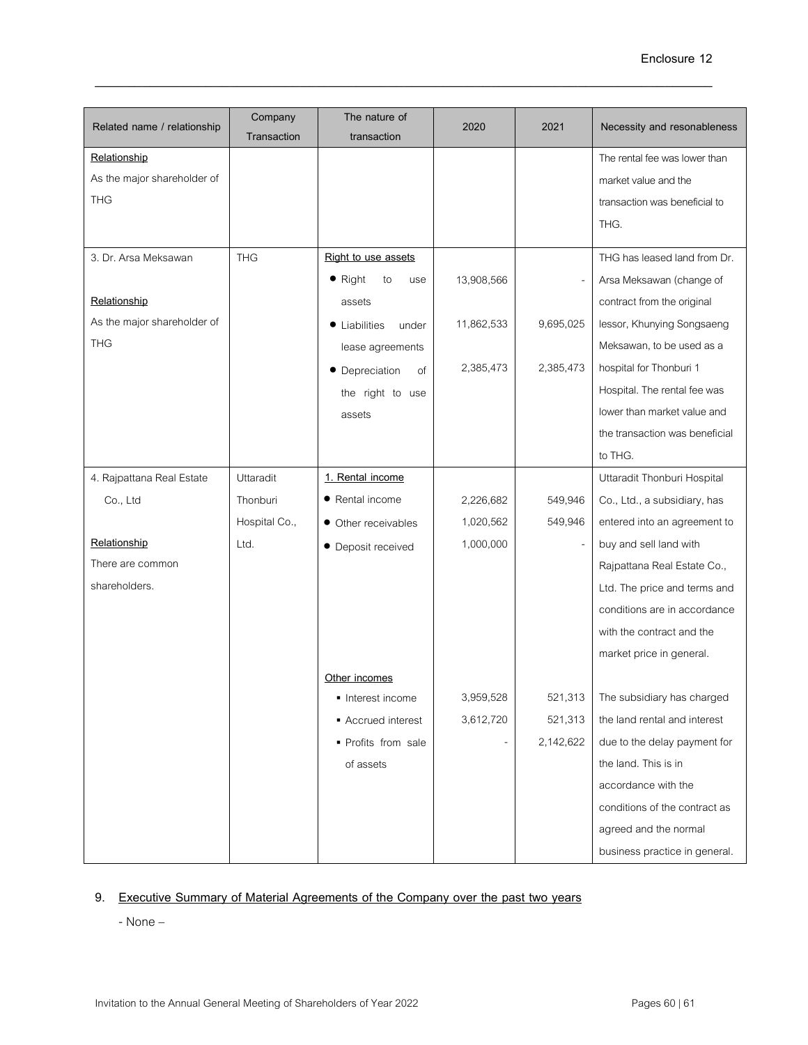| Related name / relationship | Company Transaction | The nature of transaction | 2020 | 2021 | Necessity and resonableness |
|---|---|---|---|---|---|
| **Relationship**<br>As the major shareholder of THG | | | | | The rental fee was lower than market value and the transaction was beneficial to THG. |
| 3. Dr. Arsa Meksawan<br><br>**Relationship**<br>As the major shareholder of THG | THG | **Right to use assets**<br>● Right to use assets<br>● Liabilities under lease agreements<br>● Depreciation of the right to use assets | <br>13,908,566<br>11,862,533<br>2,385,473 | <br>-<br>9,695,025<br>2,385,473 | THG has leased land from Dr. Arsa Meksawan (change of contract from the original lessor, Khunying Songsaeng Meksawan, to be used as a hospital for Thonburi 1 Hospital. The rental fee was lower than market value and the transaction was beneficial to THG. |
| 4. Rajpattana Real Estate Co., Ltd<br><br>**Relationship**<br>There are common shareholders. | Uttaradit Thonburi Hospital Co., Ltd. | **1. Rental income**<br>● Rental income<br>● Other receivables<br>● Deposit received | <br>2,226,682<br>1,020,562<br>1,000,000 | <br>549,946<br>549,946<br>- | Uttaradit Thonburi Hospital Co., Ltd., a subsidiary, has entered into an agreement to buy and sell land with Rajpattana Real Estate Co., Ltd. The price and terms and conditions are in accordance with the contract and the market price in general. |
| | | **Other incomes**<br>▪ Interest income<br>▪ Accrued interest<br>▪ Profits from sale of assets | <br>3,959,528<br>3,612,720<br>- | <br>521,313<br>521,313<br>2,142,622 | The subsidiary has charged the land rental and interest due to the delay payment for the land. This is in accordance with the conditions of the contract as agreed and the normal business practice in general. |

## 9. Executive Summary of Material Agreements of the Company over the past two years

- None –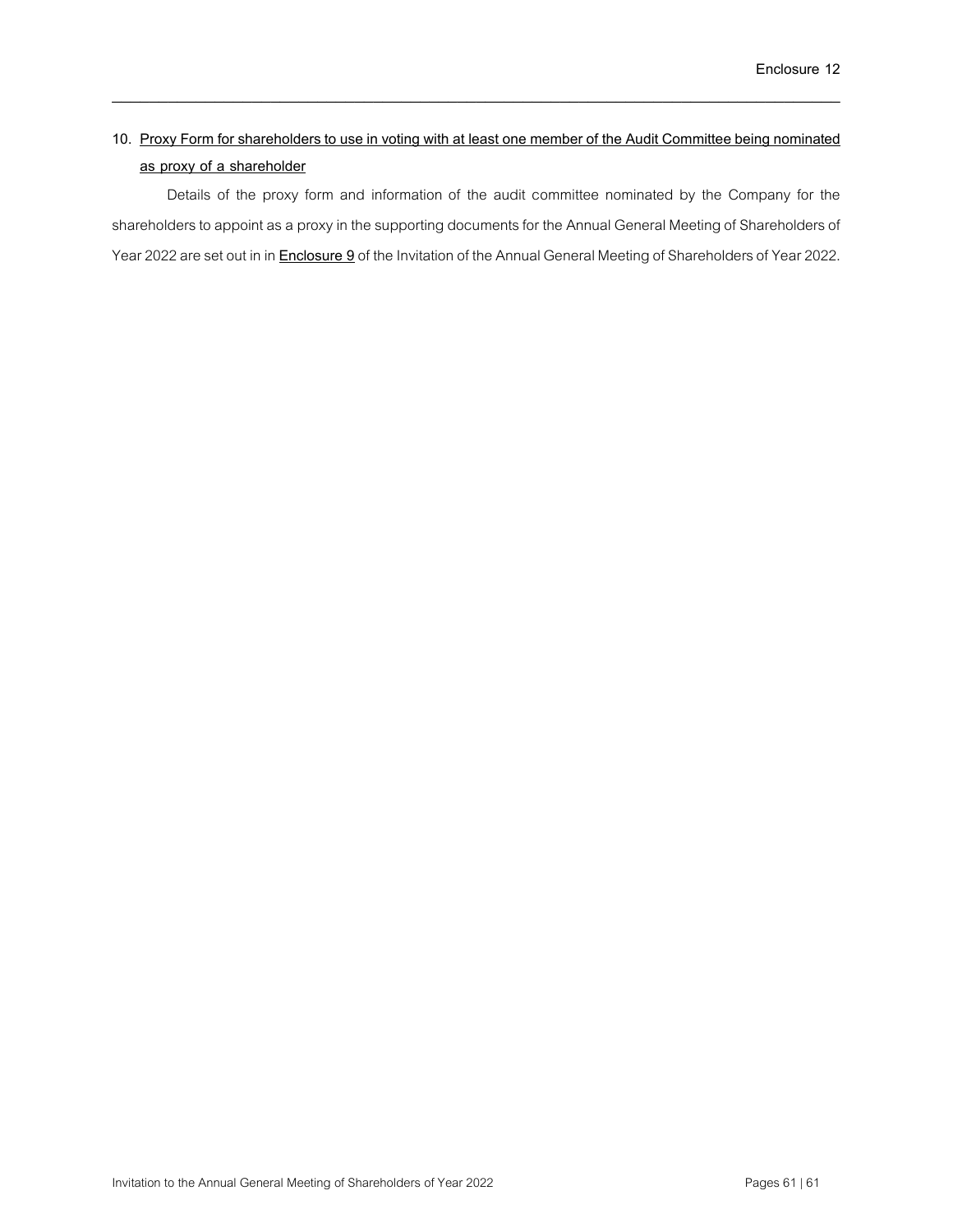10. <u>Proxy Form for shareholders to use in voting with at least one member of the Audit Committee being nominated as proxy of a shareholder</u>

Details of the proxy form and information of the audit committee nominated by the Company for the shareholders to appoint as a proxy in the supporting documents for the Annual General Meeting of Shareholders of Year 2022 are set out in in **<u>Enclosure 9</u>** of the Invitation of the Annual General Meeting of Shareholders of Year 2022.